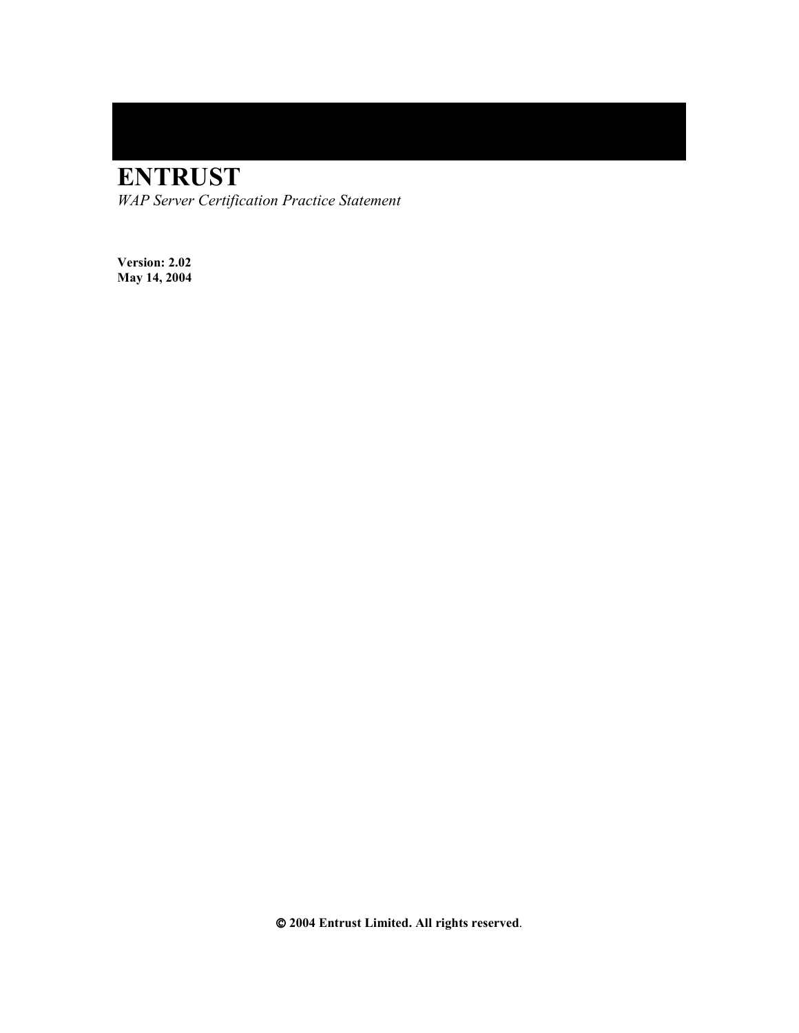# ENTRUST

*WAP Server Certification Practice Statement*

**Version: 2.02**
**May 14, 2004**

**© 2004 Entrust Limited. All rights reserved**.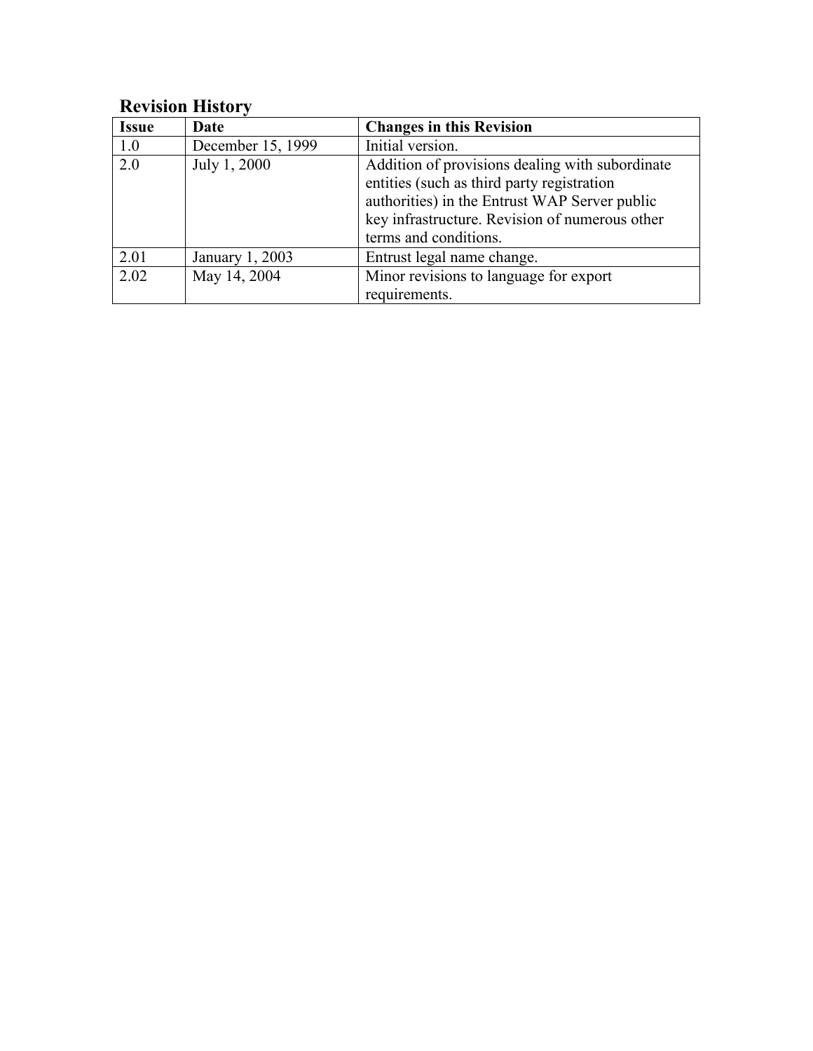## Revision History

| Issue | Date | Changes in this Revision |
|---|---|---|
| 1.0 | December 15, 1999 | Initial version. |
| 2.0 | July 1, 2000 | Addition of provisions dealing with subordinate entities (such as third party registration authorities) in the Entrust WAP Server public key infrastructure. Revision of numerous other terms and conditions. |
| 2.01 | January 1, 2003 | Entrust legal name change. |
| 2.02 | May 14, 2004 | Minor revisions to language for export requirements. |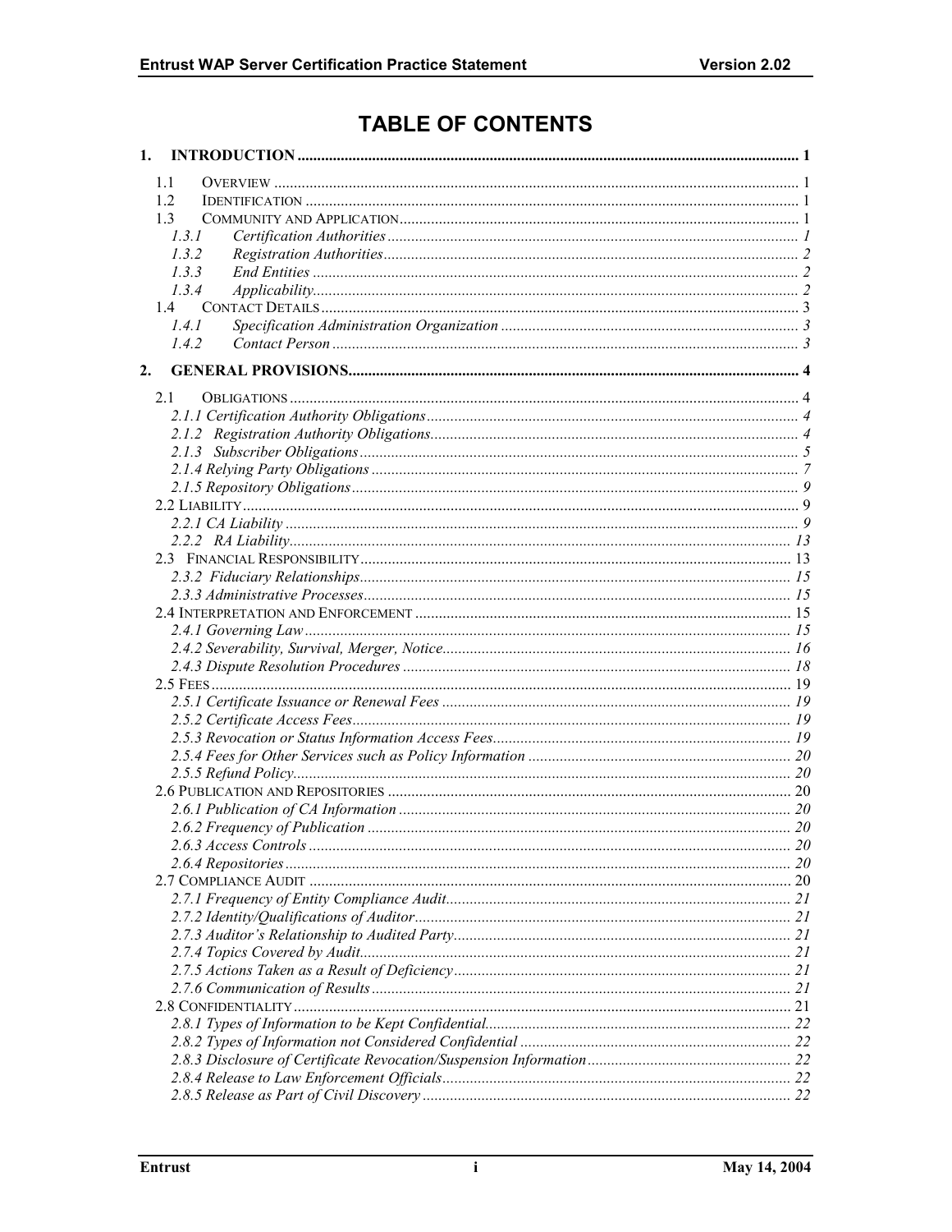# TABLE OF CONTENTS

1. INTRODUCTION .......... 1
   - 1.1 OVERVIEW .......... 1
   - 1.2 IDENTIFICATION .......... 1
   - 1.3 COMMUNITY AND APPLICATION .......... 1
     - *1.3.1 Certification Authorities* .......... *1*
     - *1.3.2 Registration Authorities* .......... *2*
     - *1.3.3 End Entities* .......... *2*
     - *1.3.4 Applicability* .......... *2*
   - 1.4 CONTACT DETAILS .......... 3
     - *1.4.1 Specification Administration Organization* .......... *3*
     - *1.4.2 Contact Person* .......... *3*
2. GENERAL PROVISIONS .......... 4
   - 2.1 OBLIGATIONS .......... 4
     - *2.1.1 Certification Authority Obligations* .......... *4*
     - *2.1.2 Registration Authority Obligations* .......... *4*
     - *2.1.3 Subscriber Obligations* .......... *5*
     - *2.1.4 Relying Party Obligations* .......... *7*
     - *2.1.5 Repository Obligations* .......... *9*
   - 2.2 LIABILITY .......... 9
     - *2.2.1 CA Liability* .......... *9*
     - *2.2.2 RA Liability* .......... *13*
   - 2.3 FINANCIAL RESPONSIBILITY .......... 13
     - *2.3.2 Fiduciary Relationships* .......... *15*
     - *2.3.3 Administrative Processes* .......... *15*
   - 2.4 INTERPRETATION AND ENFORCEMENT .......... 15
     - *2.4.1 Governing Law* .......... *15*
     - *2.4.2 Severability, Survival, Merger, Notice* .......... *16*
     - *2.4.3 Dispute Resolution Procedures* .......... *18*
   - 2.5 FEES .......... 19
     - *2.5.1 Certificate Issuance or Renewal Fees* .......... *19*
     - *2.5.2 Certificate Access Fees* .......... *19*
     - *2.5.3 Revocation or Status Information Access Fees* .......... *19*
     - *2.5.4 Fees for Other Services such as Policy Information* .......... *20*
     - *2.5.5 Refund Policy* .......... *20*
   - 2.6 PUBLICATION AND REPOSITORIES .......... 20
     - *2.6.1 Publication of CA Information* .......... *20*
     - *2.6.2 Frequency of Publication* .......... *20*
     - *2.6.3 Access Controls* .......... *20*
     - *2.6.4 Repositories* .......... *20*
   - 2.7 COMPLIANCE AUDIT .......... 20
     - *2.7.1 Frequency of Entity Compliance Audit* .......... *21*
     - *2.7.2 Identity/Qualifications of Auditor* .......... *21*
     - *2.7.3 Auditor's Relationship to Audited Party* .......... *21*
     - *2.7.4 Topics Covered by Audit* .......... *21*
     - *2.7.5 Actions Taken as a Result of Deficiency* .......... *21*
     - *2.7.6 Communication of Results* .......... *21*
   - 2.8 CONFIDENTIALITY .......... 21
     - *2.8.1 Types of Information to be Kept Confidential* .......... *22*
     - *2.8.2 Types of Information not Considered Confidential* .......... *22*
     - *2.8.3 Disclosure of Certificate Revocation/Suspension Information* .......... *22*
     - *2.8.4 Release to Law Enforcement Officials* .......... *22*
     - *2.8.5 Release as Part of Civil Discovery* .......... *22*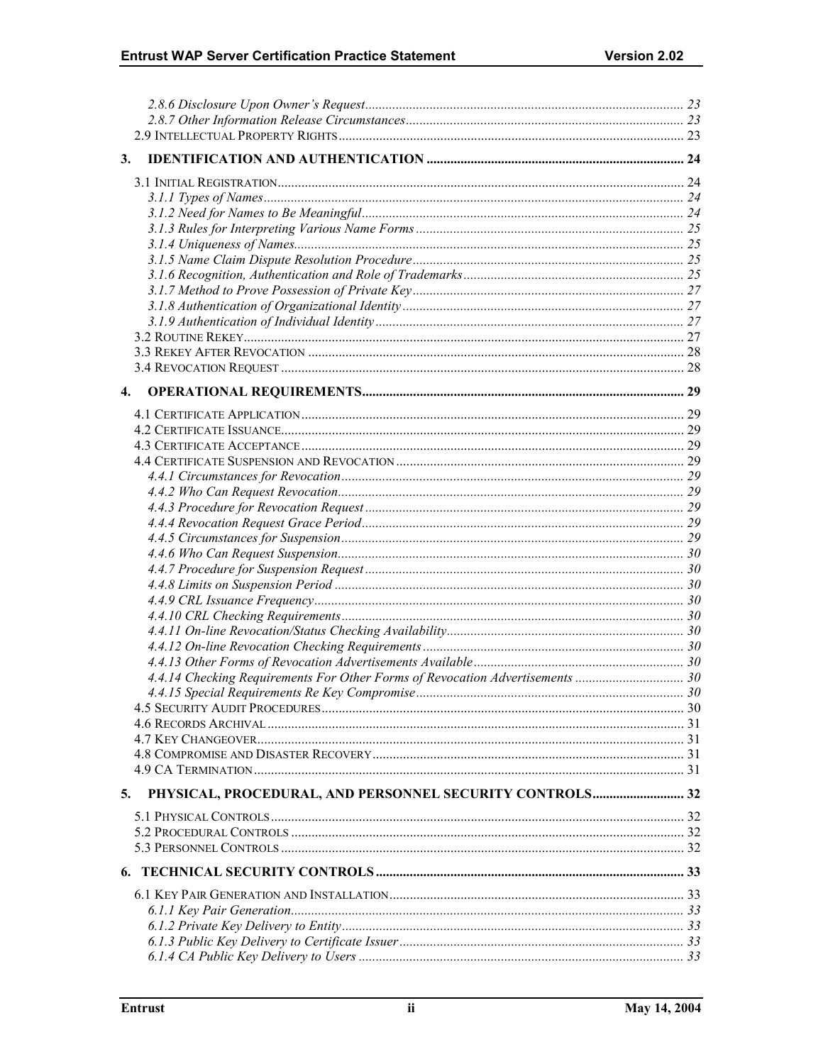2.8.6 Disclosure Upon Owner's Request ..... 23
2.8.7 Other Information Release Circumstances ..... 23
2.9 Intellectual Property Rights ..... 23

**3. IDENTIFICATION AND AUTHENTICATION ..... 24**

3.1 Initial Registration ..... 24
3.1.1 Types of Names ..... 24
3.1.2 Need for Names to Be Meaningful ..... 24
3.1.3 Rules for Interpreting Various Name Forms ..... 25
3.1.4 Uniqueness of Names ..... 25
3.1.5 Name Claim Dispute Resolution Procedure ..... 25
3.1.6 Recognition, Authentication and Role of Trademarks ..... 25
3.1.7 Method to Prove Possession of Private Key ..... 27
3.1.8 Authentication of Organizational Identity ..... 27
3.1.9 Authentication of Individual Identity ..... 27
3.2 Routine Rekey ..... 27
3.3 Rekey After Revocation ..... 28
3.4 Revocation Request ..... 28

**4. OPERATIONAL REQUIREMENTS ..... 29**

4.1 Certificate Application ..... 29
4.2 Certificate Issuance ..... 29
4.3 Certificate Acceptance ..... 29
4.4 Certificate Suspension and Revocation ..... 29
4.4.1 Circumstances for Revocation ..... 29
4.4.2 Who Can Request Revocation ..... 29
4.4.3 Procedure for Revocation Request ..... 29
4.4.4 Revocation Request Grace Period ..... 29
4.4.5 Circumstances for Suspension ..... 29
4.4.6 Who Can Request Suspension ..... 30
4.4.7 Procedure for Suspension Request ..... 30
4.4.8 Limits on Suspension Period ..... 30
4.4.9 CRL Issuance Frequency ..... 30
4.4.10 CRL Checking Requirements ..... 30
4.4.11 On-line Revocation/Status Checking Availability ..... 30
4.4.12 On-line Revocation Checking Requirements ..... 30
4.4.13 Other Forms of Revocation Advertisements Available ..... 30
4.4.14 Checking Requirements For Other Forms of Revocation Advertisements ..... 30
4.4.15 Special Requirements Re Key Compromise ..... 30
4.5 Security Audit Procedures ..... 30
4.6 Records Archival ..... 31
4.7 Key Changeover ..... 31
4.8 Compromise and Disaster Recovery ..... 31
4.9 CA Termination ..... 31

**5. PHYSICAL, PROCEDURAL, AND PERSONNEL SECURITY CONTROLS ..... 32**

5.1 Physical Controls ..... 32
5.2 Procedural Controls ..... 32
5.3 Personnel Controls ..... 32

**6. TECHNICAL SECURITY CONTROLS ..... 33**

6.1 Key Pair Generation and Installation ..... 33
6.1.1 Key Pair Generation ..... 33
6.1.2 Private Key Delivery to Entity ..... 33
6.1.3 Public Key Delivery to Certificate Issuer ..... 33
6.1.4 CA Public Key Delivery to Users ..... 33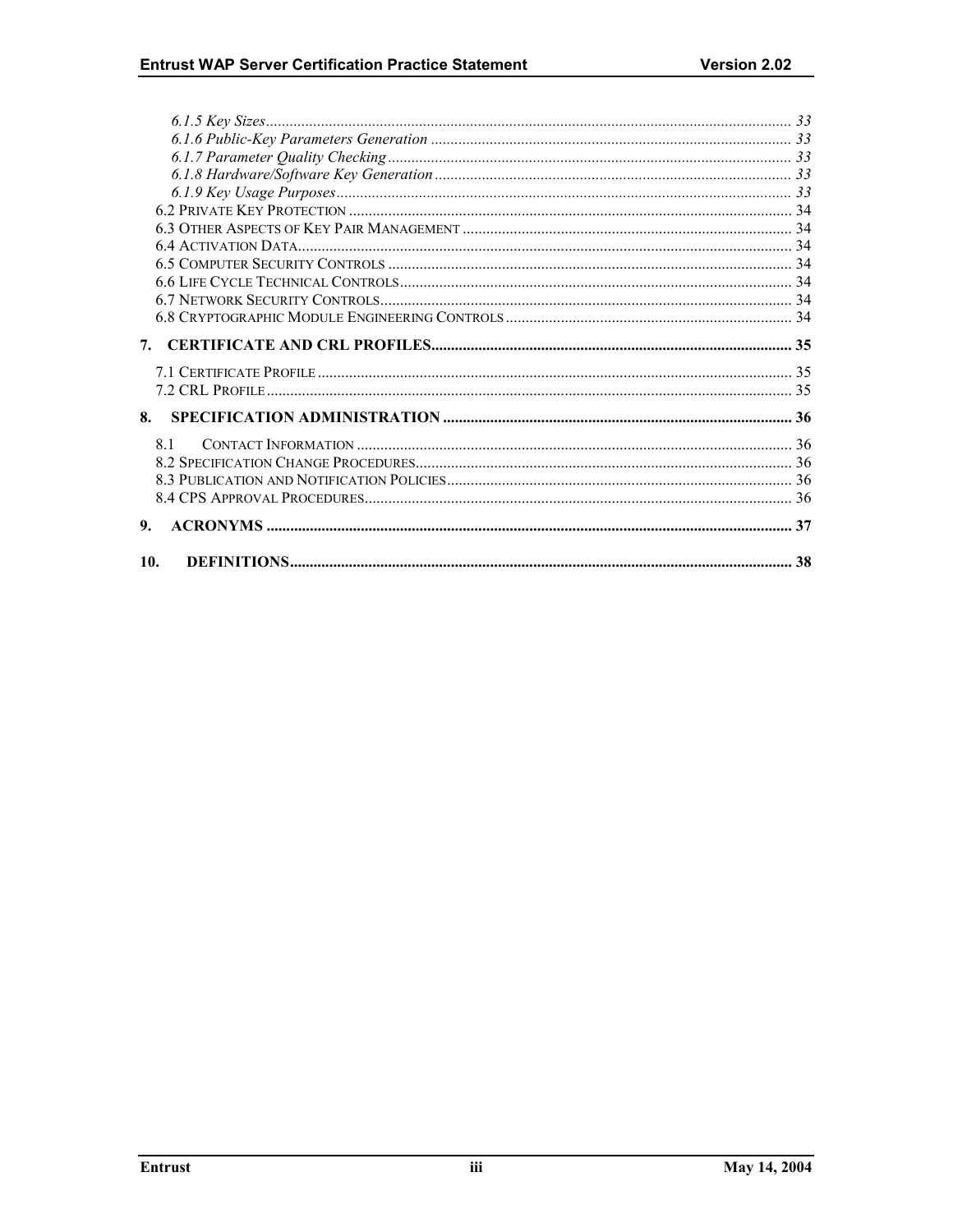*6.1.5 Key Sizes* ..................................................................................................................................... 33
*6.1.6 Public-Key Parameters Generation* ........................................................................................... 33
*6.1.7 Parameter Quality Checking* ...................................................................................................... 33
*6.1.8 Hardware/Software Key Generation* .......................................................................................... 33
*6.1.9 Key Usage Purposes* ................................................................................................................... 33
6.2 PRIVATE KEY PROTECTION ................................................................................................................ 34
6.3 OTHER ASPECTS OF KEY PAIR MANAGEMENT ................................................................................... 34
6.4 ACTIVATION DATA............................................................................................................................. 34
6.5 COMPUTER SECURITY CONTROLS ...................................................................................................... 34
6.6 LIFE CYCLE TECHNICAL CONTROLS................................................................................................... 34
6.7 NETWORK SECURITY CONTROLS........................................................................................................ 34
6.8 CRYPTOGRAPHIC MODULE ENGINEERING CONTROLS ......................................................................... 34

**7. CERTIFICATE AND CRL PROFILES........................................................................................... 35**

7.1 CERTIFICATE PROFILE ........................................................................................................................ 35
7.2 CRL PROFILE ..................................................................................................................................... 35

**8. SPECIFICATION ADMINISTRATION ........................................................................................ 36**

8.1 CONTACT INFORMATION ..................................................................................................................... 36
8.2 SPECIFICATION CHANGE PROCEDURES................................................................................................ 36
8.3 PUBLICATION AND NOTIFICATION POLICIES ........................................................................................ 36
8.4 CPS APPROVAL PROCEDURES............................................................................................................. 36

**9. ACRONYMS ..................................................................................................................................... 37**

**10. DEFINITIONS.................................................................................................................................. 38**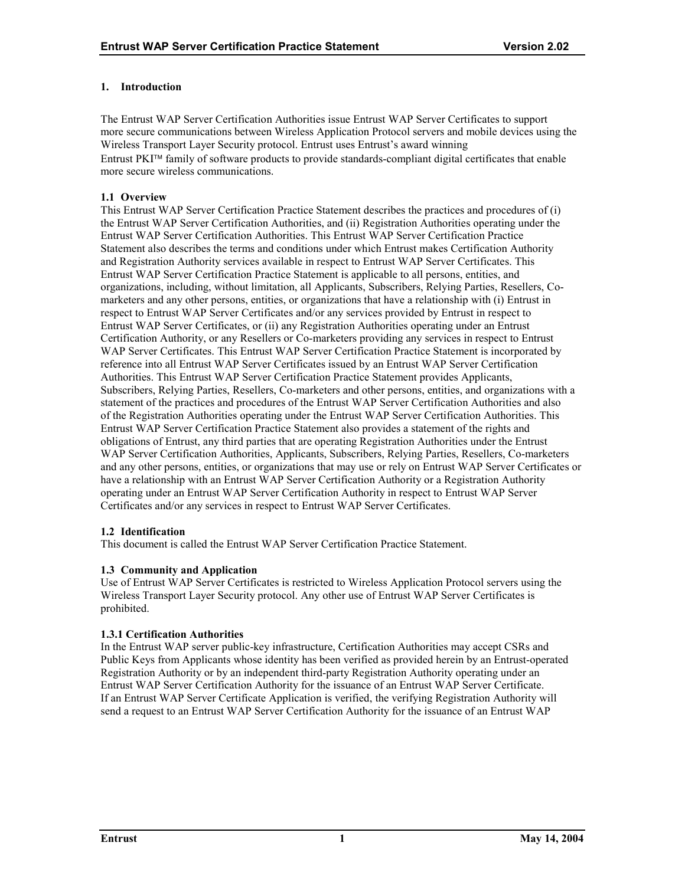# 1. Introduction

The Entrust WAP Server Certification Authorities issue Entrust WAP Server Certificates to support more secure communications between Wireless Application Protocol servers and mobile devices using the Wireless Transport Layer Security protocol. Entrust uses Entrust's award winning Entrust PKI™ family of software products to provide standards-compliant digital certificates that enable more secure wireless communications.

## 1.1 Overview

This Entrust WAP Server Certification Practice Statement describes the practices and procedures of (i) the Entrust WAP Server Certification Authorities, and (ii) Registration Authorities operating under the Entrust WAP Server Certification Authorities. This Entrust WAP Server Certification Practice Statement also describes the terms and conditions under which Entrust makes Certification Authority and Registration Authority services available in respect to Entrust WAP Server Certificates. This Entrust WAP Server Certification Practice Statement is applicable to all persons, entities, and organizations, including, without limitation, all Applicants, Subscribers, Relying Parties, Resellers, Co-marketers and any other persons, entities, or organizations that have a relationship with (i) Entrust in respect to Entrust WAP Server Certificates and/or any services provided by Entrust in respect to Entrust WAP Server Certificates, or (ii) any Registration Authorities operating under an Entrust Certification Authority, or any Resellers or Co-marketers providing any services in respect to Entrust WAP Server Certificates. This Entrust WAP Server Certification Practice Statement is incorporated by reference into all Entrust WAP Server Certificates issued by an Entrust WAP Server Certification Authorities. This Entrust WAP Server Certification Practice Statement provides Applicants, Subscribers, Relying Parties, Resellers, Co-marketers and other persons, entities, and organizations with a statement of the practices and procedures of the Entrust WAP Server Certification Authorities and also of the Registration Authorities operating under the Entrust WAP Server Certification Authorities. This Entrust WAP Server Certification Practice Statement also provides a statement of the rights and obligations of Entrust, any third parties that are operating Registration Authorities under the Entrust WAP Server Certification Authorities, Applicants, Subscribers, Relying Parties, Resellers, Co-marketers and any other persons, entities, or organizations that may use or rely on Entrust WAP Server Certificates or have a relationship with an Entrust WAP Server Certification Authority or a Registration Authority operating under an Entrust WAP Server Certification Authority in respect to Entrust WAP Server Certificates and/or any services in respect to Entrust WAP Server Certificates.

## 1.2 Identification

This document is called the Entrust WAP Server Certification Practice Statement.

## 1.3 Community and Application

Use of Entrust WAP Server Certificates is restricted to Wireless Application Protocol servers using the Wireless Transport Layer Security protocol. Any other use of Entrust WAP Server Certificates is prohibited.

### 1.3.1 Certification Authorities

In the Entrust WAP server public-key infrastructure, Certification Authorities may accept CSRs and Public Keys from Applicants whose identity has been verified as provided herein by an Entrust-operated Registration Authority or by an independent third-party Registration Authority operating under an Entrust WAP Server Certification Authority for the issuance of an Entrust WAP Server Certificate. If an Entrust WAP Server Certificate Application is verified, the verifying Registration Authority will send a request to an Entrust WAP Server Certification Authority for the issuance of an Entrust WAP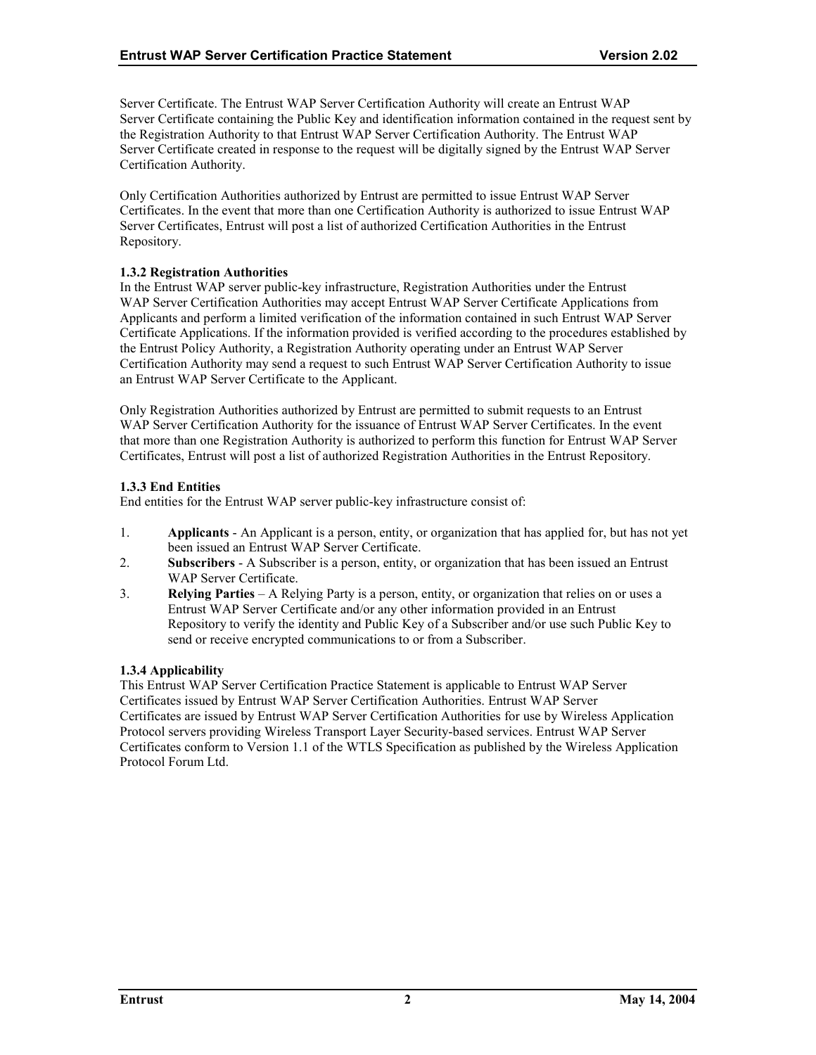Server Certificate. The Entrust WAP Server Certification Authority will create an Entrust WAP Server Certificate containing the Public Key and identification information contained in the request sent by the Registration Authority to that Entrust WAP Server Certification Authority. The Entrust WAP Server Certificate created in response to the request will be digitally signed by the Entrust WAP Server Certification Authority.

Only Certification Authorities authorized by Entrust are permitted to issue Entrust WAP Server Certificates. In the event that more than one Certification Authority is authorized to issue Entrust WAP Server Certificates, Entrust will post a list of authorized Certification Authorities in the Entrust Repository.

### 1.3.2 Registration Authorities

In the Entrust WAP server public-key infrastructure, Registration Authorities under the Entrust WAP Server Certification Authorities may accept Entrust WAP Server Certificate Applications from Applicants and perform a limited verification of the information contained in such Entrust WAP Server Certificate Applications. If the information provided is verified according to the procedures established by the Entrust Policy Authority, a Registration Authority operating under an Entrust WAP Server Certification Authority may send a request to such Entrust WAP Server Certification Authority to issue an Entrust WAP Server Certificate to the Applicant.

Only Registration Authorities authorized by Entrust are permitted to submit requests to an Entrust WAP Server Certification Authority for the issuance of Entrust WAP Server Certificates. In the event that more than one Registration Authority is authorized to perform this function for Entrust WAP Server Certificates, Entrust will post a list of authorized Registration Authorities in the Entrust Repository.

### 1.3.3 End Entities

End entities for the Entrust WAP server public-key infrastructure consist of:

1. **Applicants** - An Applicant is a person, entity, or organization that has applied for, but has not yet been issued an Entrust WAP Server Certificate.
2. **Subscribers** - A Subscriber is a person, entity, or organization that has been issued an Entrust WAP Server Certificate.
3. **Relying Parties** – A Relying Party is a person, entity, or organization that relies on or uses a Entrust WAP Server Certificate and/or any other information provided in an Entrust Repository to verify the identity and Public Key of a Subscriber and/or use such Public Key to send or receive encrypted communications to or from a Subscriber.

### 1.3.4 Applicability

This Entrust WAP Server Certification Practice Statement is applicable to Entrust WAP Server Certificates issued by Entrust WAP Server Certification Authorities. Entrust WAP Server Certificates are issued by Entrust WAP Server Certification Authorities for use by Wireless Application Protocol servers providing Wireless Transport Layer Security-based services. Entrust WAP Server Certificates conform to Version 1.1 of the WTLS Specification as published by the Wireless Application Protocol Forum Ltd.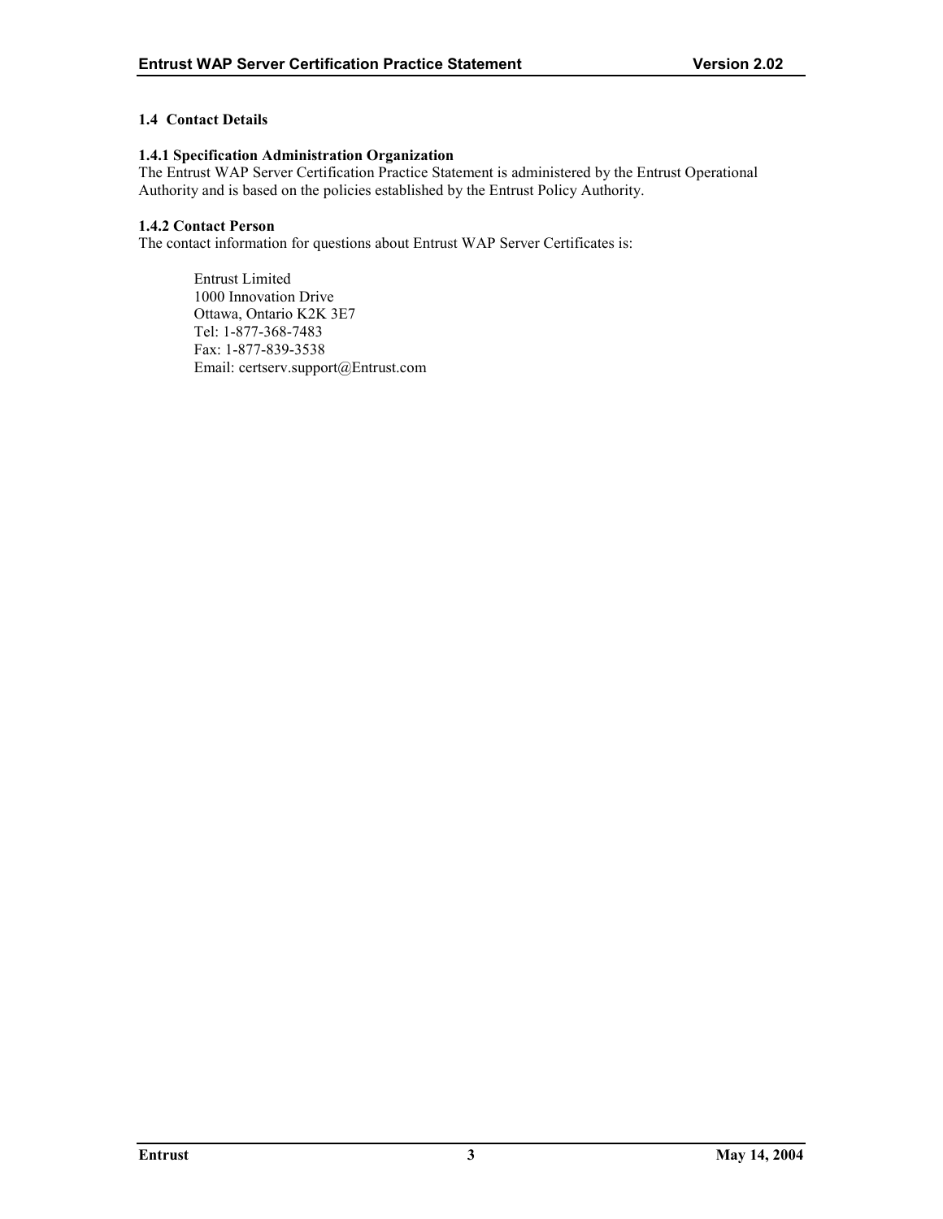## 1.4 Contact Details

### 1.4.1 Specification Administration Organization

The Entrust WAP Server Certification Practice Statement is administered by the Entrust Operational Authority and is based on the policies established by the Entrust Policy Authority.

### 1.4.2 Contact Person

The contact information for questions about Entrust WAP Server Certificates is:

Entrust Limited
1000 Innovation Drive
Ottawa, Ontario K2K 3E7
Tel: 1-877-368-7483
Fax: 1-877-839-3538
Email: certserv.support@Entrust.com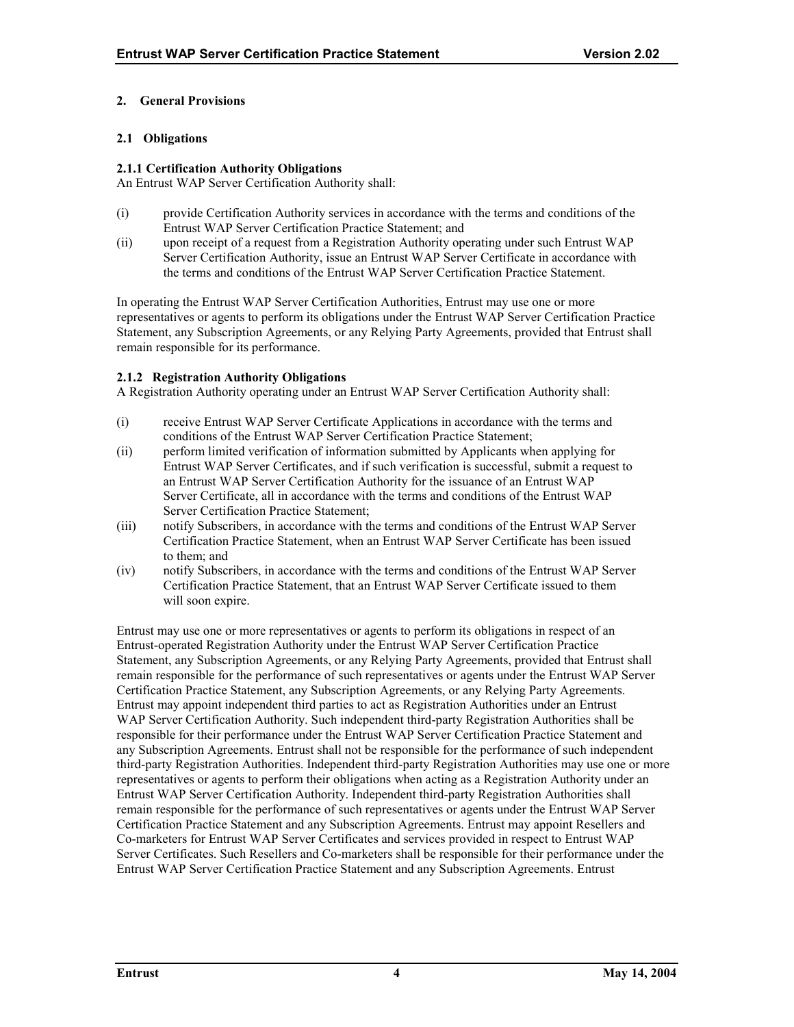# 2. General Provisions

## 2.1 Obligations

### 2.1.1 Certification Authority Obligations

An Entrust WAP Server Certification Authority shall:

(i) provide Certification Authority services in accordance with the terms and conditions of the Entrust WAP Server Certification Practice Statement; and

(ii) upon receipt of a request from a Registration Authority operating under such Entrust WAP Server Certification Authority, issue an Entrust WAP Server Certificate in accordance with the terms and conditions of the Entrust WAP Server Certification Practice Statement.

In operating the Entrust WAP Server Certification Authorities, Entrust may use one or more representatives or agents to perform its obligations under the Entrust WAP Server Certification Practice Statement, any Subscription Agreements, or any Relying Party Agreements, provided that Entrust shall remain responsible for its performance.

### 2.1.2 Registration Authority Obligations

A Registration Authority operating under an Entrust WAP Server Certification Authority shall:

(i) receive Entrust WAP Server Certificate Applications in accordance with the terms and conditions of the Entrust WAP Server Certification Practice Statement;

(ii) perform limited verification of information submitted by Applicants when applying for Entrust WAP Server Certificates, and if such verification is successful, submit a request to an Entrust WAP Server Certification Authority for the issuance of an Entrust WAP Server Certificate, all in accordance with the terms and conditions of the Entrust WAP Server Certification Practice Statement;

(iii) notify Subscribers, in accordance with the terms and conditions of the Entrust WAP Server Certification Practice Statement, when an Entrust WAP Server Certificate has been issued to them; and

(iv) notify Subscribers, in accordance with the terms and conditions of the Entrust WAP Server Certification Practice Statement, that an Entrust WAP Server Certificate issued to them will soon expire.

Entrust may use one or more representatives or agents to perform its obligations in respect of an Entrust-operated Registration Authority under the Entrust WAP Server Certification Practice Statement, any Subscription Agreements, or any Relying Party Agreements, provided that Entrust shall remain responsible for the performance of such representatives or agents under the Entrust WAP Server Certification Practice Statement, any Subscription Agreements, or any Relying Party Agreements. Entrust may appoint independent third parties to act as Registration Authorities under an Entrust WAP Server Certification Authority. Such independent third-party Registration Authorities shall be responsible for their performance under the Entrust WAP Server Certification Practice Statement and any Subscription Agreements. Entrust shall not be responsible for the performance of such independent third-party Registration Authorities. Independent third-party Registration Authorities may use one or more representatives or agents to perform their obligations when acting as a Registration Authority under an Entrust WAP Server Certification Authority. Independent third-party Registration Authorities shall remain responsible for the performance of such representatives or agents under the Entrust WAP Server Certification Practice Statement and any Subscription Agreements. Entrust may appoint Resellers and Co-marketers for Entrust WAP Server Certificates and services provided in respect to Entrust WAP Server Certificates. Such Resellers and Co-marketers shall be responsible for their performance under the Entrust WAP Server Certification Practice Statement and any Subscription Agreements. Entrust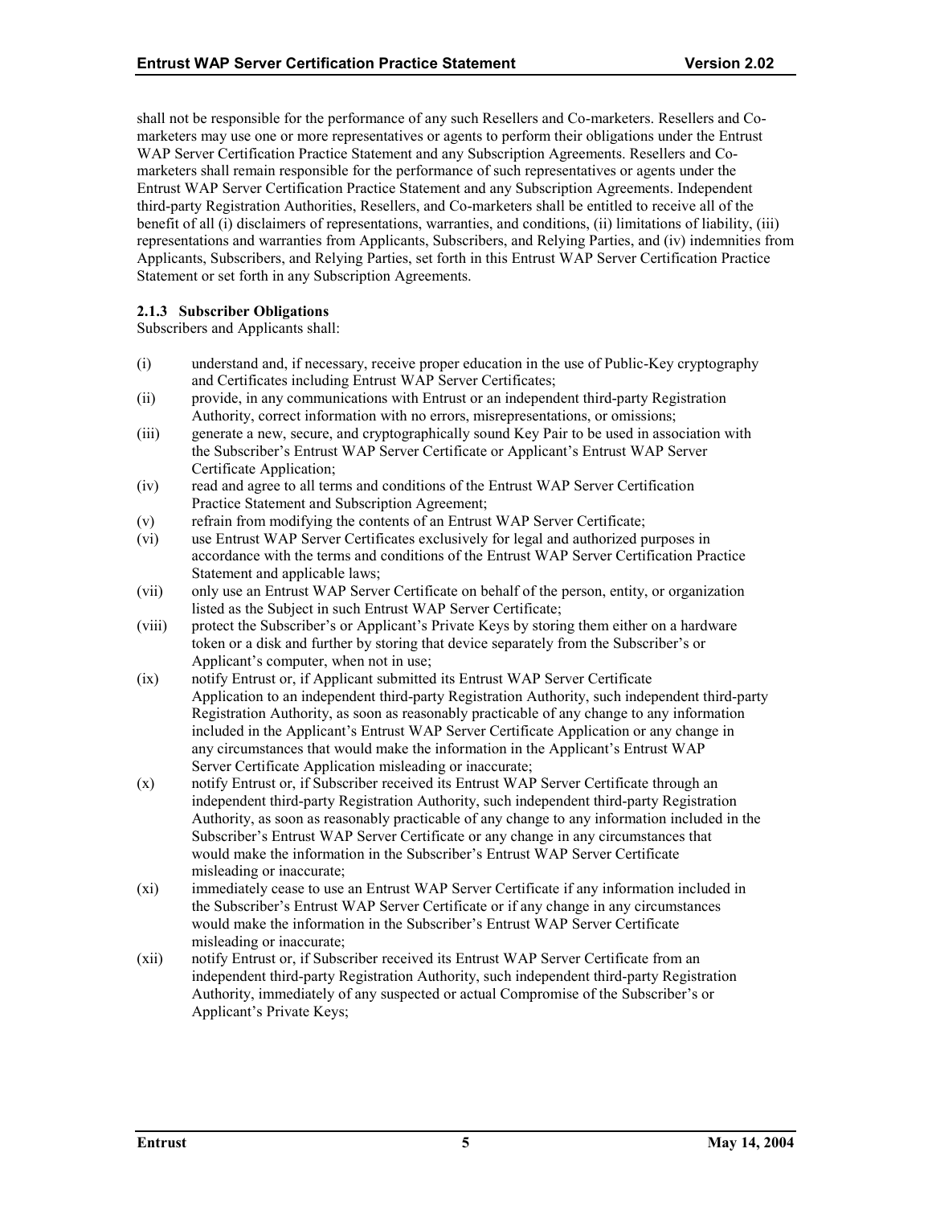shall not be responsible for the performance of any such Resellers and Co-marketers. Resellers and Co-marketers may use one or more representatives or agents to perform their obligations under the Entrust WAP Server Certification Practice Statement and any Subscription Agreements. Resellers and Co-marketers shall remain responsible for the performance of such representatives or agents under the Entrust WAP Server Certification Practice Statement and any Subscription Agreements. Independent third-party Registration Authorities, Resellers, and Co-marketers shall be entitled to receive all of the benefit of all (i) disclaimers of representations, warranties, and conditions, (ii) limitations of liability, (iii) representations and warranties from Applicants, Subscribers, and Relying Parties, and (iv) indemnities from Applicants, Subscribers, and Relying Parties, set forth in this Entrust WAP Server Certification Practice Statement or set forth in any Subscription Agreements.

#### 2.1.3 Subscriber Obligations

Subscribers and Applicants shall:

- (i) understand and, if necessary, receive proper education in the use of Public-Key cryptography and Certificates including Entrust WAP Server Certificates;
- (ii) provide, in any communications with Entrust or an independent third-party Registration Authority, correct information with no errors, misrepresentations, or omissions;
- (iii) generate a new, secure, and cryptographically sound Key Pair to be used in association with the Subscriber's Entrust WAP Server Certificate or Applicant's Entrust WAP Server Certificate Application;
- (iv) read and agree to all terms and conditions of the Entrust WAP Server Certification Practice Statement and Subscription Agreement;
- (v) refrain from modifying the contents of an Entrust WAP Server Certificate;
- (vi) use Entrust WAP Server Certificates exclusively for legal and authorized purposes in accordance with the terms and conditions of the Entrust WAP Server Certification Practice Statement and applicable laws;
- (vii) only use an Entrust WAP Server Certificate on behalf of the person, entity, or organization listed as the Subject in such Entrust WAP Server Certificate;
- (viii) protect the Subscriber's or Applicant's Private Keys by storing them either on a hardware token or a disk and further by storing that device separately from the Subscriber's or Applicant's computer, when not in use;
- (ix) notify Entrust or, if Applicant submitted its Entrust WAP Server Certificate Application to an independent third-party Registration Authority, such independent third-party Registration Authority, as soon as reasonably practicable of any change to any information included in the Applicant's Entrust WAP Server Certificate Application or any change in any circumstances that would make the information in the Applicant's Entrust WAP Server Certificate Application misleading or inaccurate;
- (x) notify Entrust or, if Subscriber received its Entrust WAP Server Certificate through an independent third-party Registration Authority, such independent third-party Registration Authority, as soon as reasonably practicable of any change to any information included in the Subscriber's Entrust WAP Server Certificate or any change in any circumstances that would make the information in the Subscriber's Entrust WAP Server Certificate misleading or inaccurate;
- (xi) immediately cease to use an Entrust WAP Server Certificate if any information included in the Subscriber's Entrust WAP Server Certificate or if any change in any circumstances would make the information in the Subscriber's Entrust WAP Server Certificate misleading or inaccurate;
- (xii) notify Entrust or, if Subscriber received its Entrust WAP Server Certificate from an independent third-party Registration Authority, such independent third-party Registration Authority, immediately of any suspected or actual Compromise of the Subscriber's or Applicant's Private Keys;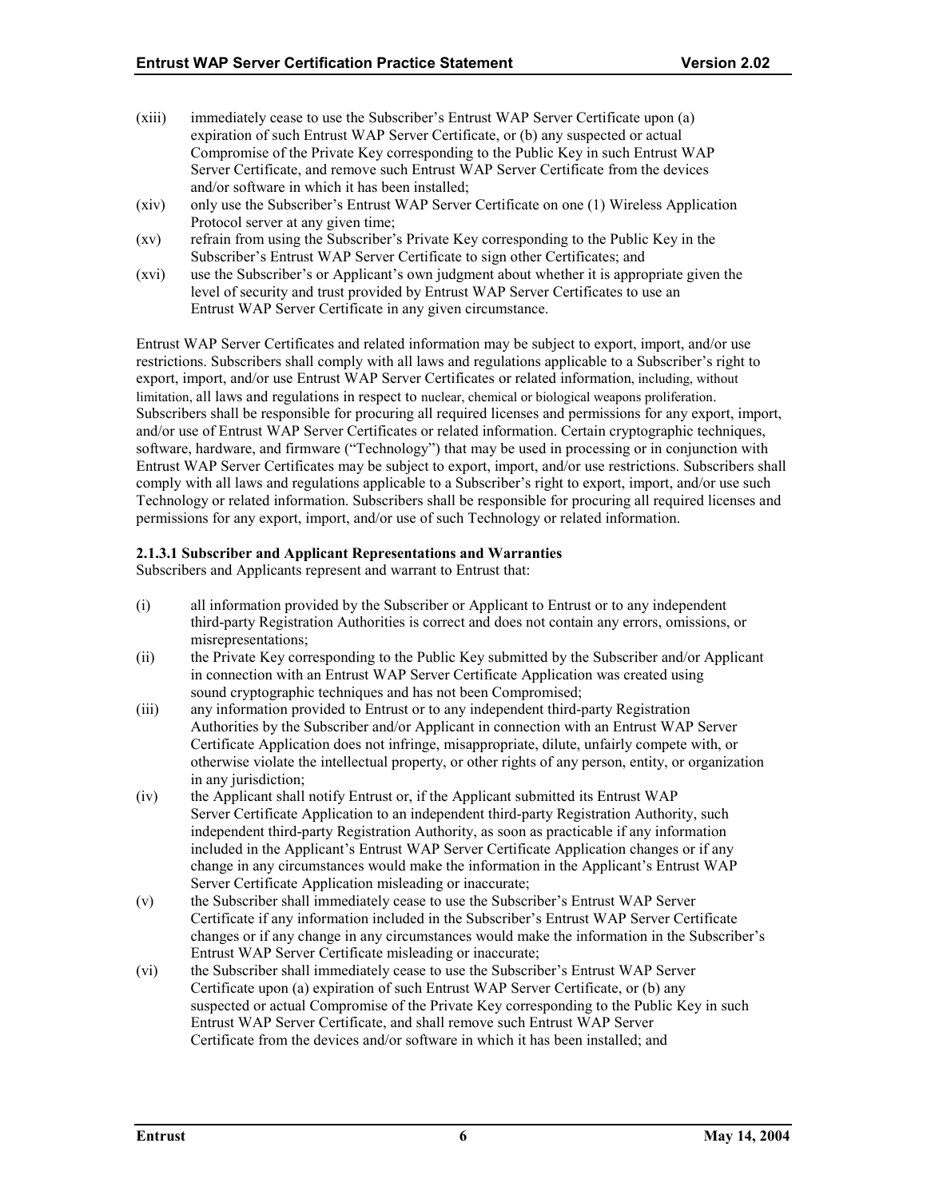(xiii) immediately cease to use the Subscriber's Entrust WAP Server Certificate upon (a) expiration of such Entrust WAP Server Certificate, or (b) any suspected or actual Compromise of the Private Key corresponding to the Public Key in such Entrust WAP Server Certificate, and remove such Entrust WAP Server Certificate from the devices and/or software in which it has been installed;

(xiv) only use the Subscriber's Entrust WAP Server Certificate on one (1) Wireless Application Protocol server at any given time;

(xv) refrain from using the Subscriber's Private Key corresponding to the Public Key in the Subscriber's Entrust WAP Server Certificate to sign other Certificates; and

(xvi) use the Subscriber's or Applicant's own judgment about whether it is appropriate given the level of security and trust provided by Entrust WAP Server Certificates to use an Entrust WAP Server Certificate in any given circumstance.

Entrust WAP Server Certificates and related information may be subject to export, import, and/or use restrictions. Subscribers shall comply with all laws and regulations applicable to a Subscriber's right to export, import, and/or use Entrust WAP Server Certificates or related information, including, without limitation, all laws and regulations in respect to nuclear, chemical or biological weapons proliferation. Subscribers shall be responsible for procuring all required licenses and permissions for any export, import, and/or use of Entrust WAP Server Certificates or related information. Certain cryptographic techniques, software, hardware, and firmware ("Technology") that may be used in processing or in conjunction with Entrust WAP Server Certificates may be subject to export, import, and/or use restrictions. Subscribers shall comply with all laws and regulations applicable to a Subscriber's right to export, import, and/or use such Technology or related information. Subscribers shall be responsible for procuring all required licenses and permissions for any export, import, and/or use of such Technology or related information.

#### 2.1.3.1 Subscriber and Applicant Representations and Warranties

Subscribers and Applicants represent and warrant to Entrust that:

(i) all information provided by the Subscriber or Applicant to Entrust or to any independent third-party Registration Authorities is correct and does not contain any errors, omissions, or misrepresentations;

(ii) the Private Key corresponding to the Public Key submitted by the Subscriber and/or Applicant in connection with an Entrust WAP Server Certificate Application was created using sound cryptographic techniques and has not been Compromised;

(iii) any information provided to Entrust or to any independent third-party Registration Authorities by the Subscriber and/or Applicant in connection with an Entrust WAP Server Certificate Application does not infringe, misappropriate, dilute, unfairly compete with, or otherwise violate the intellectual property, or other rights of any person, entity, or organization in any jurisdiction;

(iv) the Applicant shall notify Entrust or, if the Applicant submitted its Entrust WAP Server Certificate Application to an independent third-party Registration Authority, such independent third-party Registration Authority, as soon as practicable if any information included in the Applicant's Entrust WAP Server Certificate Application changes or if any change in any circumstances would make the information in the Applicant's Entrust WAP Server Certificate Application misleading or inaccurate;

(v) the Subscriber shall immediately cease to use the Subscriber's Entrust WAP Server Certificate if any information included in the Subscriber's Entrust WAP Server Certificate changes or if any change in any circumstances would make the information in the Subscriber's Entrust WAP Server Certificate misleading or inaccurate;

(vi) the Subscriber shall immediately cease to use the Subscriber's Entrust WAP Server Certificate upon (a) expiration of such Entrust WAP Server Certificate, or (b) any suspected or actual Compromise of the Private Key corresponding to the Public Key in such Entrust WAP Server Certificate, and shall remove such Entrust WAP Server Certificate from the devices and/or software in which it has been installed; and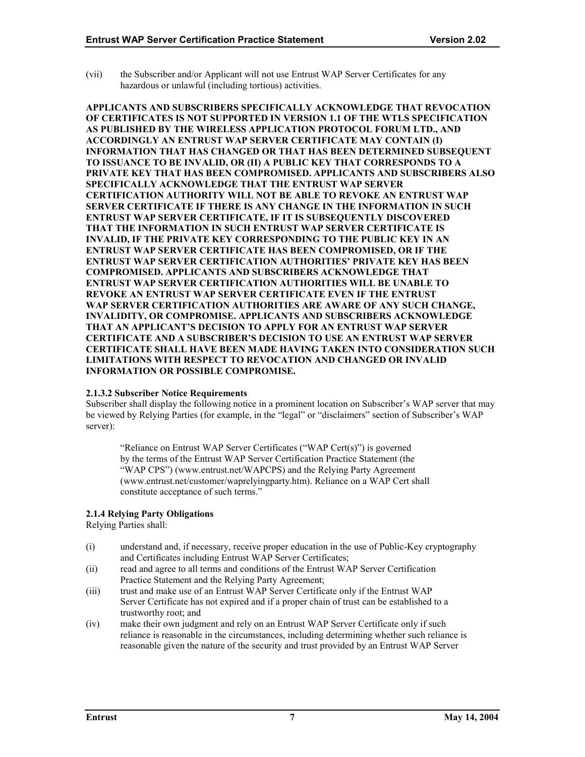(vii) the Subscriber and/or Applicant will not use Entrust WAP Server Certificates for any hazardous or unlawful (including tortious) activities.

**APPLICANTS AND SUBSCRIBERS SPECIFICALLY ACKNOWLEDGE THAT REVOCATION OF CERTIFICATES IS NOT SUPPORTED IN VERSION 1.1 OF THE WTLS SPECIFICATION AS PUBLISHED BY THE WIRELESS APPLICATION PROTOCOL FORUM LTD., AND ACCORDINGLY AN ENTRUST WAP SERVER CERTIFICATE MAY CONTAIN (I) INFORMATION THAT HAS CHANGED OR THAT HAS BEEN DETERMINED SUBSEQUENT TO ISSUANCE TO BE INVALID, OR (II) A PUBLIC KEY THAT CORRESPONDS TO A PRIVATE KEY THAT HAS BEEN COMPROMISED. APPLICANTS AND SUBSCRIBERS ALSO SPECIFICALLY ACKNOWLEDGE THAT THE ENTRUST WAP SERVER CERTIFICATION AUTHORITY WILL NOT BE ABLE TO REVOKE AN ENTRUST WAP SERVER CERTIFICATE IF THERE IS ANY CHANGE IN THE INFORMATION IN SUCH ENTRUST WAP SERVER CERTIFICATE, IF IT IS SUBSEQUENTLY DISCOVERED THAT THE INFORMATION IN SUCH ENTRUST WAP SERVER CERTIFICATE IS INVALID, IF THE PRIVATE KEY CORRESPONDING TO THE PUBLIC KEY IN AN ENTRUST WAP SERVER CERTIFICATE HAS BEEN COMPROMISED, OR IF THE ENTRUST WAP SERVER CERTIFICATION AUTHORITIES' PRIVATE KEY HAS BEEN COMPROMISED. APPLICANTS AND SUBSCRIBERS ACKNOWLEDGE THAT ENTRUST WAP SERVER CERTIFICATION AUTHORITIES WILL BE UNABLE TO REVOKE AN ENTRUST WAP SERVER CERTIFICATE EVEN IF THE ENTRUST WAP SERVER CERTIFICATION AUTHORITIES ARE AWARE OF ANY SUCH CHANGE, INVALIDITY, OR COMPROMISE. APPLICANTS AND SUBSCRIBERS ACKNOWLEDGE THAT AN APPLICANT'S DECISION TO APPLY FOR AN ENTRUST WAP SERVER CERTIFICATE AND A SUBSCRIBER'S DECISION TO USE AN ENTRUST WAP SERVER CERTIFICATE SHALL HAVE BEEN MADE HAVING TAKEN INTO CONSIDERATION SUCH LIMITATIONS WITH RESPECT TO REVOCATION AND CHANGED OR INVALID INFORMATION OR POSSIBLE COMPROMISE.**

#### 2.1.3.2 Subscriber Notice Requirements

Subscriber shall display the following notice in a prominent location on Subscriber's WAP server that may be viewed by Relying Parties (for example, in the "legal" or "disclaimers" section of Subscriber's WAP server):

> "Reliance on Entrust WAP Server Certificates ("WAP Cert(s)") is governed by the terms of the Entrust WAP Server Certification Practice Statement (the "WAP CPS") (www.entrust.net/WAPCPS) and the Relying Party Agreement (www.entrust.net/customer/waprelyingparty.htm). Reliance on a WAP Cert shall constitute acceptance of such terms."

#### 2.1.4 Relying Party Obligations

Relying Parties shall:

(i) understand and, if necessary, receive proper education in the use of Public-Key cryptography and Certificates including Entrust WAP Server Certificates;

(ii) read and agree to all terms and conditions of the Entrust WAP Server Certification Practice Statement and the Relying Party Agreement;

(iii) trust and make use of an Entrust WAP Server Certificate only if the Entrust WAP Server Certificate has not expired and if a proper chain of trust can be established to a trustworthy root; and

(iv) make their own judgment and rely on an Entrust WAP Server Certificate only if such reliance is reasonable in the circumstances, including determining whether such reliance is reasonable given the nature of the security and trust provided by an Entrust WAP Server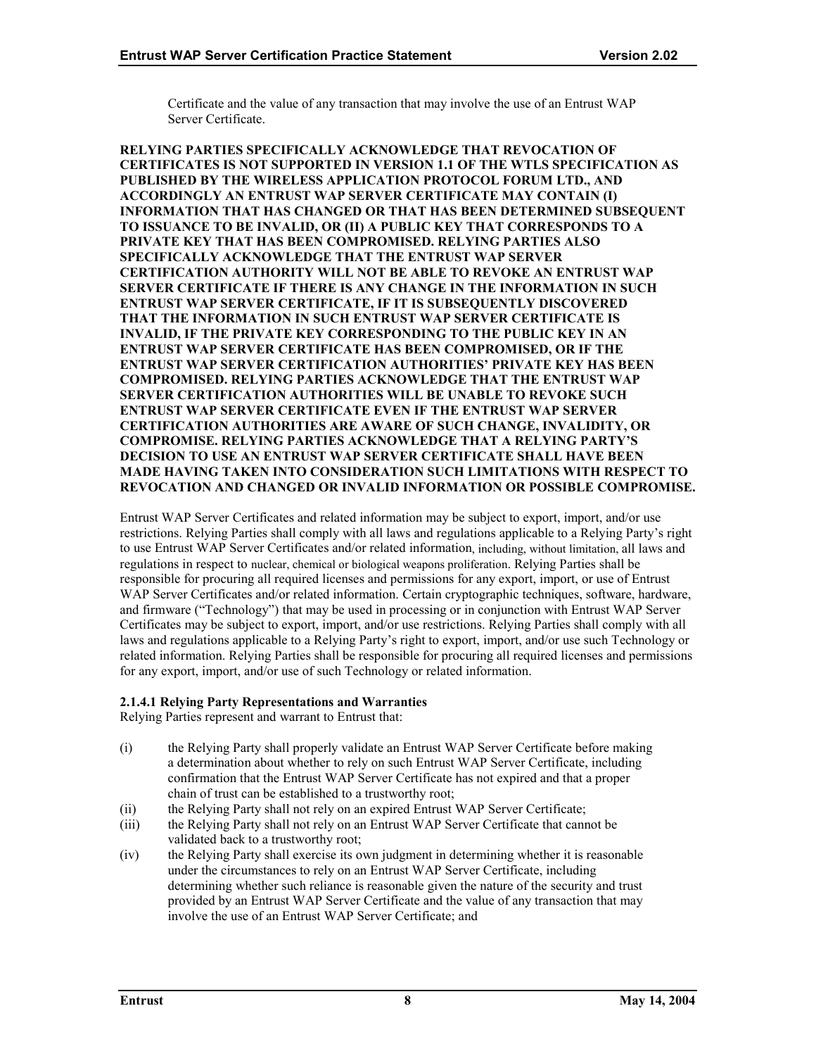Certificate and the value of any transaction that may involve the use of an Entrust WAP Server Certificate.

**RELYING PARTIES SPECIFICALLY ACKNOWLEDGE THAT REVOCATION OF CERTIFICATES IS NOT SUPPORTED IN VERSION 1.1 OF THE WTLS SPECIFICATION AS PUBLISHED BY THE WIRELESS APPLICATION PROTOCOL FORUM LTD., AND ACCORDINGLY AN ENTRUST WAP SERVER CERTIFICATE MAY CONTAIN (I) INFORMATION THAT HAS CHANGED OR THAT HAS BEEN DETERMINED SUBSEQUENT TO ISSUANCE TO BE INVALID, OR (II) A PUBLIC KEY THAT CORRESPONDS TO A PRIVATE KEY THAT HAS BEEN COMPROMISED. RELYING PARTIES ALSO SPECIFICALLY ACKNOWLEDGE THAT THE ENTRUST WAP SERVER CERTIFICATION AUTHORITY WILL NOT BE ABLE TO REVOKE AN ENTRUST WAP SERVER CERTIFICATE IF THERE IS ANY CHANGE IN THE INFORMATION IN SUCH ENTRUST WAP SERVER CERTIFICATE, IF IT IS SUBSEQUENTLY DISCOVERED THAT THE INFORMATION IN SUCH ENTRUST WAP SERVER CERTIFICATE IS INVALID, IF THE PRIVATE KEY CORRESPONDING TO THE PUBLIC KEY IN AN ENTRUST WAP SERVER CERTIFICATE HAS BEEN COMPROMISED, OR IF THE ENTRUST WAP SERVER CERTIFICATION AUTHORITIES' PRIVATE KEY HAS BEEN COMPROMISED. RELYING PARTIES ACKNOWLEDGE THAT THE ENTRUST WAP SERVER CERTIFICATION AUTHORITIES WILL BE UNABLE TO REVOKE SUCH ENTRUST WAP SERVER CERTIFICATE EVEN IF THE ENTRUST WAP SERVER CERTIFICATION AUTHORITIES ARE AWARE OF SUCH CHANGE, INVALIDITY, OR COMPROMISE. RELYING PARTIES ACKNOWLEDGE THAT A RELYING PARTY'S DECISION TO USE AN ENTRUST WAP SERVER CERTIFICATE SHALL HAVE BEEN MADE HAVING TAKEN INTO CONSIDERATION SUCH LIMITATIONS WITH RESPECT TO REVOCATION AND CHANGED OR INVALID INFORMATION OR POSSIBLE COMPROMISE.**

Entrust WAP Server Certificates and related information may be subject to export, import, and/or use restrictions. Relying Parties shall comply with all laws and regulations applicable to a Relying Party's right to use Entrust WAP Server Certificates and/or related information, including, without limitation, all laws and regulations in respect to nuclear, chemical or biological weapons proliferation. Relying Parties shall be responsible for procuring all required licenses and permissions for any export, import, or use of Entrust WAP Server Certificates and/or related information. Certain cryptographic techniques, software, hardware, and firmware ("Technology") that may be used in processing or in conjunction with Entrust WAP Server Certificates may be subject to export, import, and/or use restrictions. Relying Parties shall comply with all laws and regulations applicable to a Relying Party's right to export, import, and/or use such Technology or related information. Relying Parties shall be responsible for procuring all required licenses and permissions for any export, import, and/or use of such Technology or related information.

#### 2.1.4.1 Relying Party Representations and Warranties

Relying Parties represent and warrant to Entrust that:

(i) the Relying Party shall properly validate an Entrust WAP Server Certificate before making a determination about whether to rely on such Entrust WAP Server Certificate, including confirmation that the Entrust WAP Server Certificate has not expired and that a proper chain of trust can be established to a trustworthy root;

(ii) the Relying Party shall not rely on an expired Entrust WAP Server Certificate;

(iii) the Relying Party shall not rely on an Entrust WAP Server Certificate that cannot be validated back to a trustworthy root;

(iv) the Relying Party shall exercise its own judgment in determining whether it is reasonable under the circumstances to rely on an Entrust WAP Server Certificate, including determining whether such reliance is reasonable given the nature of the security and trust provided by an Entrust WAP Server Certificate and the value of any transaction that may involve the use of an Entrust WAP Server Certificate; and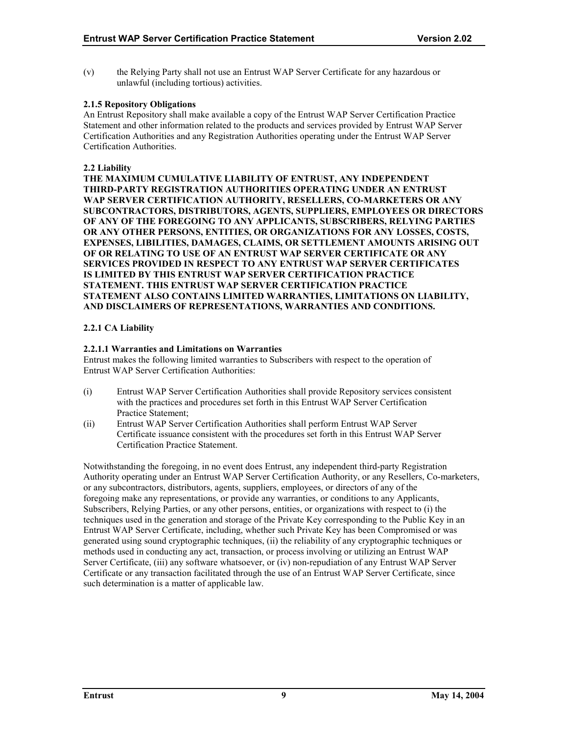(v) the Relying Party shall not use an Entrust WAP Server Certificate for any hazardous or unlawful (including tortious) activities.

#### 2.1.5 Repository Obligations

An Entrust Repository shall make available a copy of the Entrust WAP Server Certification Practice Statement and other information related to the products and services provided by Entrust WAP Server Certification Authorities and any Registration Authorities operating under the Entrust WAP Server Certification Authorities.

### 2.2 Liability

**THE MAXIMUM CUMULATIVE LIABILITY OF ENTRUST, ANY INDEPENDENT THIRD-PARTY REGISTRATION AUTHORITIES OPERATING UNDER AN ENTRUST WAP SERVER CERTIFICATION AUTHORITY, RESELLERS, CO-MARKETERS OR ANY SUBCONTRACTORS, DISTRIBUTORS, AGENTS, SUPPLIERS, EMPLOYEES OR DIRECTORS OF ANY OF THE FOREGOING TO ANY APPLICANTS, SUBSCRIBERS, RELYING PARTIES OR ANY OTHER PERSONS, ENTITIES, OR ORGANIZATIONS FOR ANY LOSSES, COSTS, EXPENSES, LIBILITIES, DAMAGES, CLAIMS, OR SETTLEMENT AMOUNTS ARISING OUT OF OR RELATING TO USE OF AN ENTRUST WAP SERVER CERTIFICATE OR ANY SERVICES PROVIDED IN RESPECT TO ANY ENTRUST WAP SERVER CERTIFICATES IS LIMITED BY THIS ENTRUST WAP SERVER CERTIFICATION PRACTICE STATEMENT. THIS ENTRUST WAP SERVER CERTIFICATION PRACTICE STATEMENT ALSO CONTAINS LIMITED WARRANTIES, LIMITATIONS ON LIABILITY, AND DISCLAIMERS OF REPRESENTATIONS, WARRANTIES AND CONDITIONS.**

#### 2.2.1 CA Liability

##### 2.2.1.1 Warranties and Limitations on Warranties

Entrust makes the following limited warranties to Subscribers with respect to the operation of Entrust WAP Server Certification Authorities:

(i) Entrust WAP Server Certification Authorities shall provide Repository services consistent with the practices and procedures set forth in this Entrust WAP Server Certification Practice Statement;

(ii) Entrust WAP Server Certification Authorities shall perform Entrust WAP Server Certificate issuance consistent with the procedures set forth in this Entrust WAP Server Certification Practice Statement.

Notwithstanding the foregoing, in no event does Entrust, any independent third-party Registration Authority operating under an Entrust WAP Server Certification Authority, or any Resellers, Co-marketers, or any subcontractors, distributors, agents, suppliers, employees, or directors of any of the foregoing make any representations, or provide any warranties, or conditions to any Applicants, Subscribers, Relying Parties, or any other persons, entities, or organizations with respect to (i) the techniques used in the generation and storage of the Private Key corresponding to the Public Key in an Entrust WAP Server Certificate, including, whether such Private Key has been Compromised or was generated using sound cryptographic techniques, (ii) the reliability of any cryptographic techniques or methods used in conducting any act, transaction, or process involving or utilizing an Entrust WAP Server Certificate, (iii) any software whatsoever, or (iv) non-repudiation of any Entrust WAP Server Certificate or any transaction facilitated through the use of an Entrust WAP Server Certificate, since such determination is a matter of applicable law.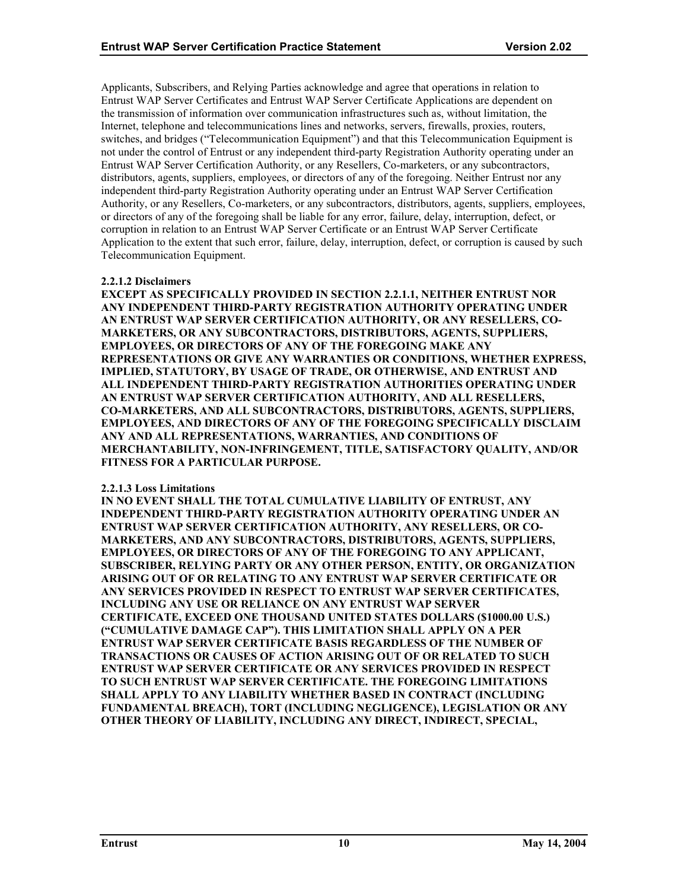Applicants, Subscribers, and Relying Parties acknowledge and agree that operations in relation to Entrust WAP Server Certificates and Entrust WAP Server Certificate Applications are dependent on the transmission of information over communication infrastructures such as, without limitation, the Internet, telephone and telecommunications lines and networks, servers, firewalls, proxies, routers, switches, and bridges ("Telecommunication Equipment") and that this Telecommunication Equipment is not under the control of Entrust or any independent third-party Registration Authority operating under an Entrust WAP Server Certification Authority, or any Resellers, Co-marketers, or any subcontractors, distributors, agents, suppliers, employees, or directors of any of the foregoing. Neither Entrust nor any independent third-party Registration Authority operating under an Entrust WAP Server Certification Authority, or any Resellers, Co-marketers, or any subcontractors, distributors, agents, suppliers, employees, or directors of any of the foregoing shall be liable for any error, failure, delay, interruption, defect, or corruption in relation to an Entrust WAP Server Certificate or an Entrust WAP Server Certificate Application to the extent that such error, failure, delay, interruption, defect, or corruption is caused by such Telecommunication Equipment.

#### 2.2.1.2 Disclaimers

**EXCEPT AS SPECIFICALLY PROVIDED IN SECTION 2.2.1.1, NEITHER ENTRUST NOR ANY INDEPENDENT THIRD-PARTY REGISTRATION AUTHORITY OPERATING UNDER AN ENTRUST WAP SERVER CERTIFICATION AUTHORITY, OR ANY RESELLERS, CO-MARKETERS, OR ANY SUBCONTRACTORS, DISTRIBUTORS, AGENTS, SUPPLIERS, EMPLOYEES, OR DIRECTORS OF ANY OF THE FOREGOING MAKE ANY REPRESENTATIONS OR GIVE ANY WARRANTIES OR CONDITIONS, WHETHER EXPRESS, IMPLIED, STATUTORY, BY USAGE OF TRADE, OR OTHERWISE, AND ENTRUST AND ALL INDEPENDENT THIRD-PARTY REGISTRATION AUTHORITIES OPERATING UNDER AN ENTRUST WAP SERVER CERTIFICATION AUTHORITY, AND ALL RESELLERS, CO-MARKETERS, AND ALL SUBCONTRACTORS, DISTRIBUTORS, AGENTS, SUPPLIERS, EMPLOYEES, AND DIRECTORS OF ANY OF THE FOREGOING SPECIFICALLY DISCLAIM ANY AND ALL REPRESENTATIONS, WARRANTIES, AND CONDITIONS OF MERCHANTABILITY, NON-INFRINGEMENT, TITLE, SATISFACTORY QUALITY, AND/OR FITNESS FOR A PARTICULAR PURPOSE.**

#### 2.2.1.3 Loss Limitations

**IN NO EVENT SHALL THE TOTAL CUMULATIVE LIABILITY OF ENTRUST, ANY INDEPENDENT THIRD-PARTY REGISTRATION AUTHORITY OPERATING UNDER AN ENTRUST WAP SERVER CERTIFICATION AUTHORITY, ANY RESELLERS, OR CO-MARKETERS, AND ANY SUBCONTRACTORS, DISTRIBUTORS, AGENTS, SUPPLIERS, EMPLOYEES, OR DIRECTORS OF ANY OF THE FOREGOING TO ANY APPLICANT, SUBSCRIBER, RELYING PARTY OR ANY OTHER PERSON, ENTITY, OR ORGANIZATION ARISING OUT OF OR RELATING TO ANY ENTRUST WAP SERVER CERTIFICATE OR ANY SERVICES PROVIDED IN RESPECT TO ENTRUST WAP SERVER CERTIFICATES, INCLUDING ANY USE OR RELIANCE ON ANY ENTRUST WAP SERVER CERTIFICATE, EXCEED ONE THOUSAND UNITED STATES DOLLARS ($1000.00 U.S.) ("CUMULATIVE DAMAGE CAP"). THIS LIMITATION SHALL APPLY ON A PER ENTRUST WAP SERVER CERTIFICATE BASIS REGARDLESS OF THE NUMBER OF TRANSACTIONS OR CAUSES OF ACTION ARISING OUT OF OR RELATED TO SUCH ENTRUST WAP SERVER CERTIFICATE OR ANY SERVICES PROVIDED IN RESPECT TO SUCH ENTRUST WAP SERVER CERTIFICATE. THE FOREGOING LIMITATIONS SHALL APPLY TO ANY LIABILITY WHETHER BASED IN CONTRACT (INCLUDING FUNDAMENTAL BREACH), TORT (INCLUDING NEGLIGENCE), LEGISLATION OR ANY OTHER THEORY OF LIABILITY, INCLUDING ANY DIRECT, INDIRECT, SPECIAL,**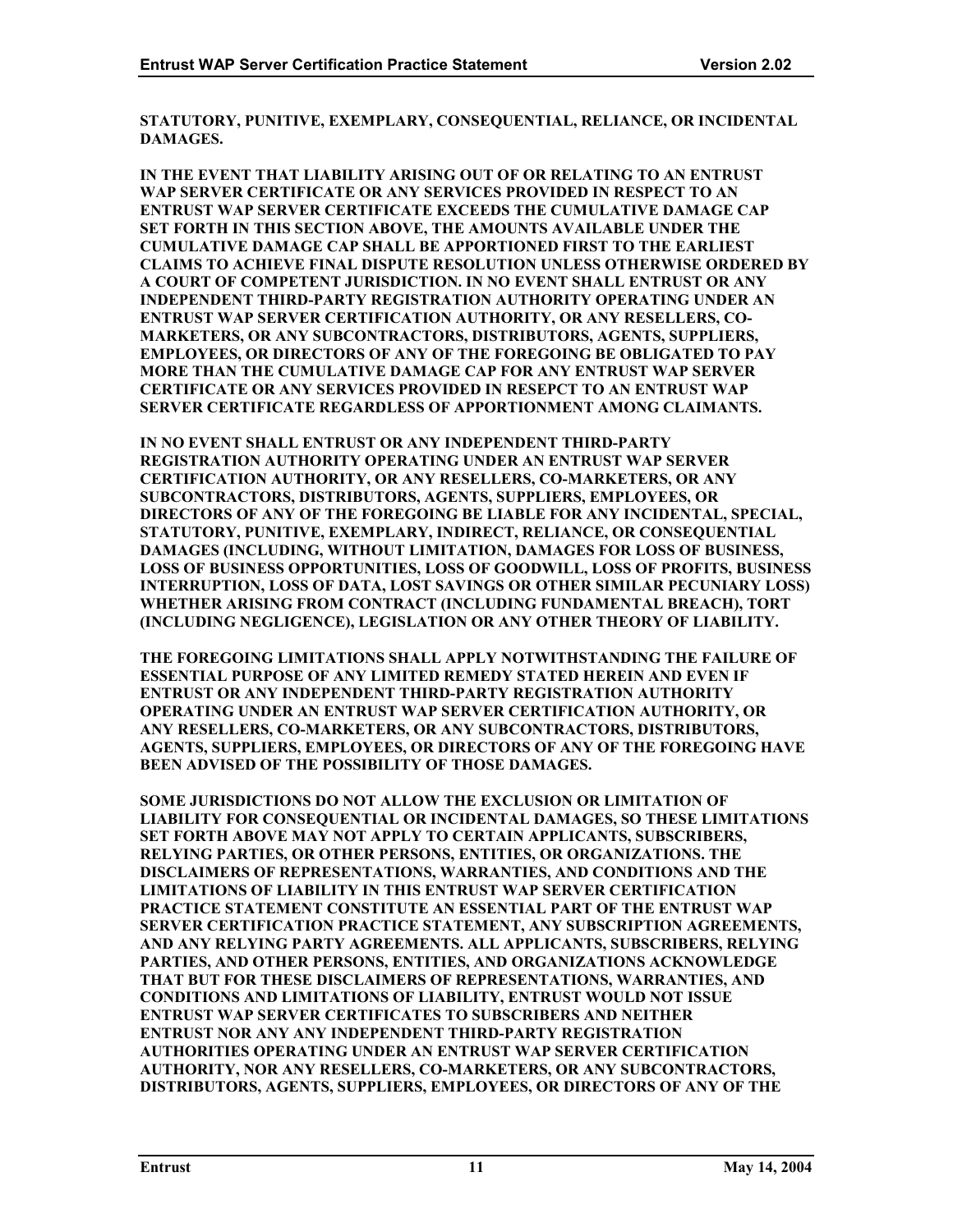**STATUTORY, PUNITIVE, EXEMPLARY, CONSEQUENTIAL, RELIANCE, OR INCIDENTAL DAMAGES.**

**IN THE EVENT THAT LIABILITY ARISING OUT OF OR RELATING TO AN ENTRUST WAP SERVER CERTIFICATE OR ANY SERVICES PROVIDED IN RESPECT TO AN ENTRUST WAP SERVER CERTIFICATE EXCEEDS THE CUMULATIVE DAMAGE CAP SET FORTH IN THIS SECTION ABOVE, THE AMOUNTS AVAILABLE UNDER THE CUMULATIVE DAMAGE CAP SHALL BE APPORTIONED FIRST TO THE EARLIEST CLAIMS TO ACHIEVE FINAL DISPUTE RESOLUTION UNLESS OTHERWISE ORDERED BY A COURT OF COMPETENT JURISDICTION. IN NO EVENT SHALL ENTRUST OR ANY INDEPENDENT THIRD-PARTY REGISTRATION AUTHORITY OPERATING UNDER AN ENTRUST WAP SERVER CERTIFICATION AUTHORITY, OR ANY RESELLERS, CO-MARKETERS, OR ANY SUBCONTRACTORS, DISTRIBUTORS, AGENTS, SUPPLIERS, EMPLOYEES, OR DIRECTORS OF ANY OF THE FOREGOING BE OBLIGATED TO PAY MORE THAN THE CUMULATIVE DAMAGE CAP FOR ANY ENTRUST WAP SERVER CERTIFICATE OR ANY SERVICES PROVIDED IN RESEPCT TO AN ENTRUST WAP SERVER CERTIFICATE REGARDLESS OF APPORTIONMENT AMONG CLAIMANTS.**

**IN NO EVENT SHALL ENTRUST OR ANY INDEPENDENT THIRD-PARTY REGISTRATION AUTHORITY OPERATING UNDER AN ENTRUST WAP SERVER CERTIFICATION AUTHORITY, OR ANY RESELLERS, CO-MARKETERS, OR ANY SUBCONTRACTORS, DISTRIBUTORS, AGENTS, SUPPLIERS, EMPLOYEES, OR DIRECTORS OF ANY OF THE FOREGOING BE LIABLE FOR ANY INCIDENTAL, SPECIAL, STATUTORY, PUNITIVE, EXEMPLARY, INDIRECT, RELIANCE, OR CONSEQUENTIAL DAMAGES (INCLUDING, WITHOUT LIMITATION, DAMAGES FOR LOSS OF BUSINESS, LOSS OF BUSINESS OPPORTUNITIES, LOSS OF GOODWILL, LOSS OF PROFITS, BUSINESS INTERRUPTION, LOSS OF DATA, LOST SAVINGS OR OTHER SIMILAR PECUNIARY LOSS) WHETHER ARISING FROM CONTRACT (INCLUDING FUNDAMENTAL BREACH), TORT (INCLUDING NEGLIGENCE), LEGISLATION OR ANY OTHER THEORY OF LIABILITY.**

**THE FOREGOING LIMITATIONS SHALL APPLY NOTWITHSTANDING THE FAILURE OF ESSENTIAL PURPOSE OF ANY LIMITED REMEDY STATED HEREIN AND EVEN IF ENTRUST OR ANY INDEPENDENT THIRD-PARTY REGISTRATION AUTHORITY OPERATING UNDER AN ENTRUST WAP SERVER CERTIFICATION AUTHORITY, OR ANY RESELLERS, CO-MARKETERS, OR ANY SUBCONTRACTORS, DISTRIBUTORS, AGENTS, SUPPLIERS, EMPLOYEES, OR DIRECTORS OF ANY OF THE FOREGOING HAVE BEEN ADVISED OF THE POSSIBILITY OF THOSE DAMAGES.**

**SOME JURISDICTIONS DO NOT ALLOW THE EXCLUSION OR LIMITATION OF LIABILITY FOR CONSEQUENTIAL OR INCIDENTAL DAMAGES, SO THESE LIMITATIONS SET FORTH ABOVE MAY NOT APPLY TO CERTAIN APPLICANTS, SUBSCRIBERS, RELYING PARTIES, OR OTHER PERSONS, ENTITIES, OR ORGANIZATIONS. THE DISCLAIMERS OF REPRESENTATIONS, WARRANTIES, AND CONDITIONS AND THE LIMITATIONS OF LIABILITY IN THIS ENTRUST WAP SERVER CERTIFICATION PRACTICE STATEMENT CONSTITUTE AN ESSENTIAL PART OF THE ENTRUST WAP SERVER CERTIFICATION PRACTICE STATEMENT, ANY SUBSCRIPTION AGREEMENTS, AND ANY RELYING PARTY AGREEMENTS. ALL APPLICANTS, SUBSCRIBERS, RELYING PARTIES, AND OTHER PERSONS, ENTITIES, AND ORGANIZATIONS ACKNOWLEDGE THAT BUT FOR THESE DISCLAIMERS OF REPRESENTATIONS, WARRANTIES, AND CONDITIONS AND LIMITATIONS OF LIABILITY, ENTRUST WOULD NOT ISSUE ENTRUST WAP SERVER CERTIFICATES TO SUBSCRIBERS AND NEITHER ENTRUST NOR ANY ANY INDEPENDENT THIRD-PARTY REGISTRATION AUTHORITIES OPERATING UNDER AN ENTRUST WAP SERVER CERTIFICATION AUTHORITY, NOR ANY RESELLERS, CO-MARKETERS, OR ANY SUBCONTRACTORS, DISTRIBUTORS, AGENTS, SUPPLIERS, EMPLOYEES, OR DIRECTORS OF ANY OF THE**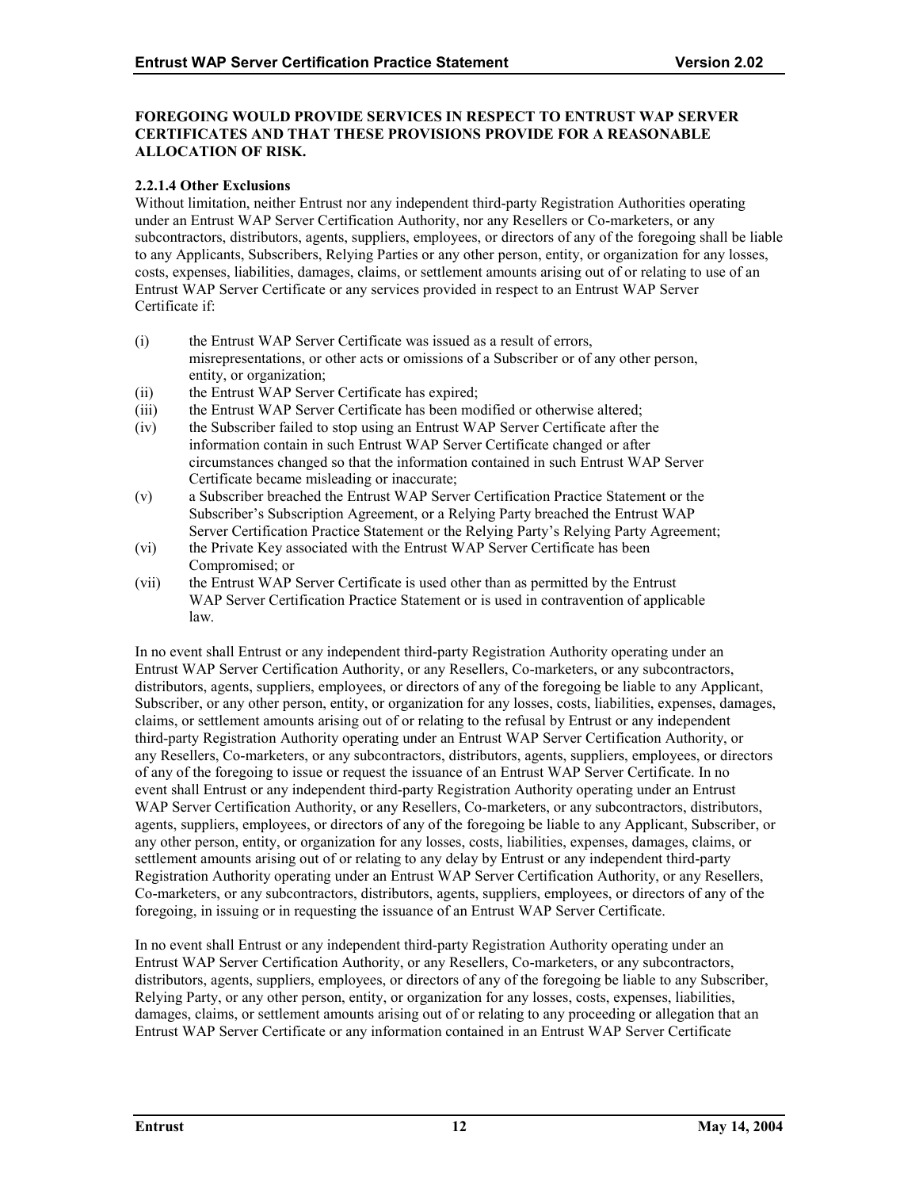**FOREGOING WOULD PROVIDE SERVICES IN RESPECT TO ENTRUST WAP SERVER CERTIFICATES AND THAT THESE PROVISIONS PROVIDE FOR A REASONABLE ALLOCATION OF RISK.**

#### 2.2.1.4 Other Exclusions

Without limitation, neither Entrust nor any independent third-party Registration Authorities operating under an Entrust WAP Server Certification Authority, nor any Resellers or Co-marketers, or any subcontractors, distributors, agents, suppliers, employees, or directors of any of the foregoing shall be liable to any Applicants, Subscribers, Relying Parties or any other person, entity, or organization for any losses, costs, expenses, liabilities, damages, claims, or settlement amounts arising out of or relating to use of an Entrust WAP Server Certificate or any services provided in respect to an Entrust WAP Server Certificate if:

(i) the Entrust WAP Server Certificate was issued as a result of errors, misrepresentations, or other acts or omissions of a Subscriber or of any other person, entity, or organization;

(ii) the Entrust WAP Server Certificate has expired;

(iii) the Entrust WAP Server Certificate has been modified or otherwise altered;

(iv) the Subscriber failed to stop using an Entrust WAP Server Certificate after the information contain in such Entrust WAP Server Certificate changed or after circumstances changed so that the information contained in such Entrust WAP Server Certificate became misleading or inaccurate;

(v) a Subscriber breached the Entrust WAP Server Certification Practice Statement or the Subscriber's Subscription Agreement, or a Relying Party breached the Entrust WAP Server Certification Practice Statement or the Relying Party's Relying Party Agreement;

(vi) the Private Key associated with the Entrust WAP Server Certificate has been Compromised; or

(vii) the Entrust WAP Server Certificate is used other than as permitted by the Entrust WAP Server Certification Practice Statement or is used in contravention of applicable law.

In no event shall Entrust or any independent third-party Registration Authority operating under an Entrust WAP Server Certification Authority, or any Resellers, Co-marketers, or any subcontractors, distributors, agents, suppliers, employees, or directors of any of the foregoing be liable to any Applicant, Subscriber, or any other person, entity, or organization for any losses, costs, liabilities, expenses, damages, claims, or settlement amounts arising out of or relating to the refusal by Entrust or any independent third-party Registration Authority operating under an Entrust WAP Server Certification Authority, or any Resellers, Co-marketers, or any subcontractors, distributors, agents, suppliers, employees, or directors of any of the foregoing to issue or request the issuance of an Entrust WAP Server Certificate. In no event shall Entrust or any independent third-party Registration Authority operating under an Entrust WAP Server Certification Authority, or any Resellers, Co-marketers, or any subcontractors, distributors, agents, suppliers, employees, or directors of any of the foregoing be liable to any Applicant, Subscriber, or any other person, entity, or organization for any losses, costs, liabilities, expenses, damages, claims, or settlement amounts arising out of or relating to any delay by Entrust or any independent third-party Registration Authority operating under an Entrust WAP Server Certification Authority, or any Resellers, Co-marketers, or any subcontractors, distributors, agents, suppliers, employees, or directors of any of the foregoing, in issuing or in requesting the issuance of an Entrust WAP Server Certificate.

In no event shall Entrust or any independent third-party Registration Authority operating under an Entrust WAP Server Certification Authority, or any Resellers, Co-marketers, or any subcontractors, distributors, agents, suppliers, employees, or directors of any of the foregoing be liable to any Subscriber, Relying Party, or any other person, entity, or organization for any losses, costs, expenses, liabilities, damages, claims, or settlement amounts arising out of or relating to any proceeding or allegation that an Entrust WAP Server Certificate or any information contained in an Entrust WAP Server Certificate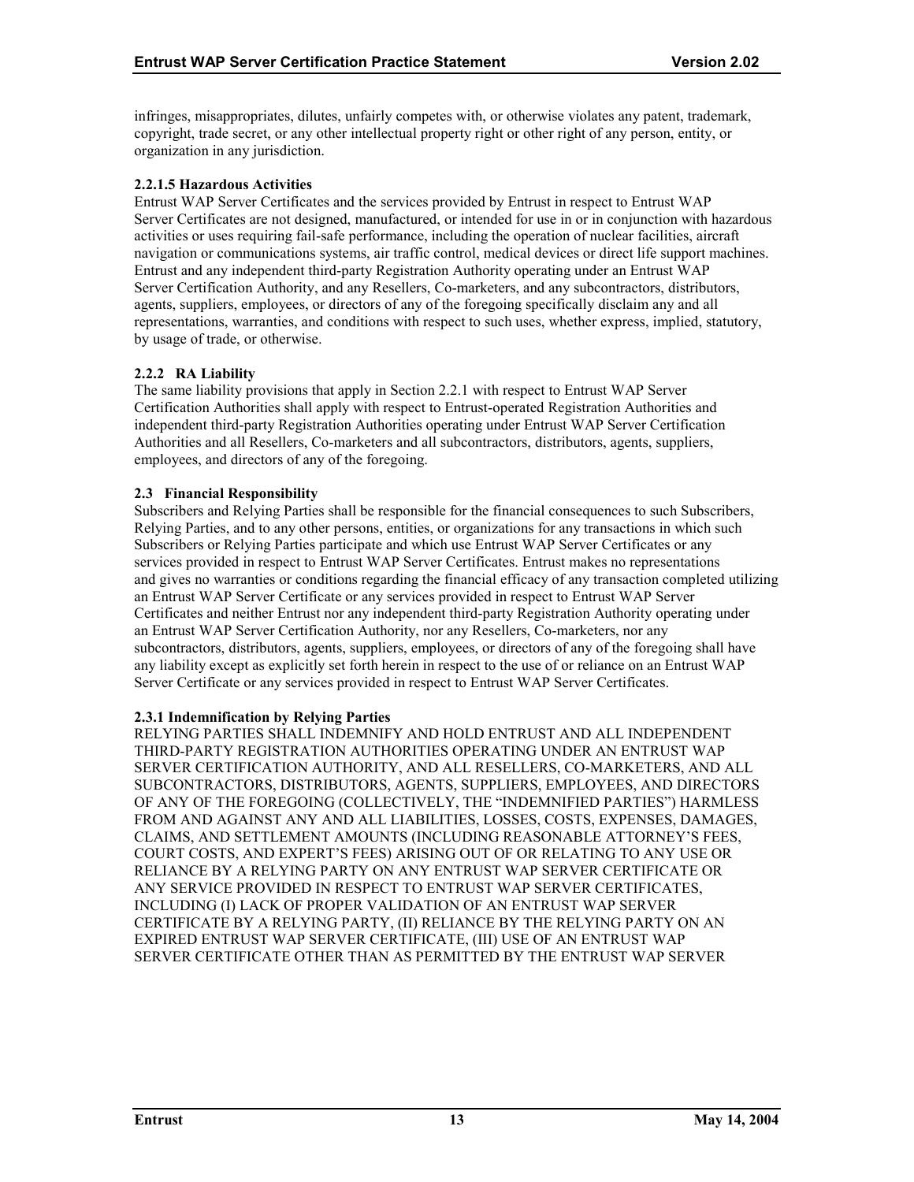infringes, misappropriates, dilutes, unfairly competes with, or otherwise violates any patent, trademark, copyright, trade secret, or any other intellectual property right or other right of any person, entity, or organization in any jurisdiction.

#### 2.2.1.5 Hazardous Activities

Entrust WAP Server Certificates and the services provided by Entrust in respect to Entrust WAP Server Certificates are not designed, manufactured, or intended for use in or in conjunction with hazardous activities or uses requiring fail-safe performance, including the operation of nuclear facilities, aircraft navigation or communications systems, air traffic control, medical devices or direct life support machines. Entrust and any independent third-party Registration Authority operating under an Entrust WAP Server Certification Authority, and any Resellers, Co-marketers, and any subcontractors, distributors, agents, suppliers, employees, or directors of any of the foregoing specifically disclaim any and all representations, warranties, and conditions with respect to such uses, whether express, implied, statutory, by usage of trade, or otherwise.

### 2.2.2 RA Liability

The same liability provisions that apply in Section 2.2.1 with respect to Entrust WAP Server Certification Authorities shall apply with respect to Entrust-operated Registration Authorities and independent third-party Registration Authorities operating under Entrust WAP Server Certification Authorities and all Resellers, Co-marketers and all subcontractors, distributors, agents, suppliers, employees, and directors of any of the foregoing.

## 2.3 Financial Responsibility

Subscribers and Relying Parties shall be responsible for the financial consequences to such Subscribers, Relying Parties, and to any other persons, entities, or organizations for any transactions in which such Subscribers or Relying Parties participate and which use Entrust WAP Server Certificates or any services provided in respect to Entrust WAP Server Certificates. Entrust makes no representations and gives no warranties or conditions regarding the financial efficacy of any transaction completed utilizing an Entrust WAP Server Certificate or any services provided in respect to Entrust WAP Server Certificates and neither Entrust nor any independent third-party Registration Authority operating under an Entrust WAP Server Certification Authority, nor any Resellers, Co-marketers, nor any subcontractors, distributors, agents, suppliers, employees, or directors of any of the foregoing shall have any liability except as explicitly set forth herein in respect to the use of or reliance on an Entrust WAP Server Certificate or any services provided in respect to Entrust WAP Server Certificates.

### 2.3.1 Indemnification by Relying Parties

RELYING PARTIES SHALL INDEMNIFY AND HOLD ENTRUST AND ALL INDEPENDENT THIRD-PARTY REGISTRATION AUTHORITIES OPERATING UNDER AN ENTRUST WAP SERVER CERTIFICATION AUTHORITY, AND ALL RESELLERS, CO-MARKETERS, AND ALL SUBCONTRACTORS, DISTRIBUTORS, AGENTS, SUPPLIERS, EMPLOYEES, AND DIRECTORS OF ANY OF THE FOREGOING (COLLECTIVELY, THE "INDEMNIFIED PARTIES") HARMLESS FROM AND AGAINST ANY AND ALL LIABILITIES, LOSSES, COSTS, EXPENSES, DAMAGES, CLAIMS, AND SETTLEMENT AMOUNTS (INCLUDING REASONABLE ATTORNEY'S FEES, COURT COSTS, AND EXPERT'S FEES) ARISING OUT OF OR RELATING TO ANY USE OR RELIANCE BY A RELYING PARTY ON ANY ENTRUST WAP SERVER CERTIFICATE OR ANY SERVICE PROVIDED IN RESPECT TO ENTRUST WAP SERVER CERTIFICATES, INCLUDING (I) LACK OF PROPER VALIDATION OF AN ENTRUST WAP SERVER CERTIFICATE BY A RELYING PARTY, (II) RELIANCE BY THE RELYING PARTY ON AN EXPIRED ENTRUST WAP SERVER CERTIFICATE, (III) USE OF AN ENTRUST WAP SERVER CERTIFICATE OTHER THAN AS PERMITTED BY THE ENTRUST WAP SERVER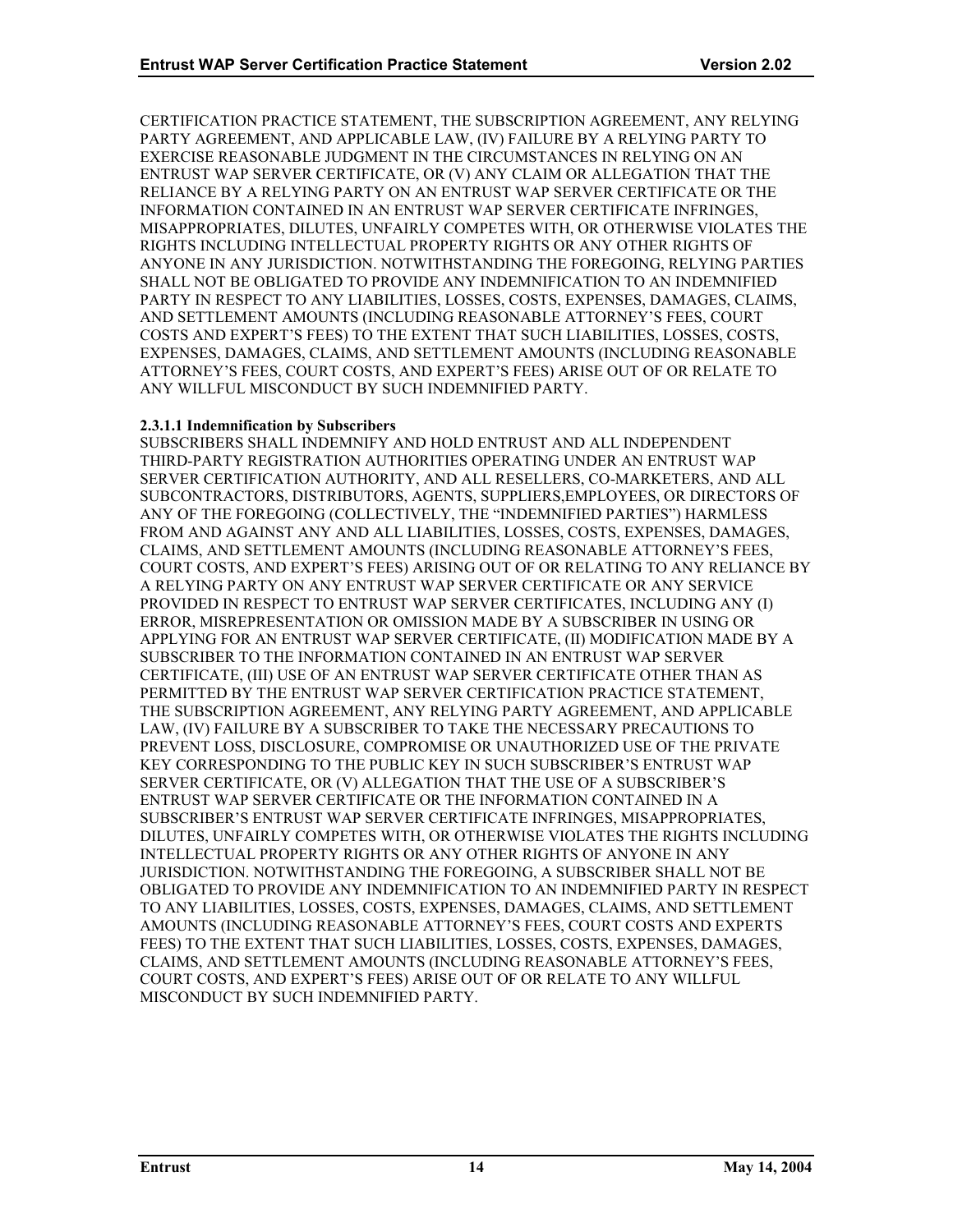CERTIFICATION PRACTICE STATEMENT, THE SUBSCRIPTION AGREEMENT, ANY RELYING PARTY AGREEMENT, AND APPLICABLE LAW, (IV) FAILURE BY A RELYING PARTY TO EXERCISE REASONABLE JUDGMENT IN THE CIRCUMSTANCES IN RELYING ON AN ENTRUST WAP SERVER CERTIFICATE, OR (V) ANY CLAIM OR ALLEGATION THAT THE RELIANCE BY A RELYING PARTY ON AN ENTRUST WAP SERVER CERTIFICATE OR THE INFORMATION CONTAINED IN AN ENTRUST WAP SERVER CERTIFICATE INFRINGES, MISAPPROPRIATES, DILUTES, UNFAIRLY COMPETES WITH, OR OTHERWISE VIOLATES THE RIGHTS INCLUDING INTELLECTUAL PROPERTY RIGHTS OR ANY OTHER RIGHTS OF ANYONE IN ANY JURISDICTION. NOTWITHSTANDING THE FOREGOING, RELYING PARTIES SHALL NOT BE OBLIGATED TO PROVIDE ANY INDEMNIFICATION TO AN INDEMNIFIED PARTY IN RESPECT TO ANY LIABILITIES, LOSSES, COSTS, EXPENSES, DAMAGES, CLAIMS, AND SETTLEMENT AMOUNTS (INCLUDING REASONABLE ATTORNEY'S FEES, COURT COSTS AND EXPERT'S FEES) TO THE EXTENT THAT SUCH LIABILITIES, LOSSES, COSTS, EXPENSES, DAMAGES, CLAIMS, AND SETTLEMENT AMOUNTS (INCLUDING REASONABLE ATTORNEY'S FEES, COURT COSTS, AND EXPERT'S FEES) ARISE OUT OF OR RELATE TO ANY WILLFUL MISCONDUCT BY SUCH INDEMNIFIED PARTY.

#### 2.3.1.1 Indemnification by Subscribers

SUBSCRIBERS SHALL INDEMNIFY AND HOLD ENTRUST AND ALL INDEPENDENT THIRD-PARTY REGISTRATION AUTHORITIES OPERATING UNDER AN ENTRUST WAP SERVER CERTIFICATION AUTHORITY, AND ALL RESELLERS, CO-MARKETERS, AND ALL SUBCONTRACTORS, DISTRIBUTORS, AGENTS, SUPPLIERS,EMPLOYEES, OR DIRECTORS OF ANY OF THE FOREGOING (COLLECTIVELY, THE "INDEMNIFIED PARTIES") HARMLESS FROM AND AGAINST ANY AND ALL LIABILITIES, LOSSES, COSTS, EXPENSES, DAMAGES, CLAIMS, AND SETTLEMENT AMOUNTS (INCLUDING REASONABLE ATTORNEY'S FEES, COURT COSTS, AND EXPERT'S FEES) ARISING OUT OF OR RELATING TO ANY RELIANCE BY A RELYING PARTY ON ANY ENTRUST WAP SERVER CERTIFICATE OR ANY SERVICE PROVIDED IN RESPECT TO ENTRUST WAP SERVER CERTIFICATES, INCLUDING ANY (I) ERROR, MISREPRESENTATION OR OMISSION MADE BY A SUBSCRIBER IN USING OR APPLYING FOR AN ENTRUST WAP SERVER CERTIFICATE, (II) MODIFICATION MADE BY A SUBSCRIBER TO THE INFORMATION CONTAINED IN AN ENTRUST WAP SERVER CERTIFICATE, (III) USE OF AN ENTRUST WAP SERVER CERTIFICATE OTHER THAN AS PERMITTED BY THE ENTRUST WAP SERVER CERTIFICATION PRACTICE STATEMENT, THE SUBSCRIPTION AGREEMENT, ANY RELYING PARTY AGREEMENT, AND APPLICABLE LAW, (IV) FAILURE BY A SUBSCRIBER TO TAKE THE NECESSARY PRECAUTIONS TO PREVENT LOSS, DISCLOSURE, COMPROMISE OR UNAUTHORIZED USE OF THE PRIVATE KEY CORRESPONDING TO THE PUBLIC KEY IN SUCH SUBSCRIBER'S ENTRUST WAP SERVER CERTIFICATE, OR (V) ALLEGATION THAT THE USE OF A SUBSCRIBER'S ENTRUST WAP SERVER CERTIFICATE OR THE INFORMATION CONTAINED IN A SUBSCRIBER'S ENTRUST WAP SERVER CERTIFICATE INFRINGES, MISAPPROPRIATES, DILUTES, UNFAIRLY COMPETES WITH, OR OTHERWISE VIOLATES THE RIGHTS INCLUDING INTELLECTUAL PROPERTY RIGHTS OR ANY OTHER RIGHTS OF ANYONE IN ANY JURISDICTION. NOTWITHSTANDING THE FOREGOING, A SUBSCRIBER SHALL NOT BE OBLIGATED TO PROVIDE ANY INDEMNIFICATION TO AN INDEMNIFIED PARTY IN RESPECT TO ANY LIABILITIES, LOSSES, COSTS, EXPENSES, DAMAGES, CLAIMS, AND SETTLEMENT AMOUNTS (INCLUDING REASONABLE ATTORNEY'S FEES, COURT COSTS AND EXPERTS FEES) TO THE EXTENT THAT SUCH LIABILITIES, LOSSES, COSTS, EXPENSES, DAMAGES, CLAIMS, AND SETTLEMENT AMOUNTS (INCLUDING REASONABLE ATTORNEY'S FEES, COURT COSTS, AND EXPERT'S FEES) ARISE OUT OF OR RELATE TO ANY WILLFUL MISCONDUCT BY SUCH INDEMNIFIED PARTY.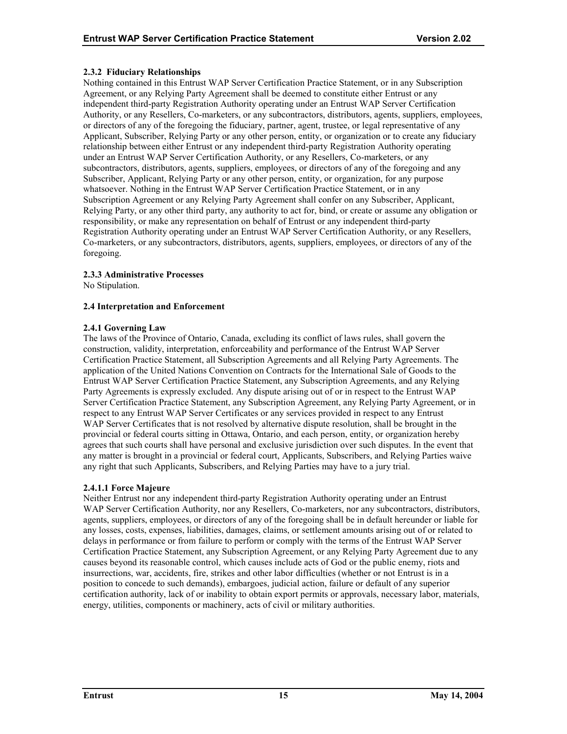**2.3.2 Fiduciary Relationships**

Nothing contained in this Entrust WAP Server Certification Practice Statement, or in any Subscription Agreement, or any Relying Party Agreement shall be deemed to constitute either Entrust or any independent third-party Registration Authority operating under an Entrust WAP Server Certification Authority, or any Resellers, Co-marketers, or any subcontractors, distributors, agents, suppliers, employees, or directors of any of the foregoing the fiduciary, partner, agent, trustee, or legal representative of any Applicant, Subscriber, Relying Party or any other person, entity, or organization or to create any fiduciary relationship between either Entrust or any independent third-party Registration Authority operating under an Entrust WAP Server Certification Authority, or any Resellers, Co-marketers, or any subcontractors, distributors, agents, suppliers, employees, or directors of any of the foregoing and any Subscriber, Applicant, Relying Party or any other person, entity, or organization, for any purpose whatsoever. Nothing in the Entrust WAP Server Certification Practice Statement, or in any Subscription Agreement or any Relying Party Agreement shall confer on any Subscriber, Applicant, Relying Party, or any other third party, any authority to act for, bind, or create or assume any obligation or responsibility, or make any representation on behalf of Entrust or any independent third-party Registration Authority operating under an Entrust WAP Server Certification Authority, or any Resellers, Co-marketers, or any subcontractors, distributors, agents, suppliers, employees, or directors of any of the foregoing.

**2.3.3 Administrative Processes**

No Stipulation.

**2.4 Interpretation and Enforcement**

**2.4.1 Governing Law**

The laws of the Province of Ontario, Canada, excluding its conflict of laws rules, shall govern the construction, validity, interpretation, enforceability and performance of the Entrust WAP Server Certification Practice Statement, all Subscription Agreements and all Relying Party Agreements. The application of the United Nations Convention on Contracts for the International Sale of Goods to the Entrust WAP Server Certification Practice Statement, any Subscription Agreements, and any Relying Party Agreements is expressly excluded. Any dispute arising out of or in respect to the Entrust WAP Server Certification Practice Statement, any Subscription Agreement, any Relying Party Agreement, or in respect to any Entrust WAP Server Certificates or any services provided in respect to any Entrust WAP Server Certificates that is not resolved by alternative dispute resolution, shall be brought in the provincial or federal courts sitting in Ottawa, Ontario, and each person, entity, or organization hereby agrees that such courts shall have personal and exclusive jurisdiction over such disputes. In the event that any matter is brought in a provincial or federal court, Applicants, Subscribers, and Relying Parties waive any right that such Applicants, Subscribers, and Relying Parties may have to a jury trial.

**2.4.1.1 Force Majeure**

Neither Entrust nor any independent third-party Registration Authority operating under an Entrust WAP Server Certification Authority, nor any Resellers, Co-marketers, nor any subcontractors, distributors, agents, suppliers, employees, or directors of any of the foregoing shall be in default hereunder or liable for any losses, costs, expenses, liabilities, damages, claims, or settlement amounts arising out of or related to delays in performance or from failure to perform or comply with the terms of the Entrust WAP Server Certification Practice Statement, any Subscription Agreement, or any Relying Party Agreement due to any causes beyond its reasonable control, which causes include acts of God or the public enemy, riots and insurrections, war, accidents, fire, strikes and other labor difficulties (whether or not Entrust is in a position to concede to such demands), embargoes, judicial action, failure or default of any superior certification authority, lack of or inability to obtain export permits or approvals, necessary labor, materials, energy, utilities, components or machinery, acts of civil or military authorities.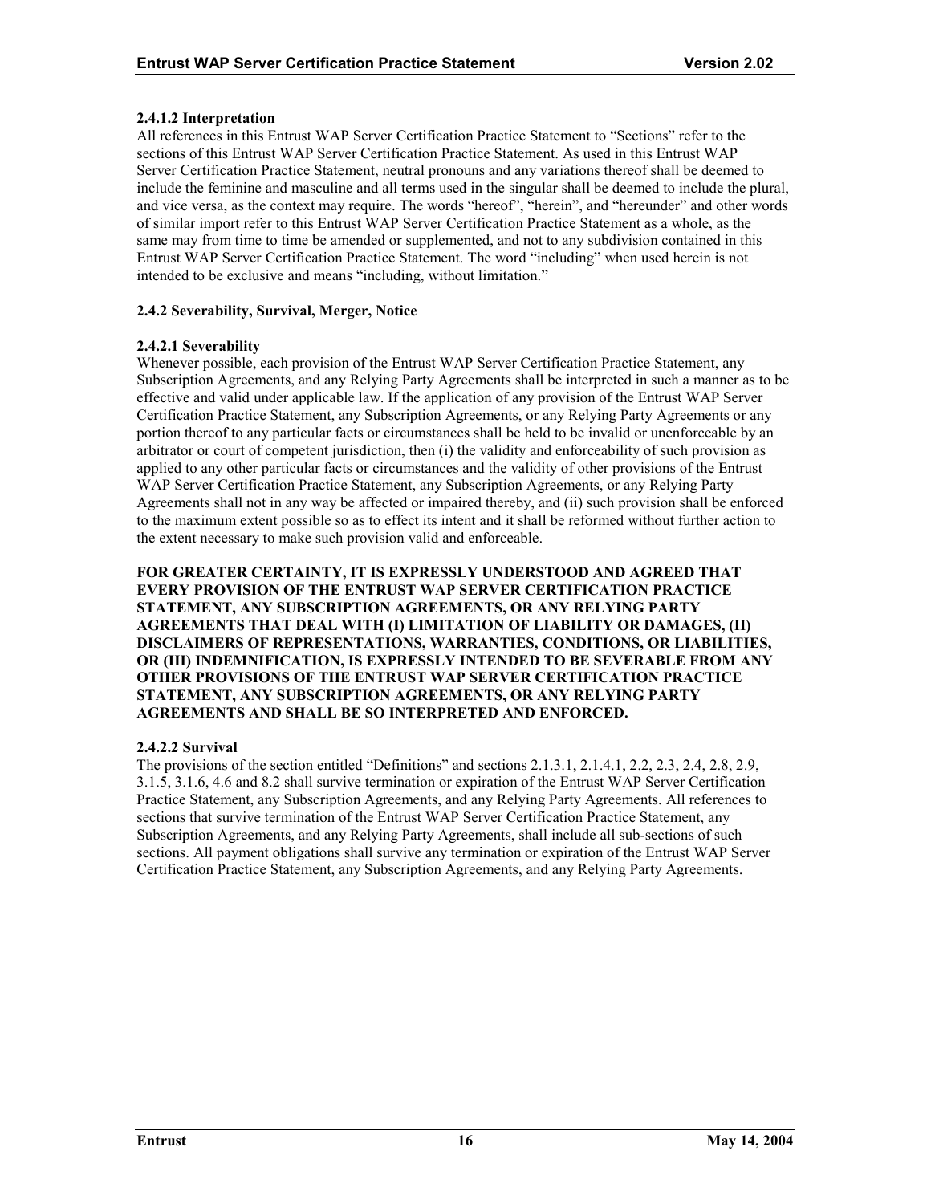#### 2.4.1.2 Interpretation

All references in this Entrust WAP Server Certification Practice Statement to "Sections" refer to the sections of this Entrust WAP Server Certification Practice Statement. As used in this Entrust WAP Server Certification Practice Statement, neutral pronouns and any variations thereof shall be deemed to include the feminine and masculine and all terms used in the singular shall be deemed to include the plural, and vice versa, as the context may require. The words "hereof", "herein", and "hereunder" and other words of similar import refer to this Entrust WAP Server Certification Practice Statement as a whole, as the same may from time to time be amended or supplemented, and not to any subdivision contained in this Entrust WAP Server Certification Practice Statement. The word "including" when used herein is not intended to be exclusive and means "including, without limitation."

### 2.4.2 Severability, Survival, Merger, Notice

#### 2.4.2.1 Severability

Whenever possible, each provision of the Entrust WAP Server Certification Practice Statement, any Subscription Agreements, and any Relying Party Agreements shall be interpreted in such a manner as to be effective and valid under applicable law. If the application of any provision of the Entrust WAP Server Certification Practice Statement, any Subscription Agreements, or any Relying Party Agreements or any portion thereof to any particular facts or circumstances shall be held to be invalid or unenforceable by an arbitrator or court of competent jurisdiction, then (i) the validity and enforceability of such provision as applied to any other particular facts or circumstances and the validity of other provisions of the Entrust WAP Server Certification Practice Statement, any Subscription Agreements, or any Relying Party Agreements shall not in any way be affected or impaired thereby, and (ii) such provision shall be enforced to the maximum extent possible so as to effect its intent and it shall be reformed without further action to the extent necessary to make such provision valid and enforceable.

**FOR GREATER CERTAINTY, IT IS EXPRESSLY UNDERSTOOD AND AGREED THAT EVERY PROVISION OF THE ENTRUST WAP SERVER CERTIFICATION PRACTICE STATEMENT, ANY SUBSCRIPTION AGREEMENTS, OR ANY RELYING PARTY AGREEMENTS THAT DEAL WITH (I) LIMITATION OF LIABILITY OR DAMAGES, (II) DISCLAIMERS OF REPRESENTATIONS, WARRANTIES, CONDITIONS, OR LIABILITIES, OR (III) INDEMNIFICATION, IS EXPRESSLY INTENDED TO BE SEVERABLE FROM ANY OTHER PROVISIONS OF THE ENTRUST WAP SERVER CERTIFICATION PRACTICE STATEMENT, ANY SUBSCRIPTION AGREEMENTS, OR ANY RELYING PARTY AGREEMENTS AND SHALL BE SO INTERPRETED AND ENFORCED.**

#### 2.4.2.2 Survival

The provisions of the section entitled "Definitions" and sections 2.1.3.1, 2.1.4.1, 2.2, 2.3, 2.4, 2.8, 2.9, 3.1.5, 3.1.6, 4.6 and 8.2 shall survive termination or expiration of the Entrust WAP Server Certification Practice Statement, any Subscription Agreements, and any Relying Party Agreements. All references to sections that survive termination of the Entrust WAP Server Certification Practice Statement, any Subscription Agreements, and any Relying Party Agreements, shall include all sub-sections of such sections. All payment obligations shall survive any termination or expiration of the Entrust WAP Server Certification Practice Statement, any Subscription Agreements, and any Relying Party Agreements.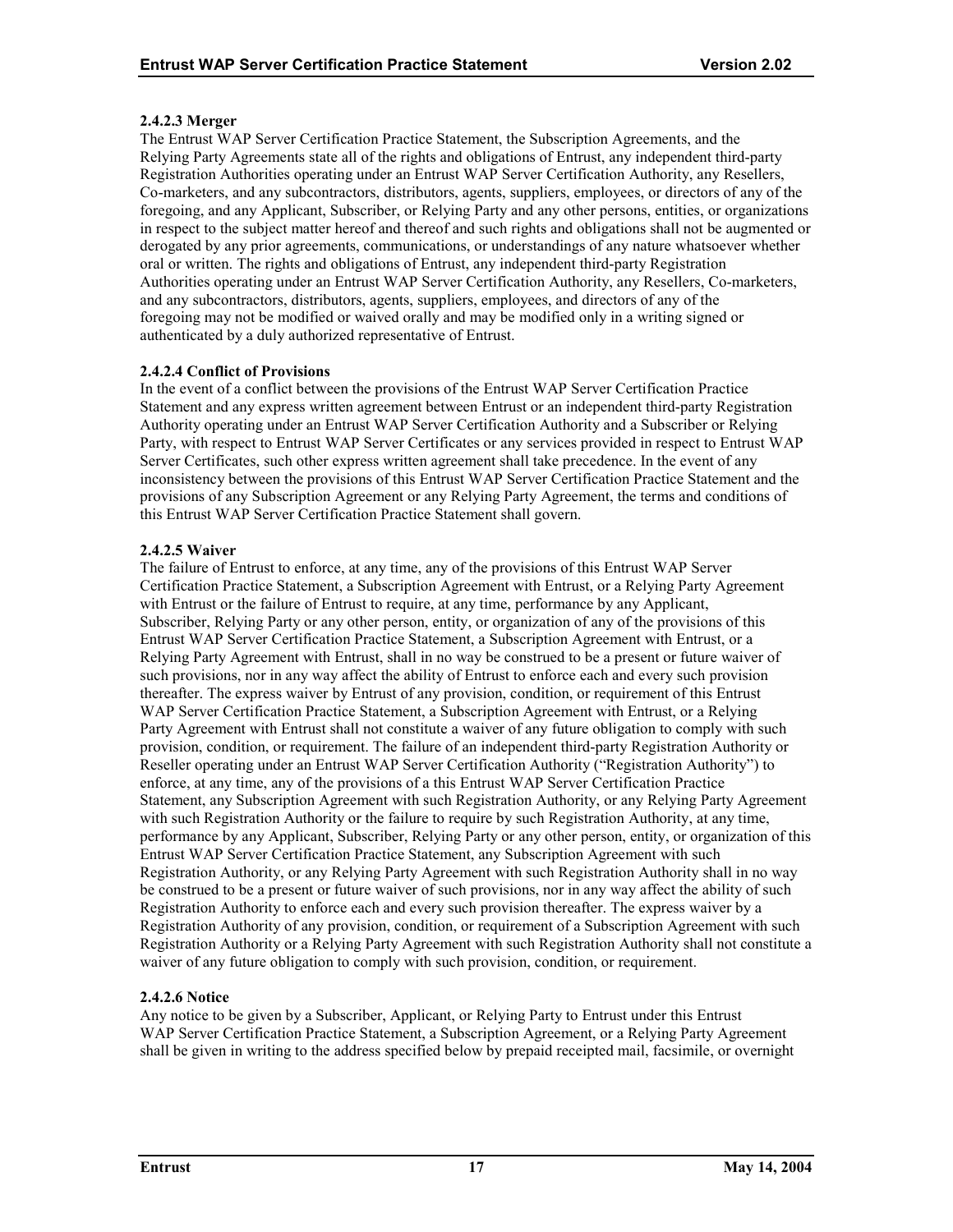#### 2.4.2.3 Merger

The Entrust WAP Server Certification Practice Statement, the Subscription Agreements, and the Relying Party Agreements state all of the rights and obligations of Entrust, any independent third-party Registration Authorities operating under an Entrust WAP Server Certification Authority, any Resellers, Co-marketers, and any subcontractors, distributors, agents, suppliers, employees, or directors of any of the foregoing, and any Applicant, Subscriber, or Relying Party and any other persons, entities, or organizations in respect to the subject matter hereof and thereof and such rights and obligations shall not be augmented or derogated by any prior agreements, communications, or understandings of any nature whatsoever whether oral or written. The rights and obligations of Entrust, any independent third-party Registration Authorities operating under an Entrust WAP Server Certification Authority, any Resellers, Co-marketers, and any subcontractors, distributors, agents, suppliers, employees, and directors of any of the foregoing may not be modified or waived orally and may be modified only in a writing signed or authenticated by a duly authorized representative of Entrust.

#### 2.4.2.4 Conflict of Provisions

In the event of a conflict between the provisions of the Entrust WAP Server Certification Practice Statement and any express written agreement between Entrust or an independent third-party Registration Authority operating under an Entrust WAP Server Certification Authority and a Subscriber or Relying Party, with respect to Entrust WAP Server Certificates or any services provided in respect to Entrust WAP Server Certificates, such other express written agreement shall take precedence. In the event of any inconsistency between the provisions of this Entrust WAP Server Certification Practice Statement and the provisions of any Subscription Agreement or any Relying Party Agreement, the terms and conditions of this Entrust WAP Server Certification Practice Statement shall govern.

#### 2.4.2.5 Waiver

The failure of Entrust to enforce, at any time, any of the provisions of this Entrust WAP Server Certification Practice Statement, a Subscription Agreement with Entrust, or a Relying Party Agreement with Entrust or the failure of Entrust to require, at any time, performance by any Applicant, Subscriber, Relying Party or any other person, entity, or organization of any of the provisions of this Entrust WAP Server Certification Practice Statement, a Subscription Agreement with Entrust, or a Relying Party Agreement with Entrust, shall in no way be construed to be a present or future waiver of such provisions, nor in any way affect the ability of Entrust to enforce each and every such provision thereafter. The express waiver by Entrust of any provision, condition, or requirement of this Entrust WAP Server Certification Practice Statement, a Subscription Agreement with Entrust, or a Relying Party Agreement with Entrust shall not constitute a waiver of any future obligation to comply with such provision, condition, or requirement. The failure of an independent third-party Registration Authority or Reseller operating under an Entrust WAP Server Certification Authority ("Registration Authority") to enforce, at any time, any of the provisions of a this Entrust WAP Server Certification Practice Statement, any Subscription Agreement with such Registration Authority, or any Relying Party Agreement with such Registration Authority or the failure to require by such Registration Authority, at any time, performance by any Applicant, Subscriber, Relying Party or any other person, entity, or organization of this Entrust WAP Server Certification Practice Statement, any Subscription Agreement with such Registration Authority, or any Relying Party Agreement with such Registration Authority shall in no way be construed to be a present or future waiver of such provisions, nor in any way affect the ability of such Registration Authority to enforce each and every such provision thereafter. The express waiver by a Registration Authority of any provision, condition, or requirement of a Subscription Agreement with such Registration Authority or a Relying Party Agreement with such Registration Authority shall not constitute a waiver of any future obligation to comply with such provision, condition, or requirement.

#### 2.4.2.6 Notice

Any notice to be given by a Subscriber, Applicant, or Relying Party to Entrust under this Entrust WAP Server Certification Practice Statement, a Subscription Agreement, or a Relying Party Agreement shall be given in writing to the address specified below by prepaid receipted mail, facsimile, or overnight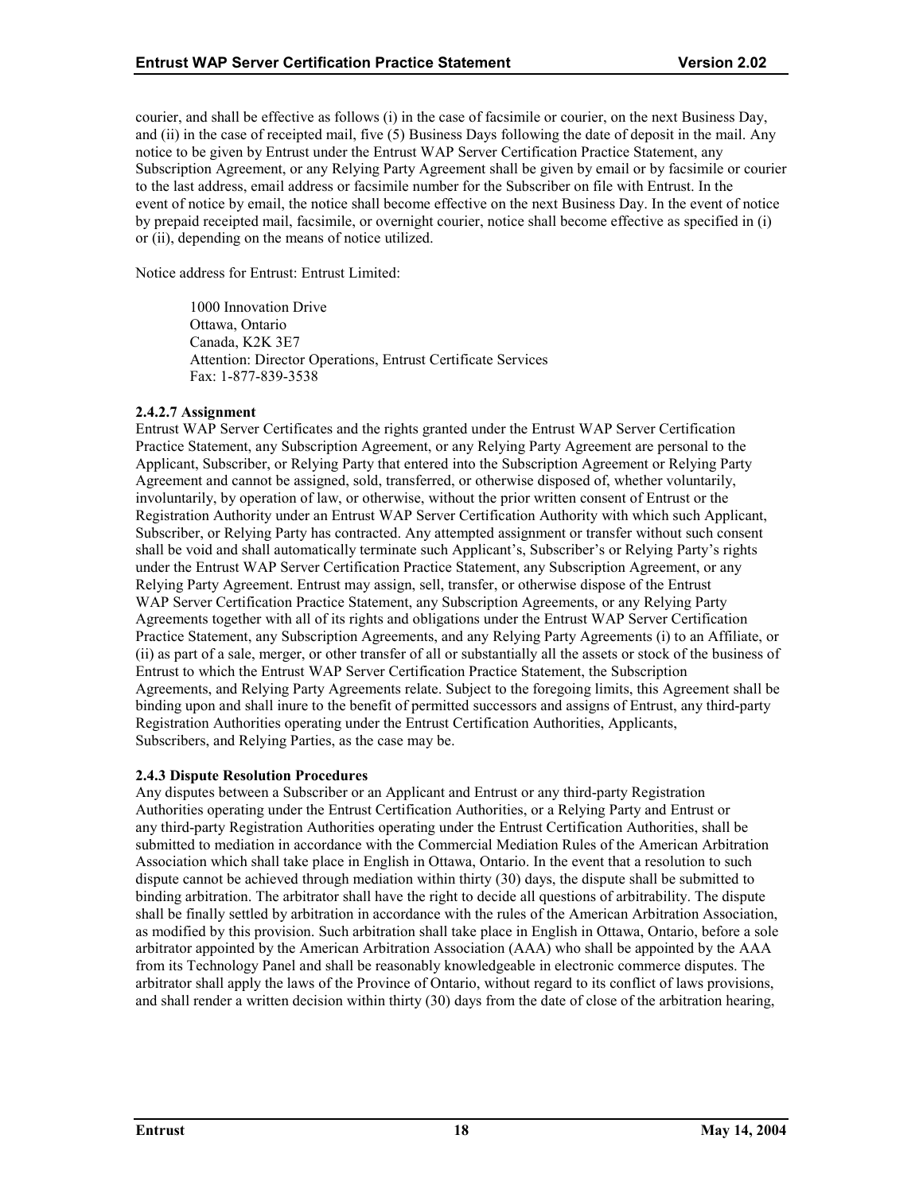courier, and shall be effective as follows (i) in the case of facsimile or courier, on the next Business Day, and (ii) in the case of receipted mail, five (5) Business Days following the date of deposit in the mail. Any notice to be given by Entrust under the Entrust WAP Server Certification Practice Statement, any Subscription Agreement, or any Relying Party Agreement shall be given by email or by facsimile or courier to the last address, email address or facsimile number for the Subscriber on file with Entrust. In the event of notice by email, the notice shall become effective on the next Business Day. In the event of notice by prepaid receipted mail, facsimile, or overnight courier, notice shall become effective as specified in (i) or (ii), depending on the means of notice utilized.

Notice address for Entrust: Entrust Limited:

> 1000 Innovation Drive
> Ottawa, Ontario
> Canada, K2K 3E7
> Attention: Director Operations, Entrust Certificate Services
> Fax: 1-877-839-3538

**2.4.2.7 Assignment**

Entrust WAP Server Certificates and the rights granted under the Entrust WAP Server Certification Practice Statement, any Subscription Agreement, or any Relying Party Agreement are personal to the Applicant, Subscriber, or Relying Party that entered into the Subscription Agreement or Relying Party Agreement and cannot be assigned, sold, transferred, or otherwise disposed of, whether voluntarily, involuntarily, by operation of law, or otherwise, without the prior written consent of Entrust or the Registration Authority under an Entrust WAP Server Certification Authority with which such Applicant, Subscriber, or Relying Party has contracted. Any attempted assignment or transfer without such consent shall be void and shall automatically terminate such Applicant's, Subscriber's or Relying Party's rights under the Entrust WAP Server Certification Practice Statement, any Subscription Agreement, or any Relying Party Agreement. Entrust may assign, sell, transfer, or otherwise dispose of the Entrust WAP Server Certification Practice Statement, any Subscription Agreements, or any Relying Party Agreements together with all of its rights and obligations under the Entrust WAP Server Certification Practice Statement, any Subscription Agreements, and any Relying Party Agreements (i) to an Affiliate, or (ii) as part of a sale, merger, or other transfer of all or substantially all the assets or stock of the business of Entrust to which the Entrust WAP Server Certification Practice Statement, the Subscription Agreements, and Relying Party Agreements relate. Subject to the foregoing limits, this Agreement shall be binding upon and shall inure to the benefit of permitted successors and assigns of Entrust, any third-party Registration Authorities operating under the Entrust Certification Authorities, Applicants, Subscribers, and Relying Parties, as the case may be.

**2.4.3 Dispute Resolution Procedures**

Any disputes between a Subscriber or an Applicant and Entrust or any third-party Registration Authorities operating under the Entrust Certification Authorities, or a Relying Party and Entrust or any third-party Registration Authorities operating under the Entrust Certification Authorities, shall be submitted to mediation in accordance with the Commercial Mediation Rules of the American Arbitration Association which shall take place in English in Ottawa, Ontario. In the event that a resolution to such dispute cannot be achieved through mediation within thirty (30) days, the dispute shall be submitted to binding arbitration. The arbitrator shall have the right to decide all questions of arbitrability. The dispute shall be finally settled by arbitration in accordance with the rules of the American Arbitration Association, as modified by this provision. Such arbitration shall take place in English in Ottawa, Ontario, before a sole arbitrator appointed by the American Arbitration Association (AAA) who shall be appointed by the AAA from its Technology Panel and shall be reasonably knowledgeable in electronic commerce disputes. The arbitrator shall apply the laws of the Province of Ontario, without regard to its conflict of laws provisions, and shall render a written decision within thirty (30) days from the date of close of the arbitration hearing,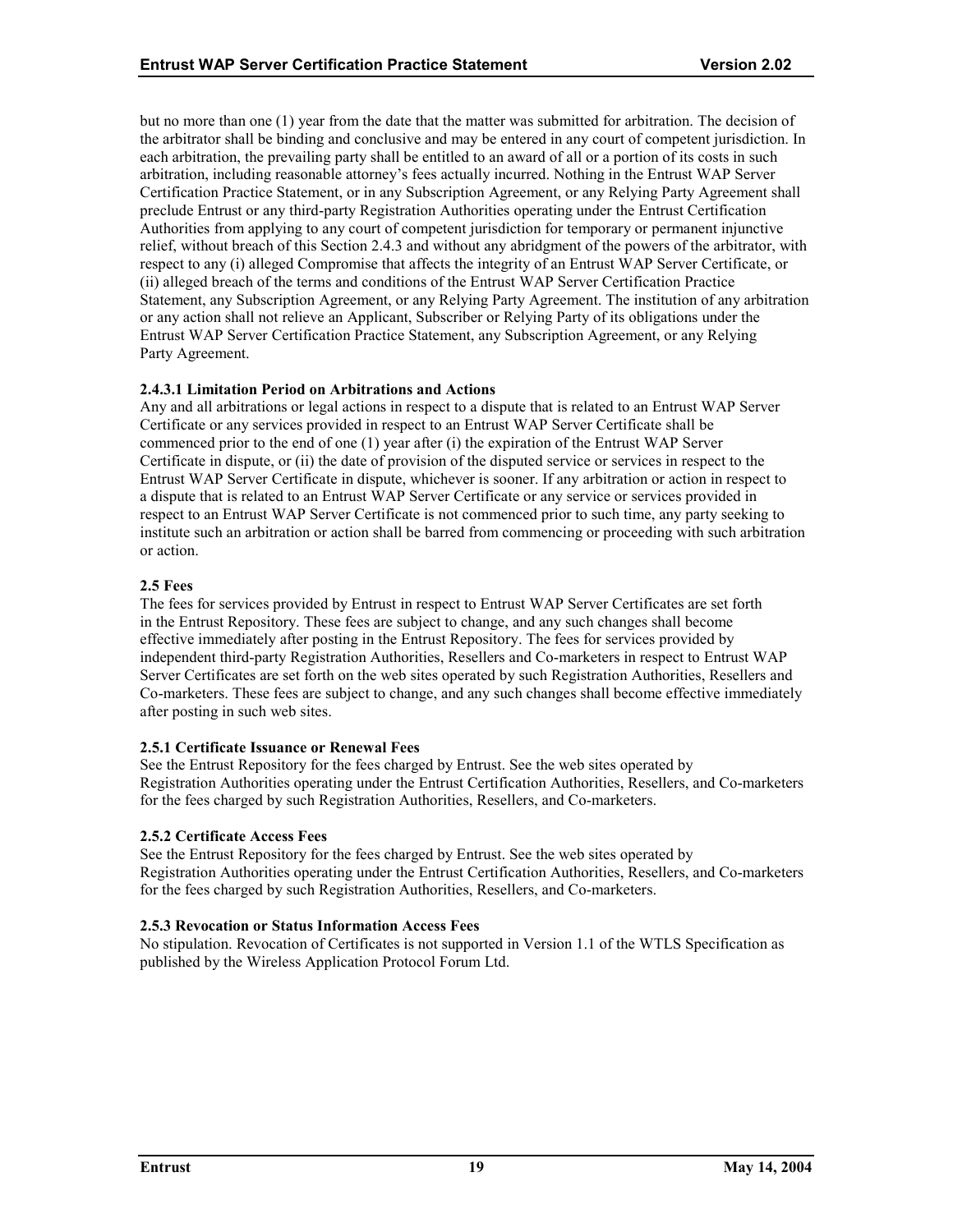but no more than one (1) year from the date that the matter was submitted for arbitration. The decision of the arbitrator shall be binding and conclusive and may be entered in any court of competent jurisdiction. In each arbitration, the prevailing party shall be entitled to an award of all or a portion of its costs in such arbitration, including reasonable attorney's fees actually incurred. Nothing in the Entrust WAP Server Certification Practice Statement, or in any Subscription Agreement, or any Relying Party Agreement shall preclude Entrust or any third-party Registration Authorities operating under the Entrust Certification Authorities from applying to any court of competent jurisdiction for temporary or permanent injunctive relief, without breach of this Section 2.4.3 and without any abridgment of the powers of the arbitrator, with respect to any (i) alleged Compromise that affects the integrity of an Entrust WAP Server Certificate, or (ii) alleged breach of the terms and conditions of the Entrust WAP Server Certification Practice Statement, any Subscription Agreement, or any Relying Party Agreement. The institution of any arbitration or any action shall not relieve an Applicant, Subscriber or Relying Party of its obligations under the Entrust WAP Server Certification Practice Statement, any Subscription Agreement, or any Relying Party Agreement.

#### 2.4.3.1 Limitation Period on Arbitrations and Actions

Any and all arbitrations or legal actions in respect to a dispute that is related to an Entrust WAP Server Certificate or any services provided in respect to an Entrust WAP Server Certificate shall be commenced prior to the end of one (1) year after (i) the expiration of the Entrust WAP Server Certificate in dispute, or (ii) the date of provision of the disputed service or services in respect to the Entrust WAP Server Certificate in dispute, whichever is sooner. If any arbitration or action in respect to a dispute that is related to an Entrust WAP Server Certificate or any service or services provided in respect to an Entrust WAP Server Certificate is not commenced prior to such time, any party seeking to institute such an arbitration or action shall be barred from commencing or proceeding with such arbitration or action.

### 2.5 Fees

The fees for services provided by Entrust in respect to Entrust WAP Server Certificates are set forth in the Entrust Repository. These fees are subject to change, and any such changes shall become effective immediately after posting in the Entrust Repository. The fees for services provided by independent third-party Registration Authorities, Resellers and Co-marketers in respect to Entrust WAP Server Certificates are set forth on the web sites operated by such Registration Authorities, Resellers and Co-marketers. These fees are subject to change, and any such changes shall become effective immediately after posting in such web sites.

#### 2.5.1 Certificate Issuance or Renewal Fees

See the Entrust Repository for the fees charged by Entrust. See the web sites operated by Registration Authorities operating under the Entrust Certification Authorities, Resellers, and Co-marketers for the fees charged by such Registration Authorities, Resellers, and Co-marketers.

#### 2.5.2 Certificate Access Fees

See the Entrust Repository for the fees charged by Entrust. See the web sites operated by Registration Authorities operating under the Entrust Certification Authorities, Resellers, and Co-marketers for the fees charged by such Registration Authorities, Resellers, and Co-marketers.

#### 2.5.3 Revocation or Status Information Access Fees

No stipulation. Revocation of Certificates is not supported in Version 1.1 of the WTLS Specification as published by the Wireless Application Protocol Forum Ltd.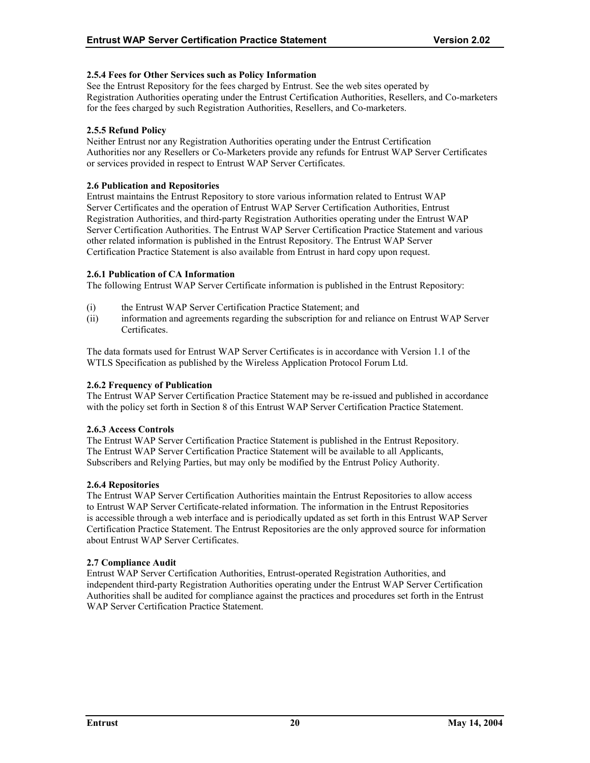### 2.5.4 Fees for Other Services such as Policy Information

See the Entrust Repository for the fees charged by Entrust. See the web sites operated by Registration Authorities operating under the Entrust Certification Authorities, Resellers, and Co-marketers for the fees charged by such Registration Authorities, Resellers, and Co-marketers.

### 2.5.5 Refund Policy

Neither Entrust nor any Registration Authorities operating under the Entrust Certification Authorities nor any Resellers or Co-Marketers provide any refunds for Entrust WAP Server Certificates or services provided in respect to Entrust WAP Server Certificates.

## 2.6 Publication and Repositories

Entrust maintains the Entrust Repository to store various information related to Entrust WAP Server Certificates and the operation of Entrust WAP Server Certification Authorities, Entrust Registration Authorities, and third-party Registration Authorities operating under the Entrust WAP Server Certification Authorities. The Entrust WAP Server Certification Practice Statement and various other related information is published in the Entrust Repository. The Entrust WAP Server Certification Practice Statement is also available from Entrust in hard copy upon request.

### 2.6.1 Publication of CA Information

The following Entrust WAP Server Certificate information is published in the Entrust Repository:

(i) the Entrust WAP Server Certification Practice Statement; and
(ii) information and agreements regarding the subscription for and reliance on Entrust WAP Server Certificates.

The data formats used for Entrust WAP Server Certificates is in accordance with Version 1.1 of the WTLS Specification as published by the Wireless Application Protocol Forum Ltd.

### 2.6.2 Frequency of Publication

The Entrust WAP Server Certification Practice Statement may be re-issued and published in accordance with the policy set forth in Section 8 of this Entrust WAP Server Certification Practice Statement.

### 2.6.3 Access Controls

The Entrust WAP Server Certification Practice Statement is published in the Entrust Repository. The Entrust WAP Server Certification Practice Statement will be available to all Applicants, Subscribers and Relying Parties, but may only be modified by the Entrust Policy Authority.

### 2.6.4 Repositories

The Entrust WAP Server Certification Authorities maintain the Entrust Repositories to allow access to Entrust WAP Server Certificate-related information. The information in the Entrust Repositories is accessible through a web interface and is periodically updated as set forth in this Entrust WAP Server Certification Practice Statement. The Entrust Repositories are the only approved source for information about Entrust WAP Server Certificates.

## 2.7 Compliance Audit

Entrust WAP Server Certification Authorities, Entrust-operated Registration Authorities, and independent third-party Registration Authorities operating under the Entrust WAP Server Certification Authorities shall be audited for compliance against the practices and procedures set forth in the Entrust WAP Server Certification Practice Statement.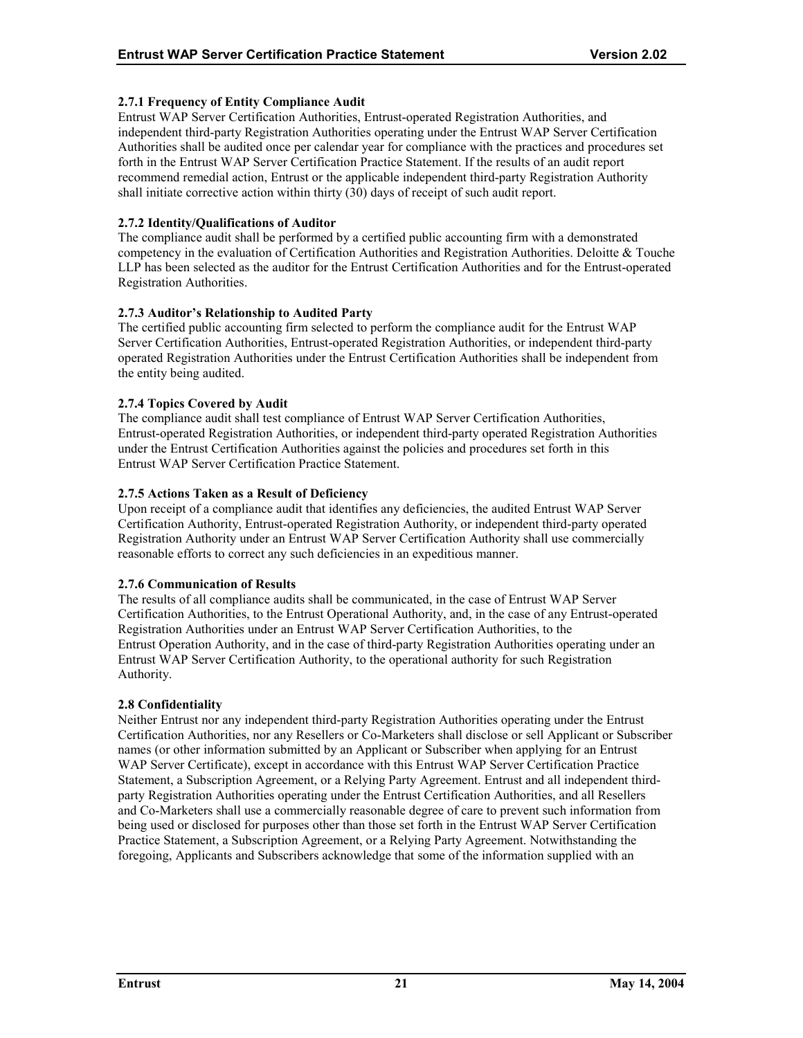**2.7.1 Frequency of Entity Compliance Audit**

Entrust WAP Server Certification Authorities, Entrust-operated Registration Authorities, and independent third-party Registration Authorities operating under the Entrust WAP Server Certification Authorities shall be audited once per calendar year for compliance with the practices and procedures set forth in the Entrust WAP Server Certification Practice Statement. If the results of an audit report recommend remedial action, Entrust or the applicable independent third-party Registration Authority shall initiate corrective action within thirty (30) days of receipt of such audit report.

**2.7.2 Identity/Qualifications of Auditor**

The compliance audit shall be performed by a certified public accounting firm with a demonstrated competency in the evaluation of Certification Authorities and Registration Authorities. Deloitte & Touche LLP has been selected as the auditor for the Entrust Certification Authorities and for the Entrust-operated Registration Authorities.

**2.7.3 Auditor's Relationship to Audited Party**

The certified public accounting firm selected to perform the compliance audit for the Entrust WAP Server Certification Authorities, Entrust-operated Registration Authorities, or independent third-party operated Registration Authorities under the Entrust Certification Authorities shall be independent from the entity being audited.

**2.7.4 Topics Covered by Audit**

The compliance audit shall test compliance of Entrust WAP Server Certification Authorities, Entrust-operated Registration Authorities, or independent third-party operated Registration Authorities under the Entrust Certification Authorities against the policies and procedures set forth in this Entrust WAP Server Certification Practice Statement.

**2.7.5 Actions Taken as a Result of Deficiency**

Upon receipt of a compliance audit that identifies any deficiencies, the audited Entrust WAP Server Certification Authority, Entrust-operated Registration Authority, or independent third-party operated Registration Authority under an Entrust WAP Server Certification Authority shall use commercially reasonable efforts to correct any such deficiencies in an expeditious manner.

**2.7.6 Communication of Results**

The results of all compliance audits shall be communicated, in the case of Entrust WAP Server Certification Authorities, to the Entrust Operational Authority, and, in the case of any Entrust-operated Registration Authorities under an Entrust WAP Server Certification Authorities, to the Entrust Operation Authority, and in the case of third-party Registration Authorities operating under an Entrust WAP Server Certification Authority, to the operational authority for such Registration Authority.

**2.8 Confidentiality**

Neither Entrust nor any independent third-party Registration Authorities operating under the Entrust Certification Authorities, nor any Resellers or Co-Marketers shall disclose or sell Applicant or Subscriber names (or other information submitted by an Applicant or Subscriber when applying for an Entrust WAP Server Certificate), except in accordance with this Entrust WAP Server Certification Practice Statement, a Subscription Agreement, or a Relying Party Agreement. Entrust and all independent third-party Registration Authorities operating under the Entrust Certification Authorities, and all Resellers and Co-Marketers shall use a commercially reasonable degree of care to prevent such information from being used or disclosed for purposes other than those set forth in the Entrust WAP Server Certification Practice Statement, a Subscription Agreement, or a Relying Party Agreement. Notwithstanding the foregoing, Applicants and Subscribers acknowledge that some of the information supplied with an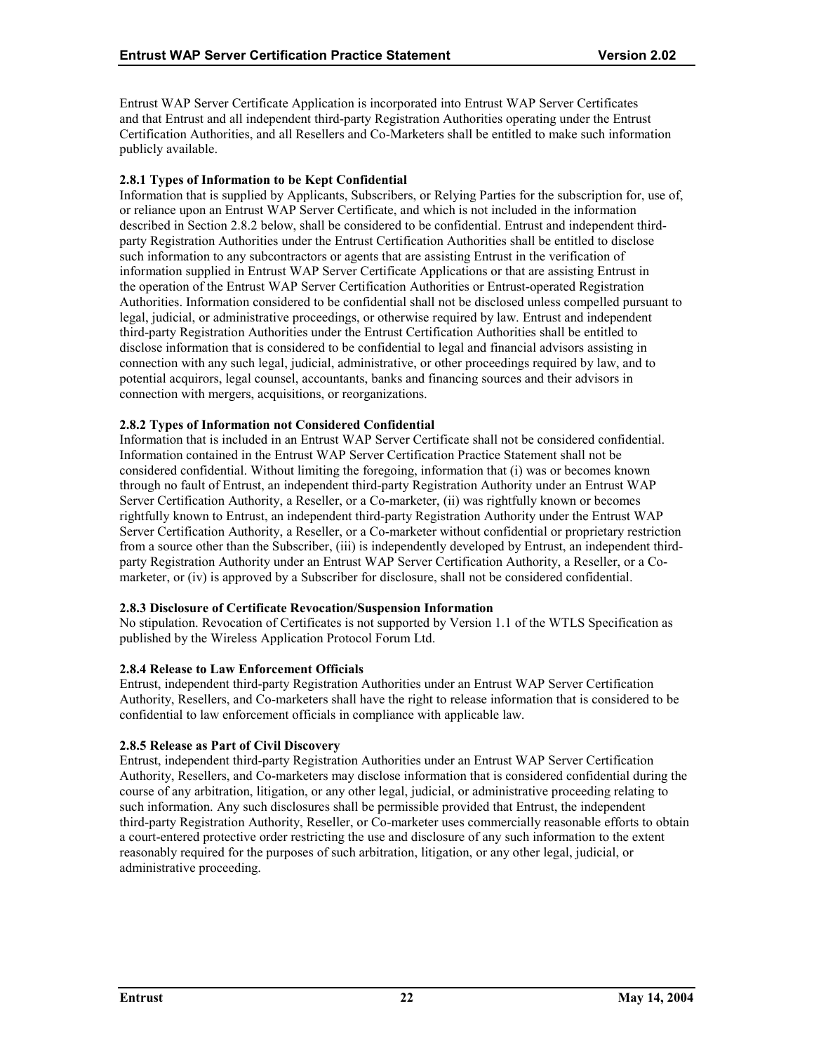Entrust WAP Server Certificate Application is incorporated into Entrust WAP Server Certificates and that Entrust and all independent third-party Registration Authorities operating under the Entrust Certification Authorities, and all Resellers and Co-Marketers shall be entitled to make such information publicly available.

### 2.8.1 Types of Information to be Kept Confidential

Information that is supplied by Applicants, Subscribers, or Relying Parties for the subscription for, use of, or reliance upon an Entrust WAP Server Certificate, and which is not included in the information described in Section 2.8.2 below, shall be considered to be confidential. Entrust and independent third-party Registration Authorities under the Entrust Certification Authorities shall be entitled to disclose such information to any subcontractors or agents that are assisting Entrust in the verification of information supplied in Entrust WAP Server Certificate Applications or that are assisting Entrust in the operation of the Entrust WAP Server Certification Authorities or Entrust-operated Registration Authorities. Information considered to be confidential shall not be disclosed unless compelled pursuant to legal, judicial, or administrative proceedings, or otherwise required by law. Entrust and independent third-party Registration Authorities under the Entrust Certification Authorities shall be entitled to disclose information that is considered to be confidential to legal and financial advisors assisting in connection with any such legal, judicial, administrative, or other proceedings required by law, and to potential acquirors, legal counsel, accountants, banks and financing sources and their advisors in connection with mergers, acquisitions, or reorganizations.

### 2.8.2 Types of Information not Considered Confidential

Information that is included in an Entrust WAP Server Certificate shall not be considered confidential. Information contained in the Entrust WAP Server Certification Practice Statement shall not be considered confidential. Without limiting the foregoing, information that (i) was or becomes known through no fault of Entrust, an independent third-party Registration Authority under an Entrust WAP Server Certification Authority, a Reseller, or a Co-marketer, (ii) was rightfully known or becomes rightfully known to Entrust, an independent third-party Registration Authority under the Entrust WAP Server Certification Authority, a Reseller, or a Co-marketer without confidential or proprietary restriction from a source other than the Subscriber, (iii) is independently developed by Entrust, an independent third-party Registration Authority under an Entrust WAP Server Certification Authority, a Reseller, or a Co-marketer, or (iv) is approved by a Subscriber for disclosure, shall not be considered confidential.

### 2.8.3 Disclosure of Certificate Revocation/Suspension Information

No stipulation. Revocation of Certificates is not supported by Version 1.1 of the WTLS Specification as published by the Wireless Application Protocol Forum Ltd.

### 2.8.4 Release to Law Enforcement Officials

Entrust, independent third-party Registration Authorities under an Entrust WAP Server Certification Authority, Resellers, and Co-marketers shall have the right to release information that is considered to be confidential to law enforcement officials in compliance with applicable law.

### 2.8.5 Release as Part of Civil Discovery

Entrust, independent third-party Registration Authorities under an Entrust WAP Server Certification Authority, Resellers, and Co-marketers may disclose information that is considered confidential during the course of any arbitration, litigation, or any other legal, judicial, or administrative proceeding relating to such information. Any such disclosures shall be permissible provided that Entrust, the independent third-party Registration Authority, Reseller, or Co-marketer uses commercially reasonable efforts to obtain a court-entered protective order restricting the use and disclosure of any such information to the extent reasonably required for the purposes of such arbitration, litigation, or any other legal, judicial, or administrative proceeding.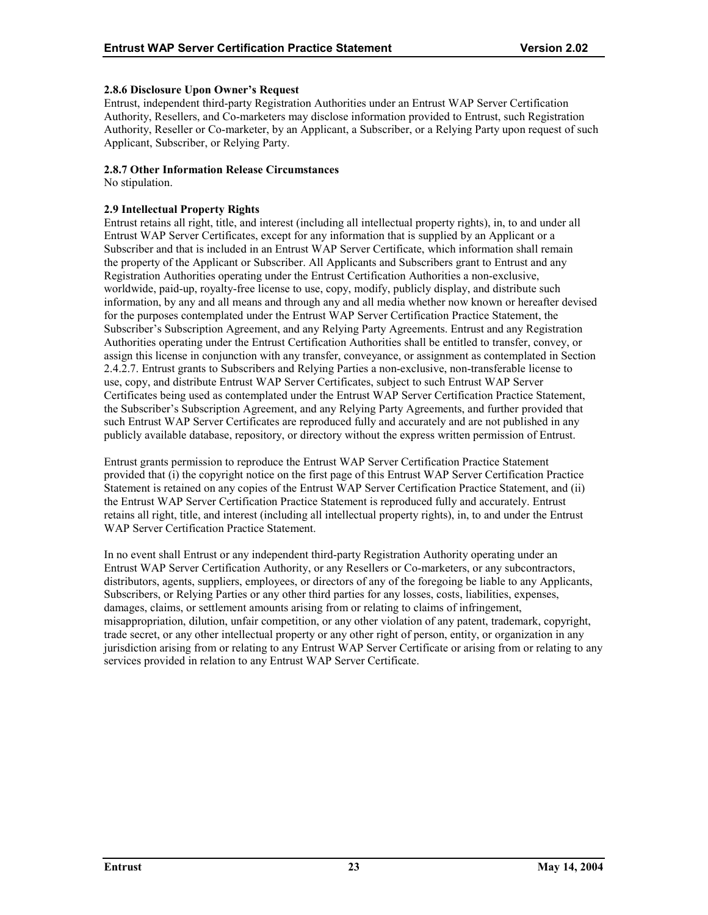#### 2.8.6 Disclosure Upon Owner's Request

Entrust, independent third-party Registration Authorities under an Entrust WAP Server Certification Authority, Resellers, and Co-marketers may disclose information provided to Entrust, such Registration Authority, Reseller or Co-marketer, by an Applicant, a Subscriber, or a Relying Party upon request of such Applicant, Subscriber, or Relying Party.

#### 2.8.7 Other Information Release Circumstances

No stipulation.

### 2.9 Intellectual Property Rights

Entrust retains all right, title, and interest (including all intellectual property rights), in, to and under all Entrust WAP Server Certificates, except for any information that is supplied by an Applicant or a Subscriber and that is included in an Entrust WAP Server Certificate, which information shall remain the property of the Applicant or Subscriber. All Applicants and Subscribers grant to Entrust and any Registration Authorities operating under the Entrust Certification Authorities a non-exclusive, worldwide, paid-up, royalty-free license to use, copy, modify, publicly display, and distribute such information, by any and all means and through any and all media whether now known or hereafter devised for the purposes contemplated under the Entrust WAP Server Certification Practice Statement, the Subscriber's Subscription Agreement, and any Relying Party Agreements. Entrust and any Registration Authorities operating under the Entrust Certification Authorities shall be entitled to transfer, convey, or assign this license in conjunction with any transfer, conveyance, or assignment as contemplated in Section 2.4.2.7. Entrust grants to Subscribers and Relying Parties a non-exclusive, non-transferable license to use, copy, and distribute Entrust WAP Server Certificates, subject to such Entrust WAP Server Certificates being used as contemplated under the Entrust WAP Server Certification Practice Statement, the Subscriber's Subscription Agreement, and any Relying Party Agreements, and further provided that such Entrust WAP Server Certificates are reproduced fully and accurately and are not published in any publicly available database, repository, or directory without the express written permission of Entrust.

Entrust grants permission to reproduce the Entrust WAP Server Certification Practice Statement provided that (i) the copyright notice on the first page of this Entrust WAP Server Certification Practice Statement is retained on any copies of the Entrust WAP Server Certification Practice Statement, and (ii) the Entrust WAP Server Certification Practice Statement is reproduced fully and accurately. Entrust retains all right, title, and interest (including all intellectual property rights), in, to and under the Entrust WAP Server Certification Practice Statement.

In no event shall Entrust or any independent third-party Registration Authority operating under an Entrust WAP Server Certification Authority, or any Resellers or Co-marketers, or any subcontractors, distributors, agents, suppliers, employees, or directors of any of the foregoing be liable to any Applicants, Subscribers, or Relying Parties or any other third parties for any losses, costs, liabilities, expenses, damages, claims, or settlement amounts arising from or relating to claims of infringement, misappropriation, dilution, unfair competition, or any other violation of any patent, trademark, copyright, trade secret, or any other intellectual property or any other right of person, entity, or organization in any jurisdiction arising from or relating to any Entrust WAP Server Certificate or arising from or relating to any services provided in relation to any Entrust WAP Server Certificate.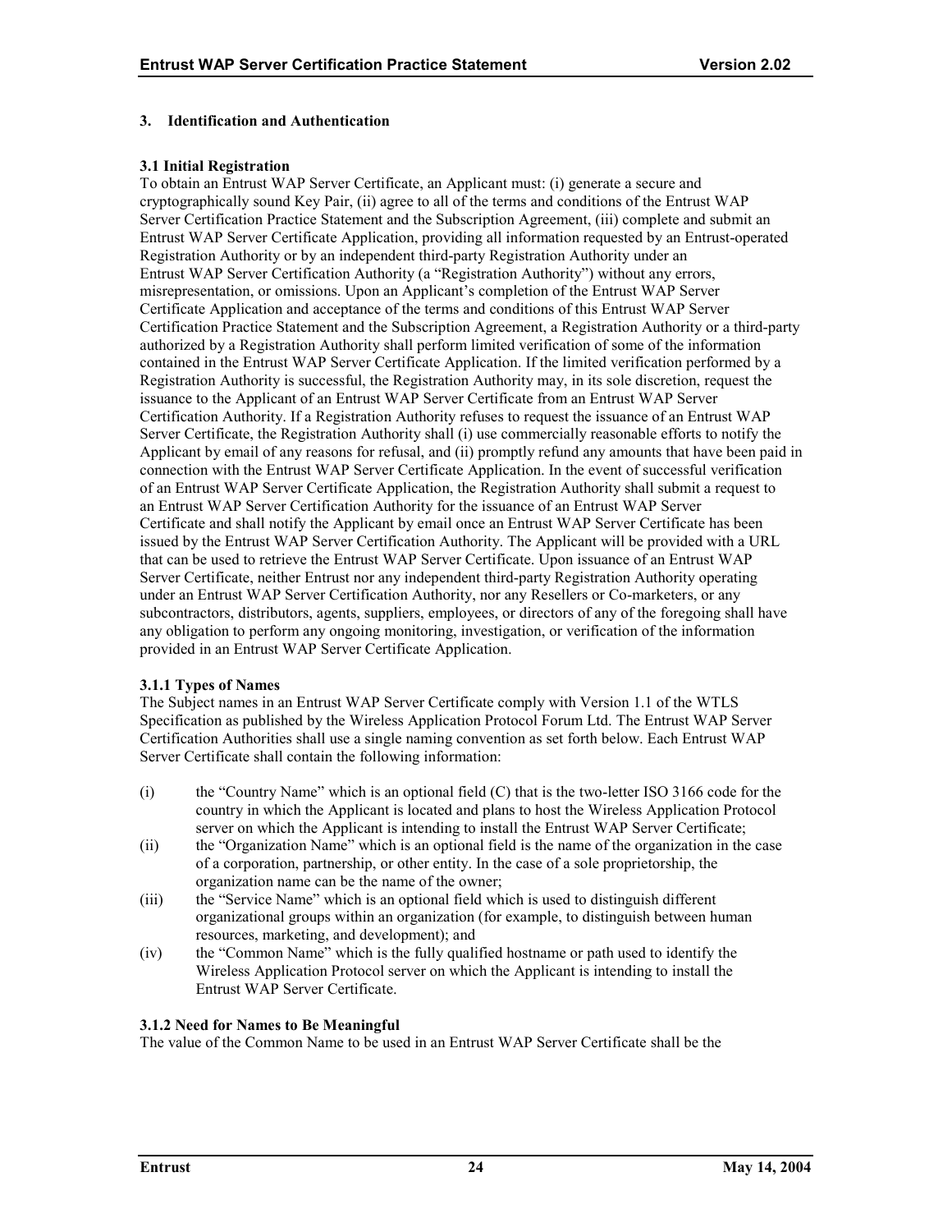## 3. Identification and Authentication

### 3.1 Initial Registration

To obtain an Entrust WAP Server Certificate, an Applicant must: (i) generate a secure and cryptographically sound Key Pair, (ii) agree to all of the terms and conditions of the Entrust WAP Server Certification Practice Statement and the Subscription Agreement, (iii) complete and submit an Entrust WAP Server Certificate Application, providing all information requested by an Entrust-operated Registration Authority or by an independent third-party Registration Authority under an Entrust WAP Server Certification Authority (a "Registration Authority") without any errors, misrepresentation, or omissions. Upon an Applicant's completion of the Entrust WAP Server Certificate Application and acceptance of the terms and conditions of this Entrust WAP Server Certification Practice Statement and the Subscription Agreement, a Registration Authority or a third-party authorized by a Registration Authority shall perform limited verification of some of the information contained in the Entrust WAP Server Certificate Application. If the limited verification performed by a Registration Authority is successful, the Registration Authority may, in its sole discretion, request the issuance to the Applicant of an Entrust WAP Server Certificate from an Entrust WAP Server Certification Authority. If a Registration Authority refuses to request the issuance of an Entrust WAP Server Certificate, the Registration Authority shall (i) use commercially reasonable efforts to notify the Applicant by email of any reasons for refusal, and (ii) promptly refund any amounts that have been paid in connection with the Entrust WAP Server Certificate Application. In the event of successful verification of an Entrust WAP Server Certificate Application, the Registration Authority shall submit a request to an Entrust WAP Server Certification Authority for the issuance of an Entrust WAP Server Certificate and shall notify the Applicant by email once an Entrust WAP Server Certificate has been issued by the Entrust WAP Server Certification Authority. The Applicant will be provided with a URL that can be used to retrieve the Entrust WAP Server Certificate. Upon issuance of an Entrust WAP Server Certificate, neither Entrust nor any independent third-party Registration Authority operating under an Entrust WAP Server Certification Authority, nor any Resellers or Co-marketers, or any subcontractors, distributors, agents, suppliers, employees, or directors of any of the foregoing shall have any obligation to perform any ongoing monitoring, investigation, or verification of the information provided in an Entrust WAP Server Certificate Application.

#### 3.1.1 Types of Names

The Subject names in an Entrust WAP Server Certificate comply with Version 1.1 of the WTLS Specification as published by the Wireless Application Protocol Forum Ltd. The Entrust WAP Server Certification Authorities shall use a single naming convention as set forth below. Each Entrust WAP Server Certificate shall contain the following information:

(i) the "Country Name" which is an optional field (C) that is the two-letter ISO 3166 code for the country in which the Applicant is located and plans to host the Wireless Application Protocol server on which the Applicant is intending to install the Entrust WAP Server Certificate;

(ii) the "Organization Name" which is an optional field is the name of the organization in the case of a corporation, partnership, or other entity. In the case of a sole proprietorship, the organization name can be the name of the owner;

(iii) the "Service Name" which is an optional field which is used to distinguish different organizational groups within an organization (for example, to distinguish between human resources, marketing, and development); and

(iv) the "Common Name" which is the fully qualified hostname or path used to identify the Wireless Application Protocol server on which the Applicant is intending to install the Entrust WAP Server Certificate.

#### 3.1.2 Need for Names to Be Meaningful

The value of the Common Name to be used in an Entrust WAP Server Certificate shall be the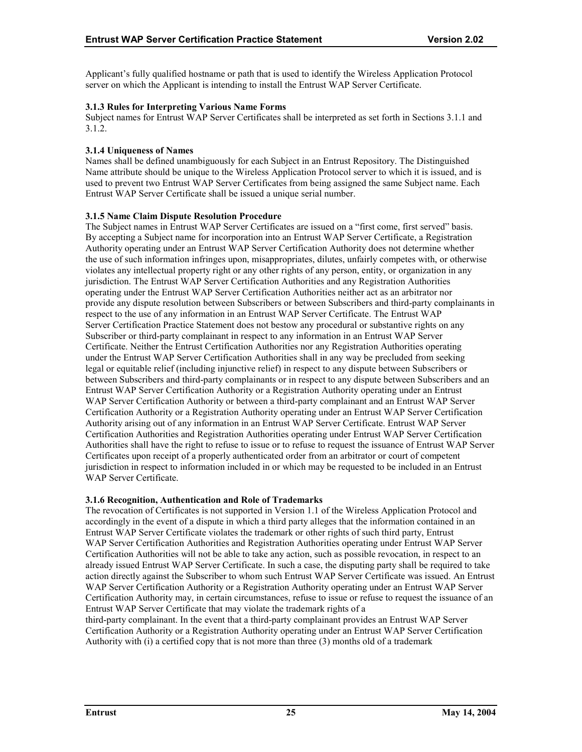Applicant's fully qualified hostname or path that is used to identify the Wireless Application Protocol server on which the Applicant is intending to install the Entrust WAP Server Certificate.

#### 3.1.3 Rules for Interpreting Various Name Forms

Subject names for Entrust WAP Server Certificates shall be interpreted as set forth in Sections 3.1.1 and 3.1.2.

#### 3.1.4 Uniqueness of Names

Names shall be defined unambiguously for each Subject in an Entrust Repository. The Distinguished Name attribute should be unique to the Wireless Application Protocol server to which it is issued, and is used to prevent two Entrust WAP Server Certificates from being assigned the same Subject name. Each Entrust WAP Server Certificate shall be issued a unique serial number.

#### 3.1.5 Name Claim Dispute Resolution Procedure

The Subject names in Entrust WAP Server Certificates are issued on a "first come, first served" basis. By accepting a Subject name for incorporation into an Entrust WAP Server Certificate, a Registration Authority operating under an Entrust WAP Server Certification Authority does not determine whether the use of such information infringes upon, misappropriates, dilutes, unfairly competes with, or otherwise violates any intellectual property right or any other rights of any person, entity, or organization in any jurisdiction. The Entrust WAP Server Certification Authorities and any Registration Authorities operating under the Entrust WAP Server Certification Authorities neither act as an arbitrator nor provide any dispute resolution between Subscribers or between Subscribers and third-party complainants in respect to the use of any information in an Entrust WAP Server Certificate. The Entrust WAP Server Certification Practice Statement does not bestow any procedural or substantive rights on any Subscriber or third-party complainant in respect to any information in an Entrust WAP Server Certificate. Neither the Entrust Certification Authorities nor any Registration Authorities operating under the Entrust WAP Server Certification Authorities shall in any way be precluded from seeking legal or equitable relief (including injunctive relief) in respect to any dispute between Subscribers or between Subscribers and third-party complainants or in respect to any dispute between Subscribers and an Entrust WAP Server Certification Authority or a Registration Authority operating under an Entrust WAP Server Certification Authority or between a third-party complainant and an Entrust WAP Server Certification Authority or a Registration Authority operating under an Entrust WAP Server Certification Authority arising out of any information in an Entrust WAP Server Certificate. Entrust WAP Server Certification Authorities and Registration Authorities operating under Entrust WAP Server Certification Authorities shall have the right to refuse to issue or to refuse to request the issuance of Entrust WAP Server Certificates upon receipt of a properly authenticated order from an arbitrator or court of competent jurisdiction in respect to information included in or which may be requested to be included in an Entrust WAP Server Certificate.

#### 3.1.6 Recognition, Authentication and Role of Trademarks

The revocation of Certificates is not supported in Version 1.1 of the Wireless Application Protocol and accordingly in the event of a dispute in which a third party alleges that the information contained in an Entrust WAP Server Certificate violates the trademark or other rights of such third party, Entrust WAP Server Certification Authorities and Registration Authorities operating under Entrust WAP Server Certification Authorities will not be able to take any action, such as possible revocation, in respect to an already issued Entrust WAP Server Certificate. In such a case, the disputing party shall be required to take action directly against the Subscriber to whom such Entrust WAP Server Certificate was issued. An Entrust WAP Server Certification Authority or a Registration Authority operating under an Entrust WAP Server Certification Authority may, in certain circumstances, refuse to issue or refuse to request the issuance of an Entrust WAP Server Certificate that may violate the trademark rights of a third-party complainant. In the event that a third-party complainant provides an Entrust WAP Server Certification Authority or a Registration Authority operating under an Entrust WAP Server Certification Authority with (i) a certified copy that is not more than three (3) months old of a trademark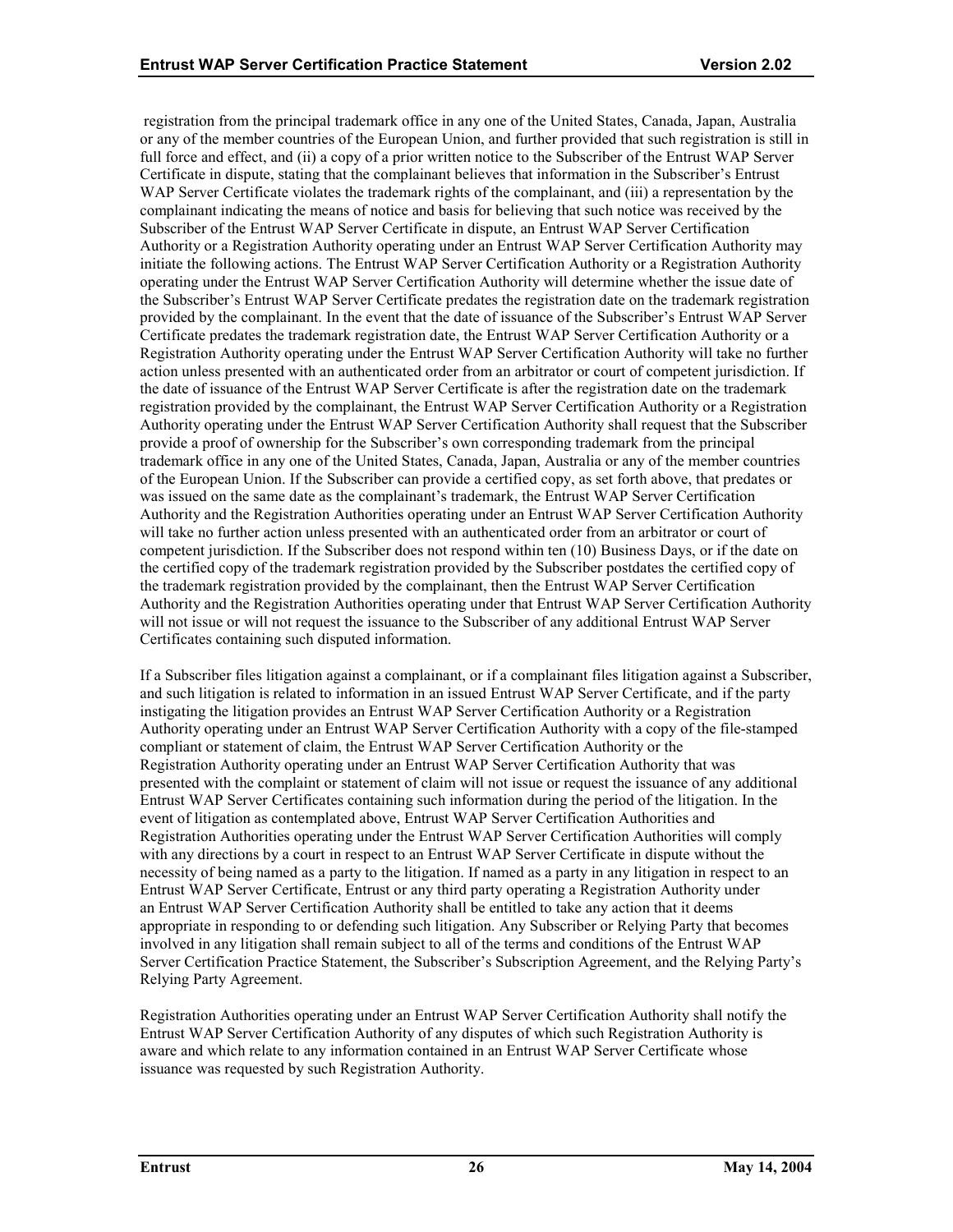registration from the principal trademark office in any one of the United States, Canada, Japan, Australia or any of the member countries of the European Union, and further provided that such registration is still in full force and effect, and (ii) a copy of a prior written notice to the Subscriber of the Entrust WAP Server Certificate in dispute, stating that the complainant believes that information in the Subscriber's Entrust WAP Server Certificate violates the trademark rights of the complainant, and (iii) a representation by the complainant indicating the means of notice and basis for believing that such notice was received by the Subscriber of the Entrust WAP Server Certificate in dispute, an Entrust WAP Server Certification Authority or a Registration Authority operating under an Entrust WAP Server Certification Authority may initiate the following actions. The Entrust WAP Server Certification Authority or a Registration Authority operating under the Entrust WAP Server Certification Authority will determine whether the issue date of the Subscriber's Entrust WAP Server Certificate predates the registration date on the trademark registration provided by the complainant. In the event that the date of issuance of the Subscriber's Entrust WAP Server Certificate predates the trademark registration date, the Entrust WAP Server Certification Authority or a Registration Authority operating under the Entrust WAP Server Certification Authority will take no further action unless presented with an authenticated order from an arbitrator or court of competent jurisdiction. If the date of issuance of the Entrust WAP Server Certificate is after the registration date on the trademark registration provided by the complainant, the Entrust WAP Server Certification Authority or a Registration Authority operating under the Entrust WAP Server Certification Authority shall request that the Subscriber provide a proof of ownership for the Subscriber's own corresponding trademark from the principal trademark office in any one of the United States, Canada, Japan, Australia or any of the member countries of the European Union. If the Subscriber can provide a certified copy, as set forth above, that predates or was issued on the same date as the complainant's trademark, the Entrust WAP Server Certification Authority and the Registration Authorities operating under an Entrust WAP Server Certification Authority will take no further action unless presented with an authenticated order from an arbitrator or court of competent jurisdiction. If the Subscriber does not respond within ten (10) Business Days, or if the date on the certified copy of the trademark registration provided by the Subscriber postdates the certified copy of the trademark registration provided by the complainant, then the Entrust WAP Server Certification Authority and the Registration Authorities operating under that Entrust WAP Server Certification Authority will not issue or will not request the issuance to the Subscriber of any additional Entrust WAP Server Certificates containing such disputed information.

If a Subscriber files litigation against a complainant, or if a complainant files litigation against a Subscriber, and such litigation is related to information in an issued Entrust WAP Server Certificate, and if the party instigating the litigation provides an Entrust WAP Server Certification Authority or a Registration Authority operating under an Entrust WAP Server Certification Authority with a copy of the file-stamped compliant or statement of claim, the Entrust WAP Server Certification Authority or the Registration Authority operating under an Entrust WAP Server Certification Authority that was presented with the complaint or statement of claim will not issue or request the issuance of any additional Entrust WAP Server Certificates containing such information during the period of the litigation. In the event of litigation as contemplated above, Entrust WAP Server Certification Authorities and Registration Authorities operating under the Entrust WAP Server Certification Authorities will comply with any directions by a court in respect to an Entrust WAP Server Certificate in dispute without the necessity of being named as a party to the litigation. If named as a party in any litigation in respect to an Entrust WAP Server Certificate, Entrust or any third party operating a Registration Authority under an Entrust WAP Server Certification Authority shall be entitled to take any action that it deems appropriate in responding to or defending such litigation. Any Subscriber or Relying Party that becomes involved in any litigation shall remain subject to all of the terms and conditions of the Entrust WAP Server Certification Practice Statement, the Subscriber's Subscription Agreement, and the Relying Party's Relying Party Agreement.

Registration Authorities operating under an Entrust WAP Server Certification Authority shall notify the Entrust WAP Server Certification Authority of any disputes of which such Registration Authority is aware and which relate to any information contained in an Entrust WAP Server Certificate whose issuance was requested by such Registration Authority.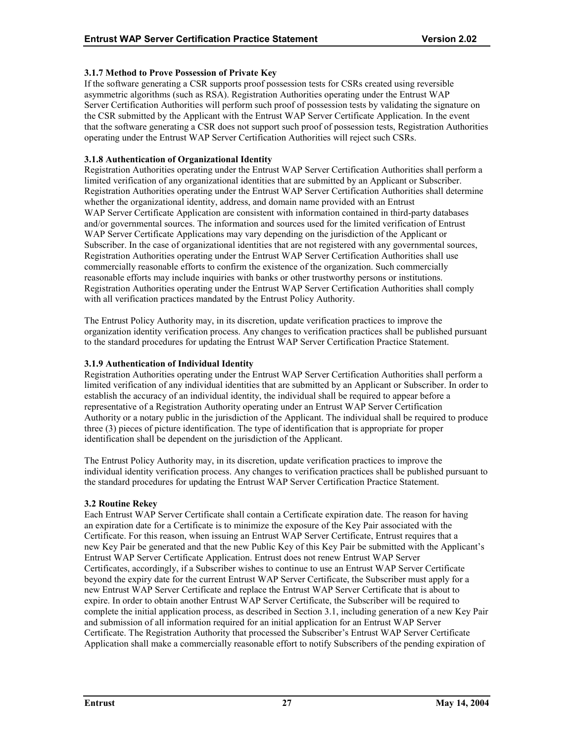#### 3.1.7 Method to Prove Possession of Private Key

If the software generating a CSR supports proof possession tests for CSRs created using reversible asymmetric algorithms (such as RSA). Registration Authorities operating under the Entrust WAP Server Certification Authorities will perform such proof of possession tests by validating the signature on the CSR submitted by the Applicant with the Entrust WAP Server Certificate Application. In the event that the software generating a CSR does not support such proof of possession tests, Registration Authorities operating under the Entrust WAP Server Certification Authorities will reject such CSRs.

#### 3.1.8 Authentication of Organizational Identity

Registration Authorities operating under the Entrust WAP Server Certification Authorities shall perform a limited verification of any organizational identities that are submitted by an Applicant or Subscriber. Registration Authorities operating under the Entrust WAP Server Certification Authorities shall determine whether the organizational identity, address, and domain name provided with an Entrust WAP Server Certificate Application are consistent with information contained in third-party databases and/or governmental sources. The information and sources used for the limited verification of Entrust WAP Server Certificate Applications may vary depending on the jurisdiction of the Applicant or Subscriber. In the case of organizational identities that are not registered with any governmental sources, Registration Authorities operating under the Entrust WAP Server Certification Authorities shall use commercially reasonable efforts to confirm the existence of the organization. Such commercially reasonable efforts may include inquiries with banks or other trustworthy persons or institutions. Registration Authorities operating under the Entrust WAP Server Certification Authorities shall comply with all verification practices mandated by the Entrust Policy Authority.

The Entrust Policy Authority may, in its discretion, update verification practices to improve the organization identity verification process. Any changes to verification practices shall be published pursuant to the standard procedures for updating the Entrust WAP Server Certification Practice Statement.

#### 3.1.9 Authentication of Individual Identity

Registration Authorities operating under the Entrust WAP Server Certification Authorities shall perform a limited verification of any individual identities that are submitted by an Applicant or Subscriber. In order to establish the accuracy of an individual identity, the individual shall be required to appear before a representative of a Registration Authority operating under an Entrust WAP Server Certification Authority or a notary public in the jurisdiction of the Applicant. The individual shall be required to produce three (3) pieces of picture identification. The type of identification that is appropriate for proper identification shall be dependent on the jurisdiction of the Applicant.

The Entrust Policy Authority may, in its discretion, update verification practices to improve the individual identity verification process. Any changes to verification practices shall be published pursuant to the standard procedures for updating the Entrust WAP Server Certification Practice Statement.

### 3.2 Routine Rekey

Each Entrust WAP Server Certificate shall contain a Certificate expiration date. The reason for having an expiration date for a Certificate is to minimize the exposure of the Key Pair associated with the Certificate. For this reason, when issuing an Entrust WAP Server Certificate, Entrust requires that a new Key Pair be generated and that the new Public Key of this Key Pair be submitted with the Applicant's Entrust WAP Server Certificate Application. Entrust does not renew Entrust WAP Server Certificates, accordingly, if a Subscriber wishes to continue to use an Entrust WAP Server Certificate beyond the expiry date for the current Entrust WAP Server Certificate, the Subscriber must apply for a new Entrust WAP Server Certificate and replace the Entrust WAP Server Certificate that is about to expire. In order to obtain another Entrust WAP Server Certificate, the Subscriber will be required to complete the initial application process, as described in Section 3.1, including generation of a new Key Pair and submission of all information required for an initial application for an Entrust WAP Server Certificate. The Registration Authority that processed the Subscriber's Entrust WAP Server Certificate Application shall make a commercially reasonable effort to notify Subscribers of the pending expiration of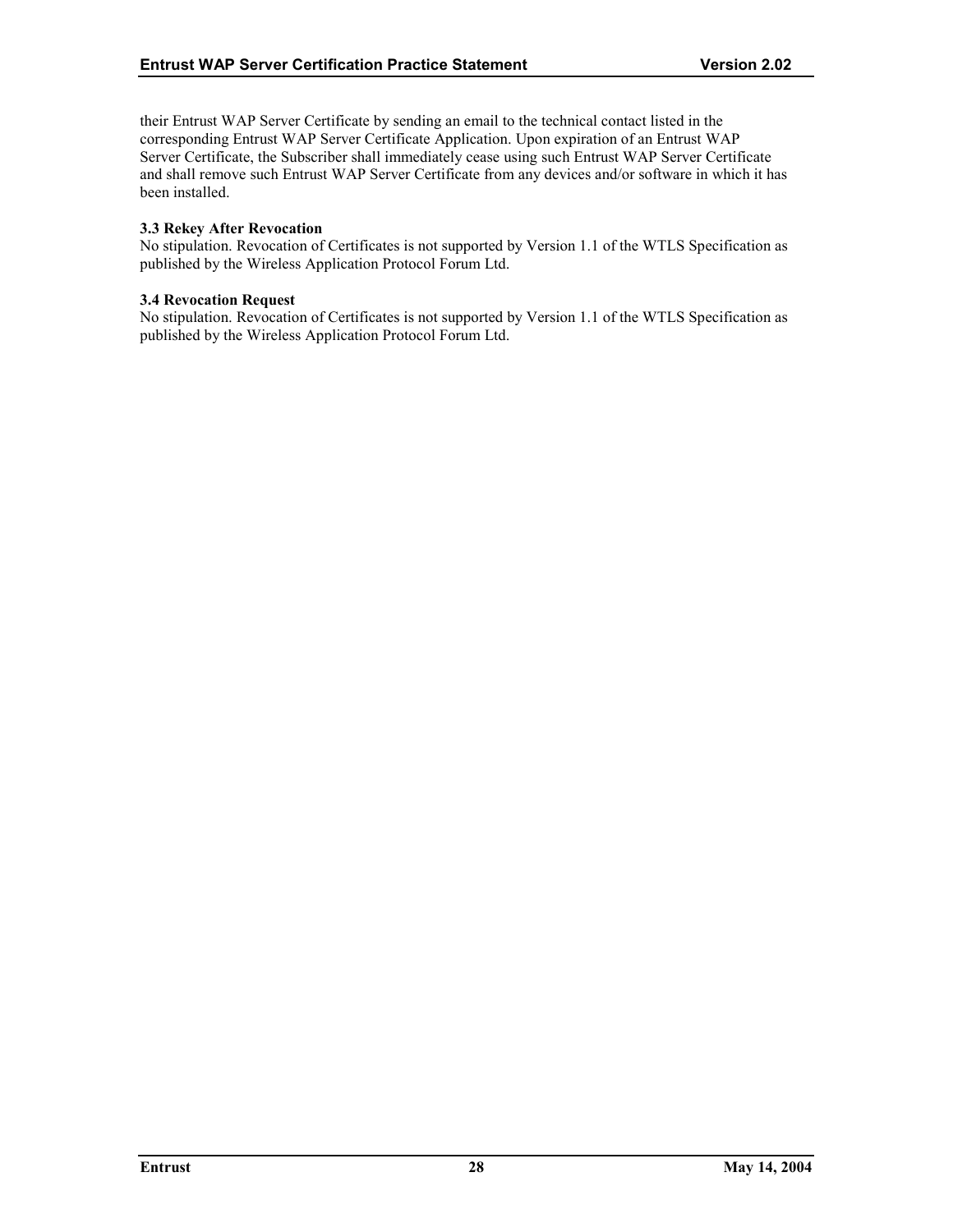their Entrust WAP Server Certificate by sending an email to the technical contact listed in the corresponding Entrust WAP Server Certificate Application. Upon expiration of an Entrust WAP Server Certificate, the Subscriber shall immediately cease using such Entrust WAP Server Certificate and shall remove such Entrust WAP Server Certificate from any devices and/or software in which it has been installed.

### 3.3 Rekey After Revocation

No stipulation. Revocation of Certificates is not supported by Version 1.1 of the WTLS Specification as published by the Wireless Application Protocol Forum Ltd.

### 3.4 Revocation Request

No stipulation. Revocation of Certificates is not supported by Version 1.1 of the WTLS Specification as published by the Wireless Application Protocol Forum Ltd.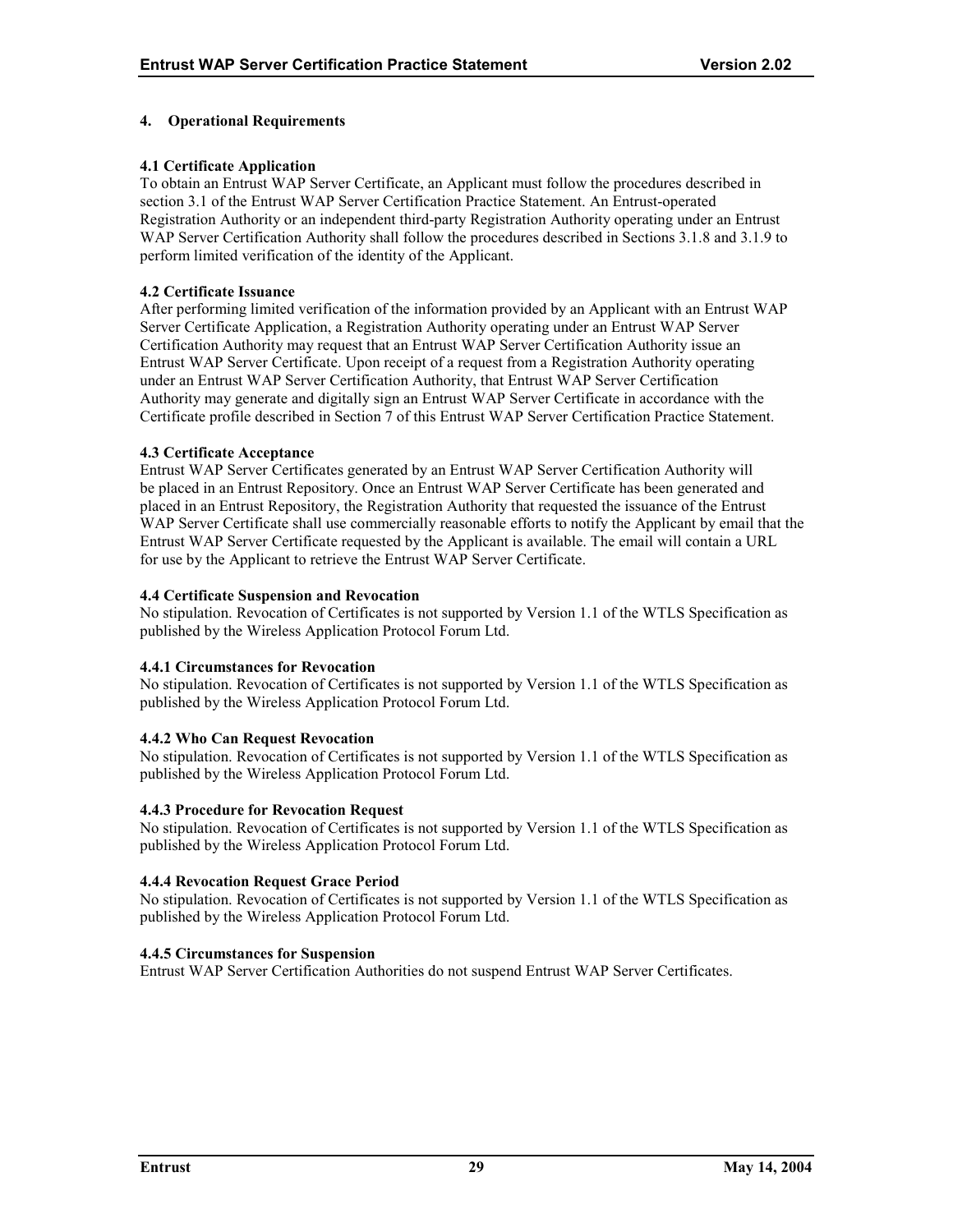# 4. Operational Requirements

## 4.1 Certificate Application

To obtain an Entrust WAP Server Certificate, an Applicant must follow the procedures described in section 3.1 of the Entrust WAP Server Certification Practice Statement. An Entrust-operated Registration Authority or an independent third-party Registration Authority operating under an Entrust WAP Server Certification Authority shall follow the procedures described in Sections 3.1.8 and 3.1.9 to perform limited verification of the identity of the Applicant.

## 4.2 Certificate Issuance

After performing limited verification of the information provided by an Applicant with an Entrust WAP Server Certificate Application, a Registration Authority operating under an Entrust WAP Server Certification Authority may request that an Entrust WAP Server Certification Authority issue an Entrust WAP Server Certificate. Upon receipt of a request from a Registration Authority operating under an Entrust WAP Server Certification Authority, that Entrust WAP Server Certification Authority may generate and digitally sign an Entrust WAP Server Certificate in accordance with the Certificate profile described in Section 7 of this Entrust WAP Server Certification Practice Statement.

## 4.3 Certificate Acceptance

Entrust WAP Server Certificates generated by an Entrust WAP Server Certification Authority will be placed in an Entrust Repository. Once an Entrust WAP Server Certificate has been generated and placed in an Entrust Repository, the Registration Authority that requested the issuance of the Entrust WAP Server Certificate shall use commercially reasonable efforts to notify the Applicant by email that the Entrust WAP Server Certificate requested by the Applicant is available. The email will contain a URL for use by the Applicant to retrieve the Entrust WAP Server Certificate.

## 4.4 Certificate Suspension and Revocation

No stipulation. Revocation of Certificates is not supported by Version 1.1 of the WTLS Specification as published by the Wireless Application Protocol Forum Ltd.

### 4.4.1 Circumstances for Revocation

No stipulation. Revocation of Certificates is not supported by Version 1.1 of the WTLS Specification as published by the Wireless Application Protocol Forum Ltd.

### 4.4.2 Who Can Request Revocation

No stipulation. Revocation of Certificates is not supported by Version 1.1 of the WTLS Specification as published by the Wireless Application Protocol Forum Ltd.

### 4.4.3 Procedure for Revocation Request

No stipulation. Revocation of Certificates is not supported by Version 1.1 of the WTLS Specification as published by the Wireless Application Protocol Forum Ltd.

### 4.4.4 Revocation Request Grace Period

No stipulation. Revocation of Certificates is not supported by Version 1.1 of the WTLS Specification as published by the Wireless Application Protocol Forum Ltd.

### 4.4.5 Circumstances for Suspension

Entrust WAP Server Certification Authorities do not suspend Entrust WAP Server Certificates.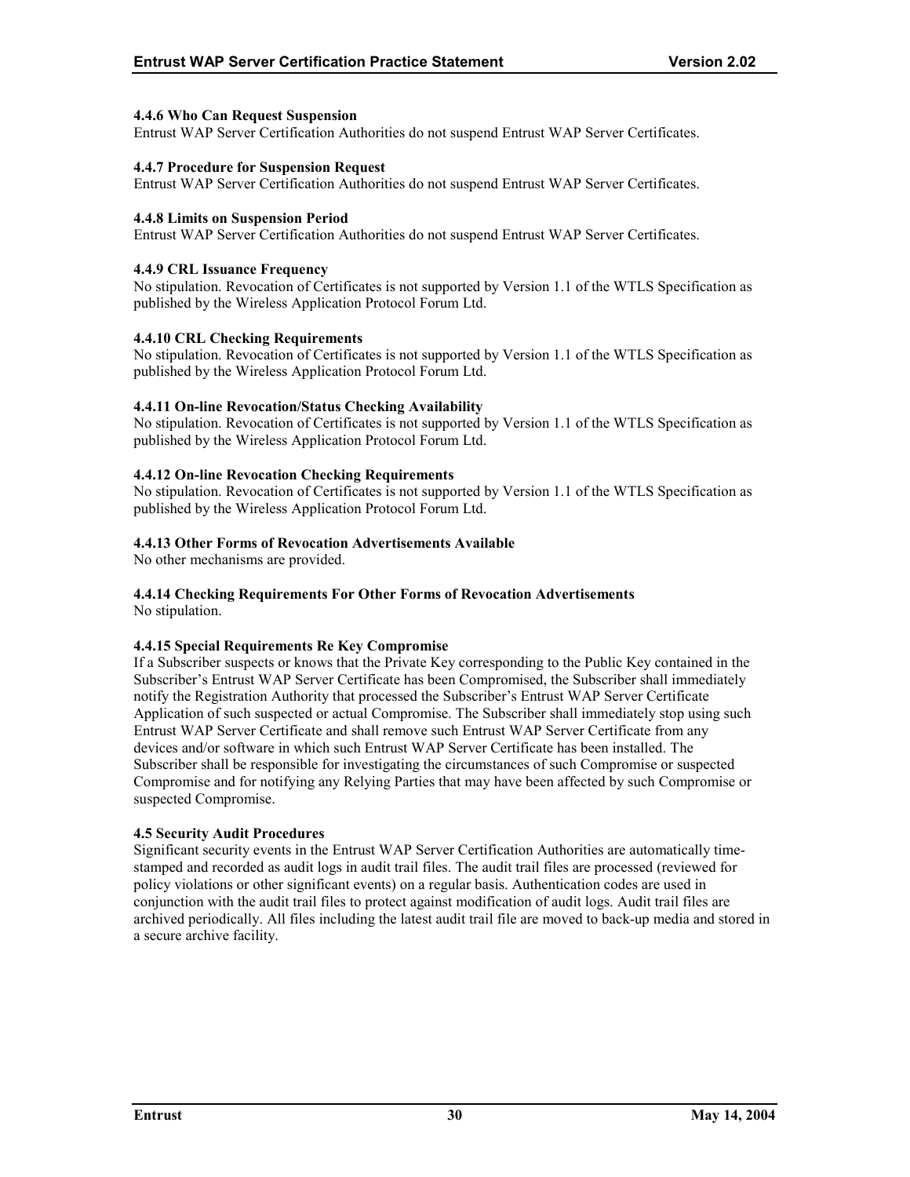#### 4.4.6 Who Can Request Suspension

Entrust WAP Server Certification Authorities do not suspend Entrust WAP Server Certificates.

#### 4.4.7 Procedure for Suspension Request

Entrust WAP Server Certification Authorities do not suspend Entrust WAP Server Certificates.

#### 4.4.8 Limits on Suspension Period

Entrust WAP Server Certification Authorities do not suspend Entrust WAP Server Certificates.

#### 4.4.9 CRL Issuance Frequency

No stipulation. Revocation of Certificates is not supported by Version 1.1 of the WTLS Specification as published by the Wireless Application Protocol Forum Ltd.

#### 4.4.10 CRL Checking Requirements

No stipulation. Revocation of Certificates is not supported by Version 1.1 of the WTLS Specification as published by the Wireless Application Protocol Forum Ltd.

#### 4.4.11 On-line Revocation/Status Checking Availability

No stipulation. Revocation of Certificates is not supported by Version 1.1 of the WTLS Specification as published by the Wireless Application Protocol Forum Ltd.

#### 4.4.12 On-line Revocation Checking Requirements

No stipulation. Revocation of Certificates is not supported by Version 1.1 of the WTLS Specification as published by the Wireless Application Protocol Forum Ltd.

#### 4.4.13 Other Forms of Revocation Advertisements Available

No other mechanisms are provided.

#### 4.4.14 Checking Requirements For Other Forms of Revocation Advertisements

No stipulation.

#### 4.4.15 Special Requirements Re Key Compromise

If a Subscriber suspects or knows that the Private Key corresponding to the Public Key contained in the Subscriber's Entrust WAP Server Certificate has been Compromised, the Subscriber shall immediately notify the Registration Authority that processed the Subscriber's Entrust WAP Server Certificate Application of such suspected or actual Compromise. The Subscriber shall immediately stop using such Entrust WAP Server Certificate and shall remove such Entrust WAP Server Certificate from any devices and/or software in which such Entrust WAP Server Certificate has been installed. The Subscriber shall be responsible for investigating the circumstances of such Compromise or suspected Compromise and for notifying any Relying Parties that may have been affected by such Compromise or suspected Compromise.

### 4.5 Security Audit Procedures

Significant security events in the Entrust WAP Server Certification Authorities are automatically time-stamped and recorded as audit logs in audit trail files. The audit trail files are processed (reviewed for policy violations or other significant events) on a regular basis. Authentication codes are used in conjunction with the audit trail files to protect against modification of audit logs. Audit trail files are archived periodically. All files including the latest audit trail file are moved to back-up media and stored in a secure archive facility.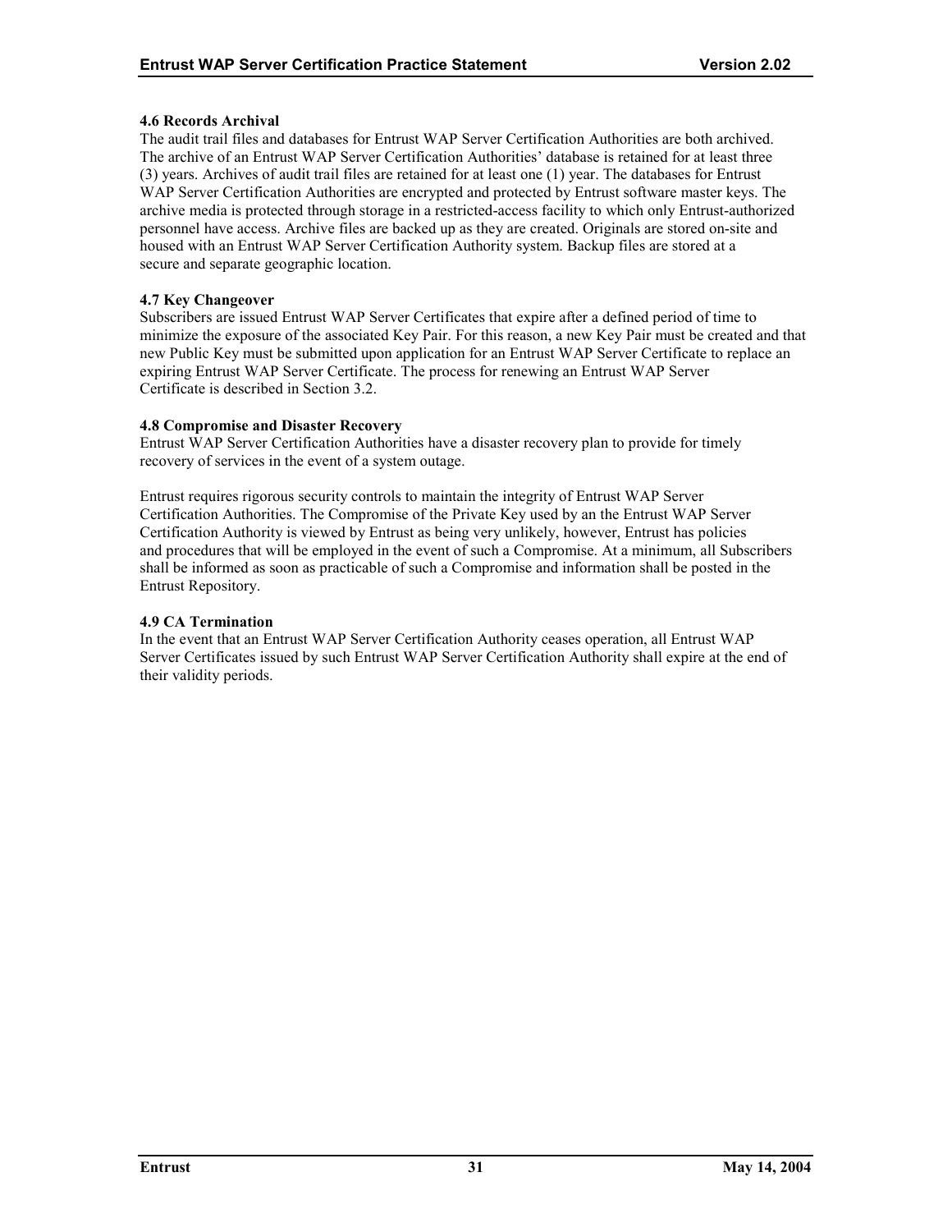#### 4.6 Records Archival

The audit trail files and databases for Entrust WAP Server Certification Authorities are both archived. The archive of an Entrust WAP Server Certification Authorities' database is retained for at least three (3) years. Archives of audit trail files are retained for at least one (1) year. The databases for Entrust WAP Server Certification Authorities are encrypted and protected by Entrust software master keys. The archive media is protected through storage in a restricted-access facility to which only Entrust-authorized personnel have access. Archive files are backed up as they are created. Originals are stored on-site and housed with an Entrust WAP Server Certification Authority system. Backup files are stored at a secure and separate geographic location.

#### 4.7 Key Changeover

Subscribers are issued Entrust WAP Server Certificates that expire after a defined period of time to minimize the exposure of the associated Key Pair. For this reason, a new Key Pair must be created and that new Public Key must be submitted upon application for an Entrust WAP Server Certificate to replace an expiring Entrust WAP Server Certificate. The process for renewing an Entrust WAP Server Certificate is described in Section 3.2.

#### 4.8 Compromise and Disaster Recovery

Entrust WAP Server Certification Authorities have a disaster recovery plan to provide for timely recovery of services in the event of a system outage.

Entrust requires rigorous security controls to maintain the integrity of Entrust WAP Server Certification Authorities. The Compromise of the Private Key used by an the Entrust WAP Server Certification Authority is viewed by Entrust as being very unlikely, however, Entrust has policies and procedures that will be employed in the event of such a Compromise. At a minimum, all Subscribers shall be informed as soon as practicable of such a Compromise and information shall be posted in the Entrust Repository.

#### 4.9 CA Termination

In the event that an Entrust WAP Server Certification Authority ceases operation, all Entrust WAP Server Certificates issued by such Entrust WAP Server Certification Authority shall expire at the end of their validity periods.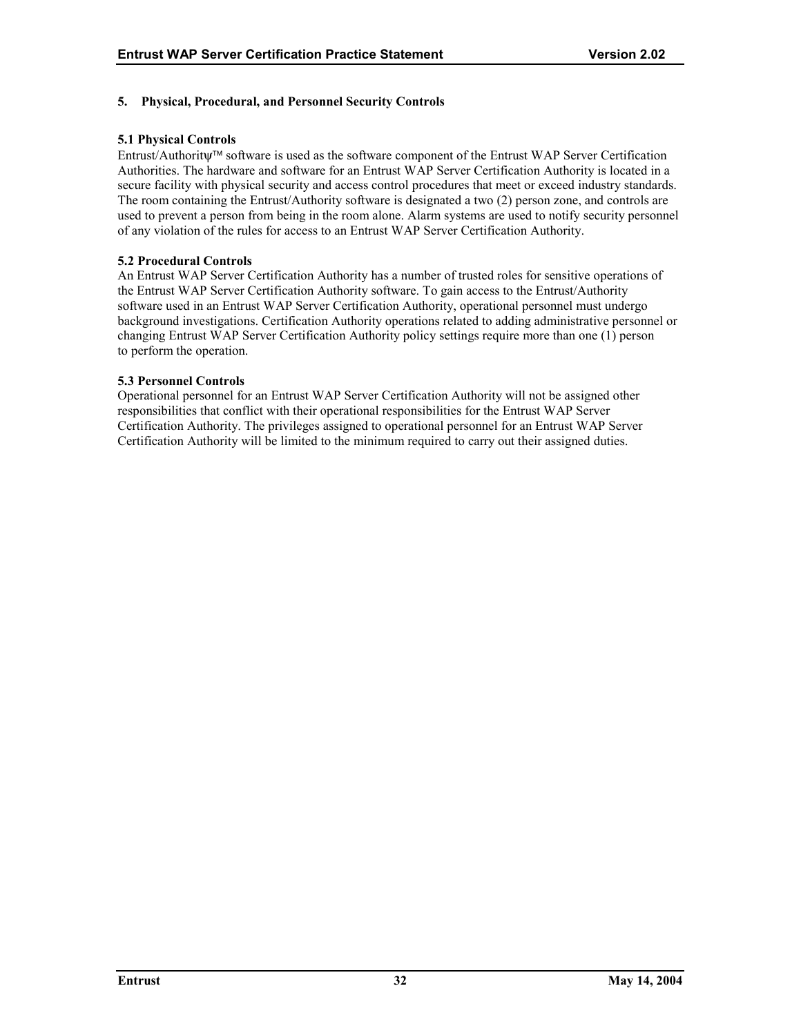# 5. Physical, Procedural, and Personnel Security Controls

## 5.1 Physical Controls

Entrust/Authorityψ™ software is used as the software component of the Entrust WAP Server Certification Authorities. The hardware and software for an Entrust WAP Server Certification Authority is located in a secure facility with physical security and access control procedures that meet or exceed industry standards. The room containing the Entrust/Authority software is designated a two (2) person zone, and controls are used to prevent a person from being in the room alone. Alarm systems are used to notify security personnel of any violation of the rules for access to an Entrust WAP Server Certification Authority.

## 5.2 Procedural Controls

An Entrust WAP Server Certification Authority has a number of trusted roles for sensitive operations of the Entrust WAP Server Certification Authority software. To gain access to the Entrust/Authority software used in an Entrust WAP Server Certification Authority, operational personnel must undergo background investigations. Certification Authority operations related to adding administrative personnel or changing Entrust WAP Server Certification Authority policy settings require more than one (1) person to perform the operation.

## 5.3 Personnel Controls

Operational personnel for an Entrust WAP Server Certification Authority will not be assigned other responsibilities that conflict with their operational responsibilities for the Entrust WAP Server Certification Authority. The privileges assigned to operational personnel for an Entrust WAP Server Certification Authority will be limited to the minimum required to carry out their assigned duties.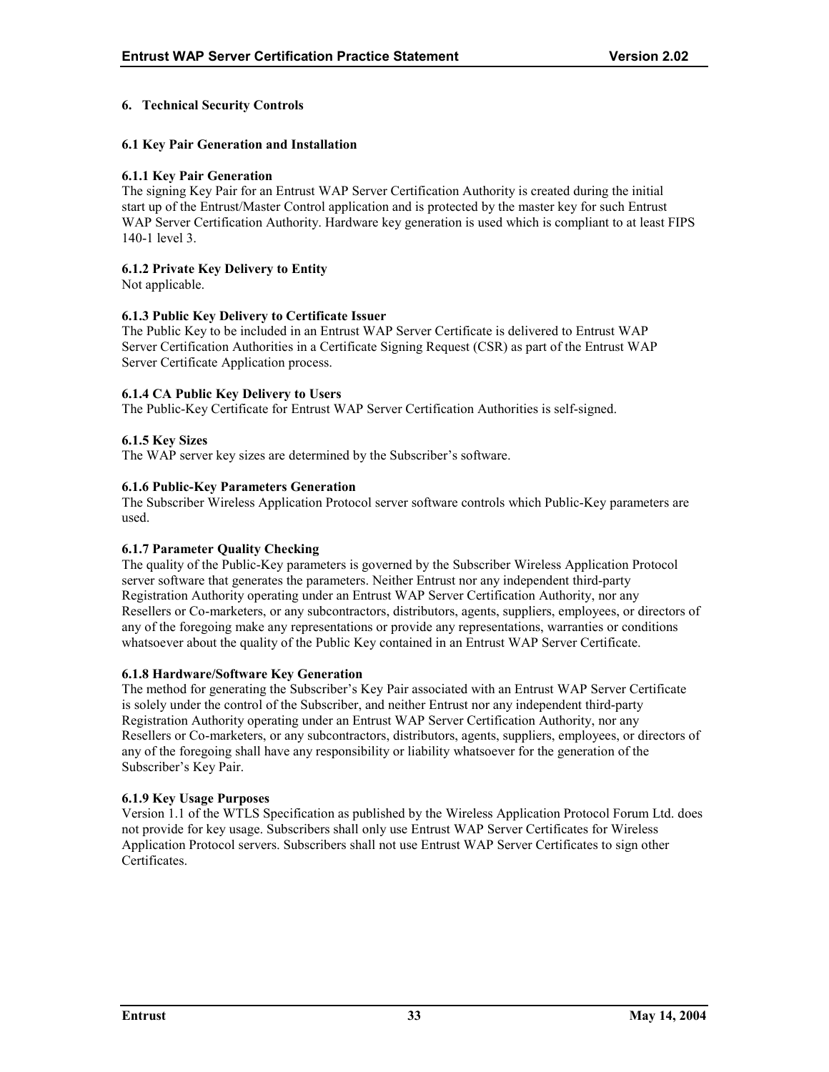# 6. Technical Security Controls

## 6.1 Key Pair Generation and Installation

### 6.1.1 Key Pair Generation

The signing Key Pair for an Entrust WAP Server Certification Authority is created during the initial start up of the Entrust/Master Control application and is protected by the master key for such Entrust WAP Server Certification Authority. Hardware key generation is used which is compliant to at least FIPS 140-1 level 3.

### 6.1.2 Private Key Delivery to Entity

Not applicable.

### 6.1.3 Public Key Delivery to Certificate Issuer

The Public Key to be included in an Entrust WAP Server Certificate is delivered to Entrust WAP Server Certification Authorities in a Certificate Signing Request (CSR) as part of the Entrust WAP Server Certificate Application process.

### 6.1.4 CA Public Key Delivery to Users

The Public-Key Certificate for Entrust WAP Server Certification Authorities is self-signed.

### 6.1.5 Key Sizes

The WAP server key sizes are determined by the Subscriber's software.

### 6.1.6 Public-Key Parameters Generation

The Subscriber Wireless Application Protocol server software controls which Public-Key parameters are used.

### 6.1.7 Parameter Quality Checking

The quality of the Public-Key parameters is governed by the Subscriber Wireless Application Protocol server software that generates the parameters. Neither Entrust nor any independent third-party Registration Authority operating under an Entrust WAP Server Certification Authority, nor any Resellers or Co-marketers, or any subcontractors, distributors, agents, suppliers, employees, or directors of any of the foregoing make any representations or provide any representations, warranties or conditions whatsoever about the quality of the Public Key contained in an Entrust WAP Server Certificate.

### 6.1.8 Hardware/Software Key Generation

The method for generating the Subscriber's Key Pair associated with an Entrust WAP Server Certificate is solely under the control of the Subscriber, and neither Entrust nor any independent third-party Registration Authority operating under an Entrust WAP Server Certification Authority, nor any Resellers or Co-marketers, or any subcontractors, distributors, agents, suppliers, employees, or directors of any of the foregoing shall have any responsibility or liability whatsoever for the generation of the Subscriber's Key Pair.

### 6.1.9 Key Usage Purposes

Version 1.1 of the WTLS Specification as published by the Wireless Application Protocol Forum Ltd. does not provide for key usage. Subscribers shall only use Entrust WAP Server Certificates for Wireless Application Protocol servers. Subscribers shall not use Entrust WAP Server Certificates to sign other Certificates.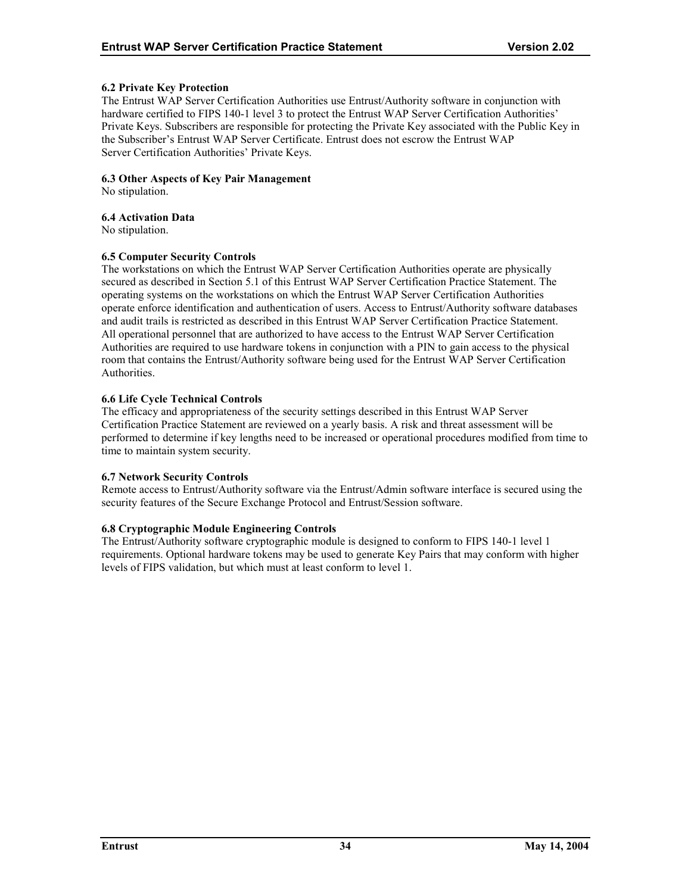### 6.2 Private Key Protection

The Entrust WAP Server Certification Authorities use Entrust/Authority software in conjunction with hardware certified to FIPS 140-1 level 3 to protect the Entrust WAP Server Certification Authorities' Private Keys. Subscribers are responsible for protecting the Private Key associated with the Public Key in the Subscriber's Entrust WAP Server Certificate. Entrust does not escrow the Entrust WAP Server Certification Authorities' Private Keys.

### 6.3 Other Aspects of Key Pair Management

No stipulation.

### 6.4 Activation Data

No stipulation.

### 6.5 Computer Security Controls

The workstations on which the Entrust WAP Server Certification Authorities operate are physically secured as described in Section 5.1 of this Entrust WAP Server Certification Practice Statement. The operating systems on the workstations on which the Entrust WAP Server Certification Authorities operate enforce identification and authentication of users. Access to Entrust/Authority software databases and audit trails is restricted as described in this Entrust WAP Server Certification Practice Statement. All operational personnel that are authorized to have access to the Entrust WAP Server Certification Authorities are required to use hardware tokens in conjunction with a PIN to gain access to the physical room that contains the Entrust/Authority software being used for the Entrust WAP Server Certification Authorities.

### 6.6 Life Cycle Technical Controls

The efficacy and appropriateness of the security settings described in this Entrust WAP Server Certification Practice Statement are reviewed on a yearly basis. A risk and threat assessment will be performed to determine if key lengths need to be increased or operational procedures modified from time to time to maintain system security.

### 6.7 Network Security Controls

Remote access to Entrust/Authority software via the Entrust/Admin software interface is secured using the security features of the Secure Exchange Protocol and Entrust/Session software.

### 6.8 Cryptographic Module Engineering Controls

The Entrust/Authority software cryptographic module is designed to conform to FIPS 140-1 level 1 requirements. Optional hardware tokens may be used to generate Key Pairs that may conform with higher levels of FIPS validation, but which must at least conform to level 1.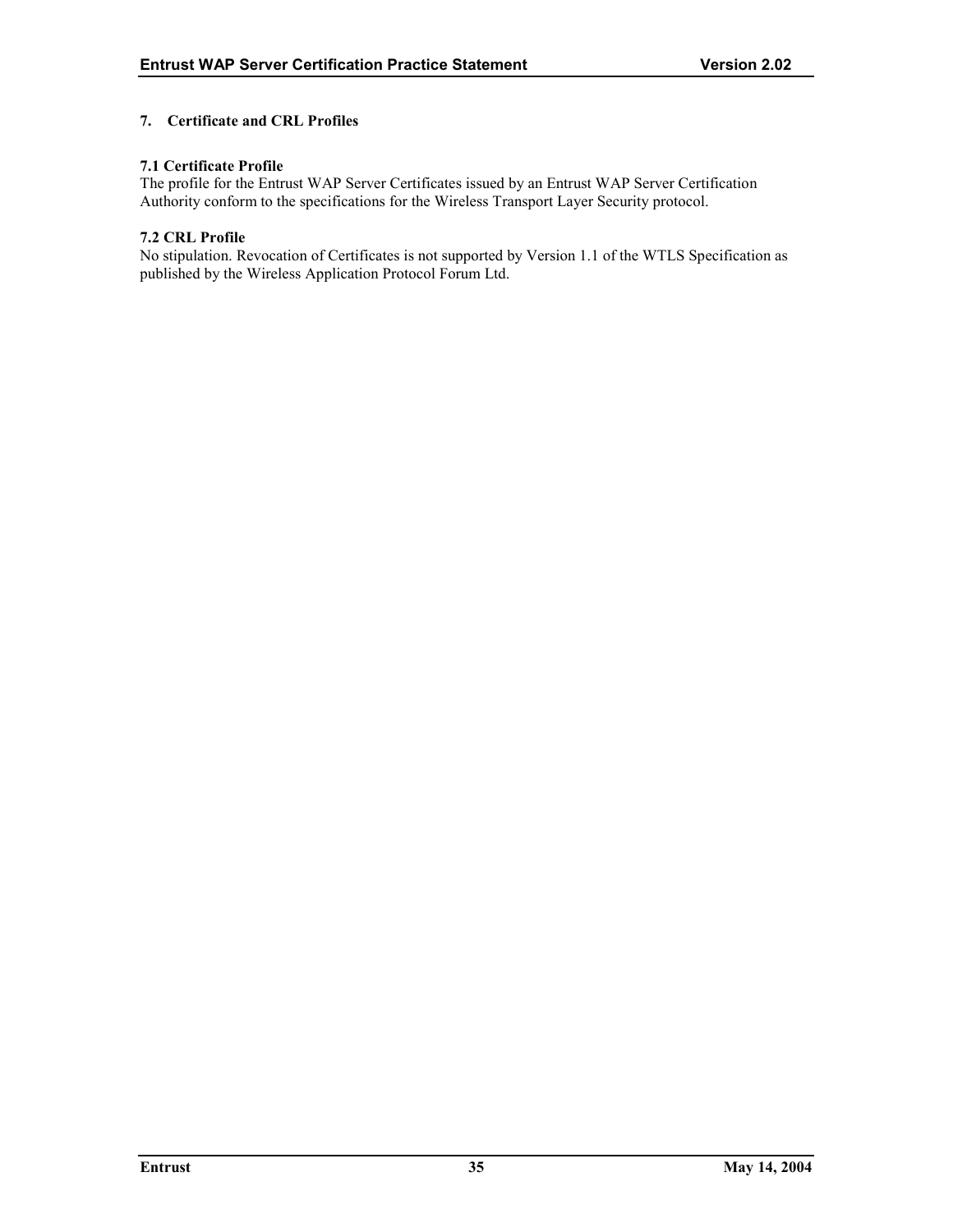# 7. Certificate and CRL Profiles

## 7.1 Certificate Profile

The profile for the Entrust WAP Server Certificates issued by an Entrust WAP Server Certification Authority conform to the specifications for the Wireless Transport Layer Security protocol.

## 7.2 CRL Profile

No stipulation. Revocation of Certificates is not supported by Version 1.1 of the WTLS Specification as published by the Wireless Application Protocol Forum Ltd.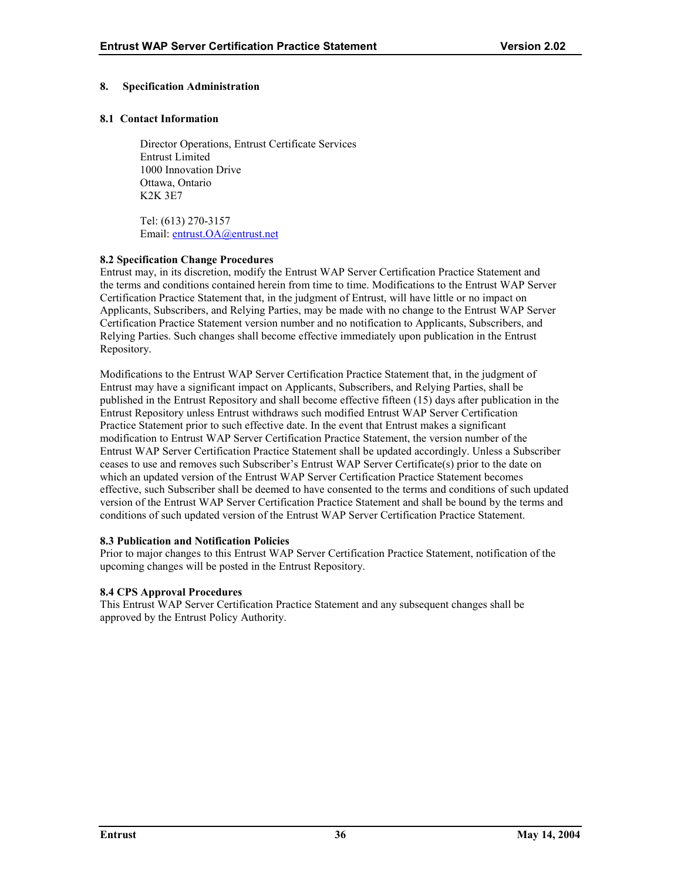# 8. Specification Administration

## 8.1 Contact Information

Director Operations, Entrust Certificate Services
Entrust Limited
1000 Innovation Drive
Ottawa, Ontario
K2K 3E7

Tel: (613) 270-3157
Email: entrust.OA@entrust.net

## 8.2 Specification Change Procedures

Entrust may, in its discretion, modify the Entrust WAP Server Certification Practice Statement and the terms and conditions contained herein from time to time. Modifications to the Entrust WAP Server Certification Practice Statement that, in the judgment of Entrust, will have little or no impact on Applicants, Subscribers, and Relying Parties, may be made with no change to the Entrust WAP Server Certification Practice Statement version number and no notification to Applicants, Subscribers, and Relying Parties. Such changes shall become effective immediately upon publication in the Entrust Repository.

Modifications to the Entrust WAP Server Certification Practice Statement that, in the judgment of Entrust may have a significant impact on Applicants, Subscribers, and Relying Parties, shall be published in the Entrust Repository and shall become effective fifteen (15) days after publication in the Entrust Repository unless Entrust withdraws such modified Entrust WAP Server Certification Practice Statement prior to such effective date. In the event that Entrust makes a significant modification to Entrust WAP Server Certification Practice Statement, the version number of the Entrust WAP Server Certification Practice Statement shall be updated accordingly. Unless a Subscriber ceases to use and removes such Subscriber's Entrust WAP Server Certificate(s) prior to the date on which an updated version of the Entrust WAP Server Certification Practice Statement becomes effective, such Subscriber shall be deemed to have consented to the terms and conditions of such updated version of the Entrust WAP Server Certification Practice Statement and shall be bound by the terms and conditions of such updated version of the Entrust WAP Server Certification Practice Statement.

## 8.3 Publication and Notification Policies

Prior to major changes to this Entrust WAP Server Certification Practice Statement, notification of the upcoming changes will be posted in the Entrust Repository.

## 8.4 CPS Approval Procedures

This Entrust WAP Server Certification Practice Statement and any subsequent changes shall be approved by the Entrust Policy Authority.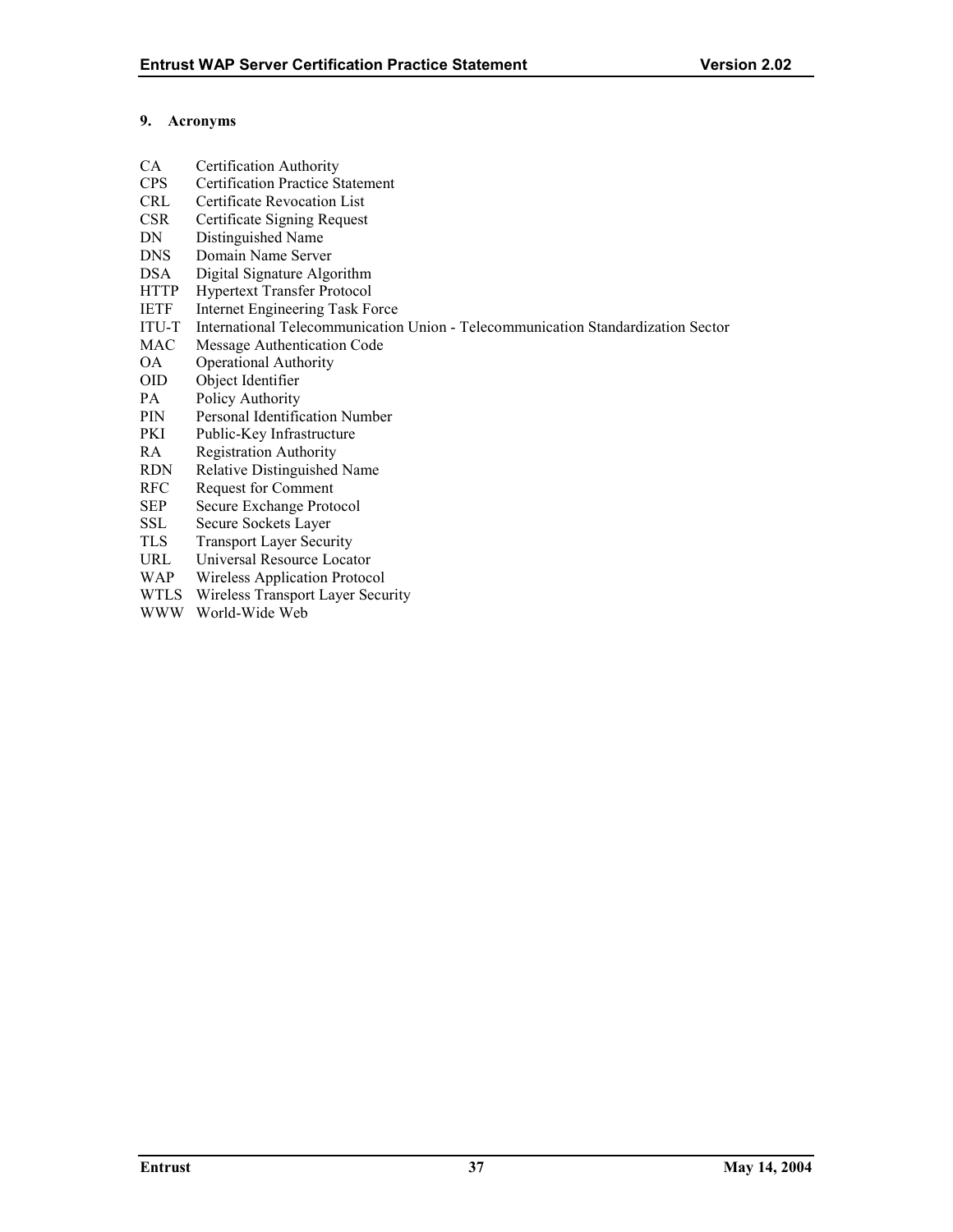## 9. Acronyms

| | |
|---|---|
| CA | Certification Authority |
| CPS | Certification Practice Statement |
| CRL | Certificate Revocation List |
| CSR | Certificate Signing Request |
| DN | Distinguished Name |
| DNS | Domain Name Server |
| DSA | Digital Signature Algorithm |
| HTTP | Hypertext Transfer Protocol |
| IETF | Internet Engineering Task Force |
| ITU-T | International Telecommunication Union - Telecommunication Standardization Sector |
| MAC | Message Authentication Code |
| OA | Operational Authority |
| OID | Object Identifier |
| PA | Policy Authority |
| PIN | Personal Identification Number |
| PKI | Public-Key Infrastructure |
| RA | Registration Authority |
| RDN | Relative Distinguished Name |
| RFC | Request for Comment |
| SEP | Secure Exchange Protocol |
| SSL | Secure Sockets Layer |
| TLS | Transport Layer Security |
| URL | Universal Resource Locator |
| WAP | Wireless Application Protocol |
| WTLS | Wireless Transport Layer Security |
| WWW | World-Wide Web |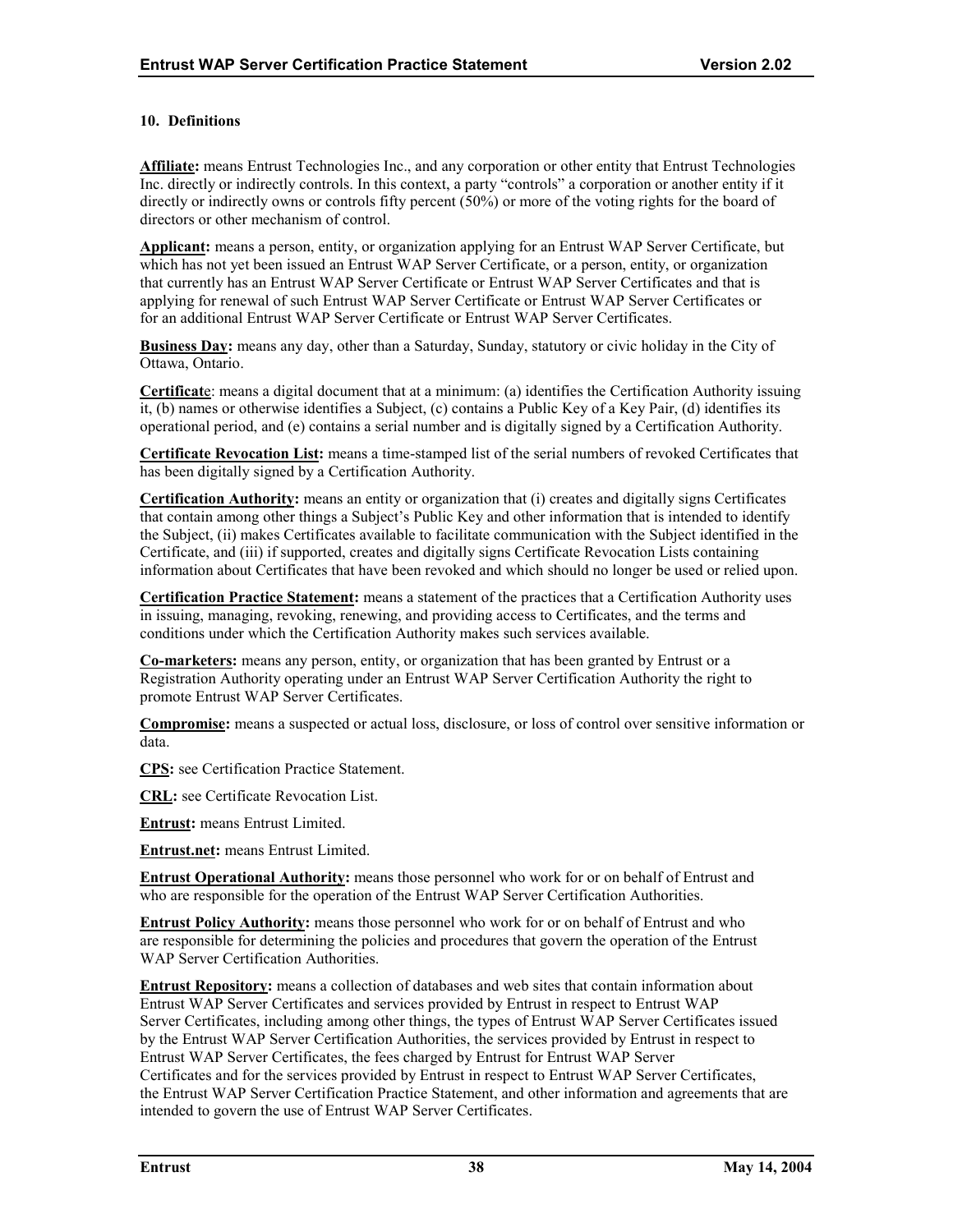## 10. Definitions

**Affiliate:** means Entrust Technologies Inc., and any corporation or other entity that Entrust Technologies Inc. directly or indirectly controls. In this context, a party "controls" a corporation or another entity if it directly or indirectly owns or controls fifty percent (50%) or more of the voting rights for the board of directors or other mechanism of control.

**Applicant:** means a person, entity, or organization applying for an Entrust WAP Server Certificate, but which has not yet been issued an Entrust WAP Server Certificate, or a person, entity, or organization that currently has an Entrust WAP Server Certificate or Entrust WAP Server Certificates and that is applying for renewal of such Entrust WAP Server Certificate or Entrust WAP Server Certificates or for an additional Entrust WAP Server Certificate or Entrust WAP Server Certificates.

**Business Day:** means any day, other than a Saturday, Sunday, statutory or civic holiday in the City of Ottawa, Ontario.

**Certificate**: means a digital document that at a minimum: (a) identifies the Certification Authority issuing it, (b) names or otherwise identifies a Subject, (c) contains a Public Key of a Key Pair, (d) identifies its operational period, and (e) contains a serial number and is digitally signed by a Certification Authority.

**Certificate Revocation List:** means a time-stamped list of the serial numbers of revoked Certificates that has been digitally signed by a Certification Authority.

**Certification Authority:** means an entity or organization that (i) creates and digitally signs Certificates that contain among other things a Subject's Public Key and other information that is intended to identify the Subject, (ii) makes Certificates available to facilitate communication with the Subject identified in the Certificate, and (iii) if supported, creates and digitally signs Certificate Revocation Lists containing information about Certificates that have been revoked and which should no longer be used or relied upon.

**Certification Practice Statement:** means a statement of the practices that a Certification Authority uses in issuing, managing, revoking, renewing, and providing access to Certificates, and the terms and conditions under which the Certification Authority makes such services available.

**Co-marketers:** means any person, entity, or organization that has been granted by Entrust or a Registration Authority operating under an Entrust WAP Server Certification Authority the right to promote Entrust WAP Server Certificates.

**Compromise:** means a suspected or actual loss, disclosure, or loss of control over sensitive information or data.

**CPS:** see Certification Practice Statement.

**CRL:** see Certificate Revocation List.

**Entrust:** means Entrust Limited.

**Entrust.net:** means Entrust Limited.

**Entrust Operational Authority:** means those personnel who work for or on behalf of Entrust and who are responsible for the operation of the Entrust WAP Server Certification Authorities.

**Entrust Policy Authority:** means those personnel who work for or on behalf of Entrust and who are responsible for determining the policies and procedures that govern the operation of the Entrust WAP Server Certification Authorities.

**Entrust Repository:** means a collection of databases and web sites that contain information about Entrust WAP Server Certificates and services provided by Entrust in respect to Entrust WAP Server Certificates, including among other things, the types of Entrust WAP Server Certificates issued by the Entrust WAP Server Certification Authorities, the services provided by Entrust in respect to Entrust WAP Server Certificates, the fees charged by Entrust for Entrust WAP Server Certificates and for the services provided by Entrust in respect to Entrust WAP Server Certificates, the Entrust WAP Server Certification Practice Statement, and other information and agreements that are intended to govern the use of Entrust WAP Server Certificates.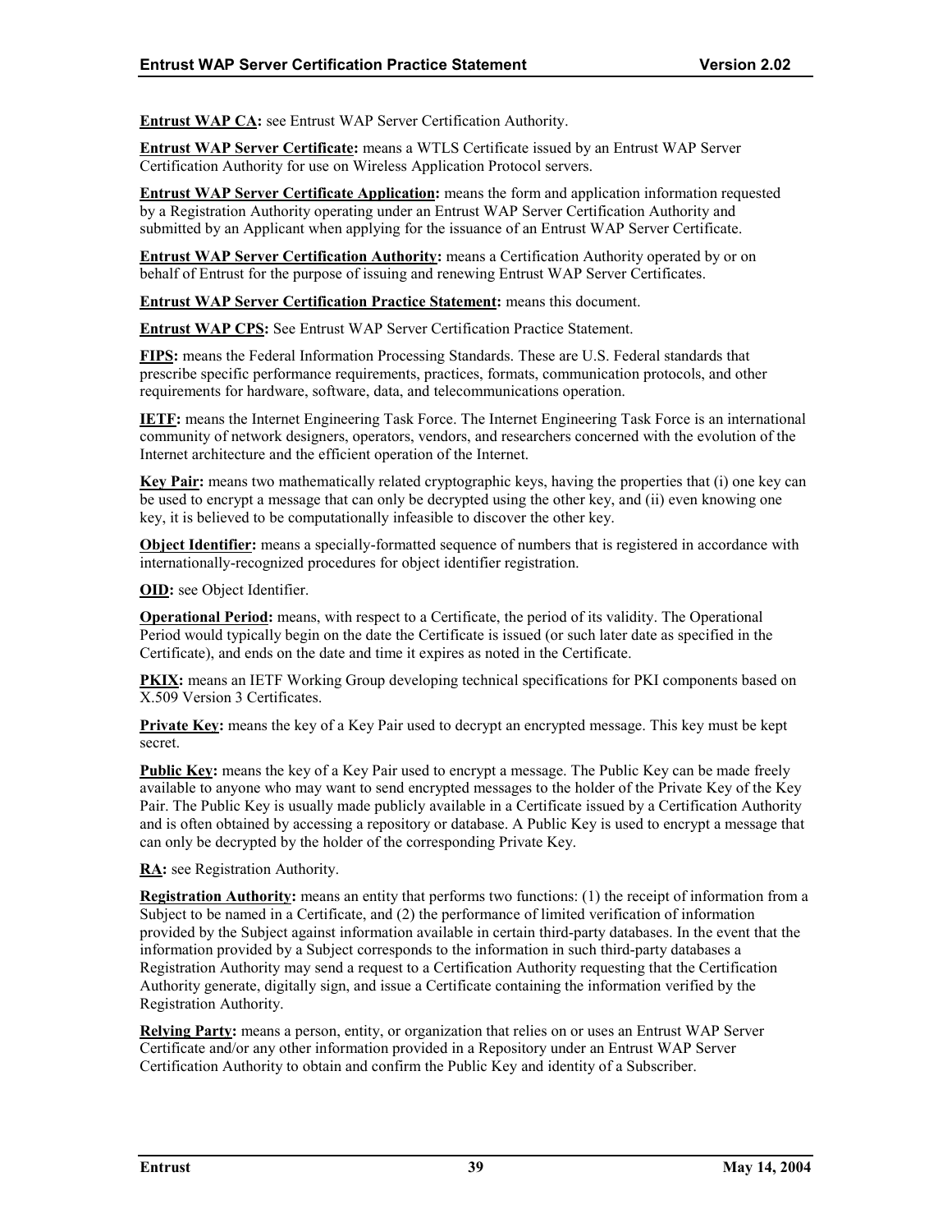**Entrust WAP CA:** see Entrust WAP Server Certification Authority.

**Entrust WAP Server Certificate:** means a WTLS Certificate issued by an Entrust WAP Server Certification Authority for use on Wireless Application Protocol servers.

**Entrust WAP Server Certificate Application:** means the form and application information requested by a Registration Authority operating under an Entrust WAP Server Certification Authority and submitted by an Applicant when applying for the issuance of an Entrust WAP Server Certificate.

**Entrust WAP Server Certification Authority:** means a Certification Authority operated by or on behalf of Entrust for the purpose of issuing and renewing Entrust WAP Server Certificates.

**Entrust WAP Server Certification Practice Statement:** means this document.

**Entrust WAP CPS:** See Entrust WAP Server Certification Practice Statement.

**FIPS:** means the Federal Information Processing Standards. These are U.S. Federal standards that prescribe specific performance requirements, practices, formats, communication protocols, and other requirements for hardware, software, data, and telecommunications operation.

**IETF:** means the Internet Engineering Task Force. The Internet Engineering Task Force is an international community of network designers, operators, vendors, and researchers concerned with the evolution of the Internet architecture and the efficient operation of the Internet.

**Key Pair:** means two mathematically related cryptographic keys, having the properties that (i) one key can be used to encrypt a message that can only be decrypted using the other key, and (ii) even knowing one key, it is believed to be computationally infeasible to discover the other key.

**Object Identifier:** means a specially-formatted sequence of numbers that is registered in accordance with internationally-recognized procedures for object identifier registration.

**OID:** see Object Identifier.

**Operational Period:** means, with respect to a Certificate, the period of its validity. The Operational Period would typically begin on the date the Certificate is issued (or such later date as specified in the Certificate), and ends on the date and time it expires as noted in the Certificate.

**PKIX:** means an IETF Working Group developing technical specifications for PKI components based on X.509 Version 3 Certificates.

**Private Key:** means the key of a Key Pair used to decrypt an encrypted message. This key must be kept secret.

**Public Key:** means the key of a Key Pair used to encrypt a message. The Public Key can be made freely available to anyone who may want to send encrypted messages to the holder of the Private Key of the Key Pair. The Public Key is usually made publicly available in a Certificate issued by a Certification Authority and is often obtained by accessing a repository or database. A Public Key is used to encrypt a message that can only be decrypted by the holder of the corresponding Private Key.

**RA:** see Registration Authority.

**Registration Authority:** means an entity that performs two functions: (1) the receipt of information from a Subject to be named in a Certificate, and (2) the performance of limited verification of information provided by the Subject against information available in certain third-party databases. In the event that the information provided by a Subject corresponds to the information in such third-party databases a Registration Authority may send a request to a Certification Authority requesting that the Certification Authority generate, digitally sign, and issue a Certificate containing the information verified by the Registration Authority.

**Relying Party:** means a person, entity, or organization that relies on or uses an Entrust WAP Server Certificate and/or any other information provided in a Repository under an Entrust WAP Server Certification Authority to obtain and confirm the Public Key and identity of a Subscriber.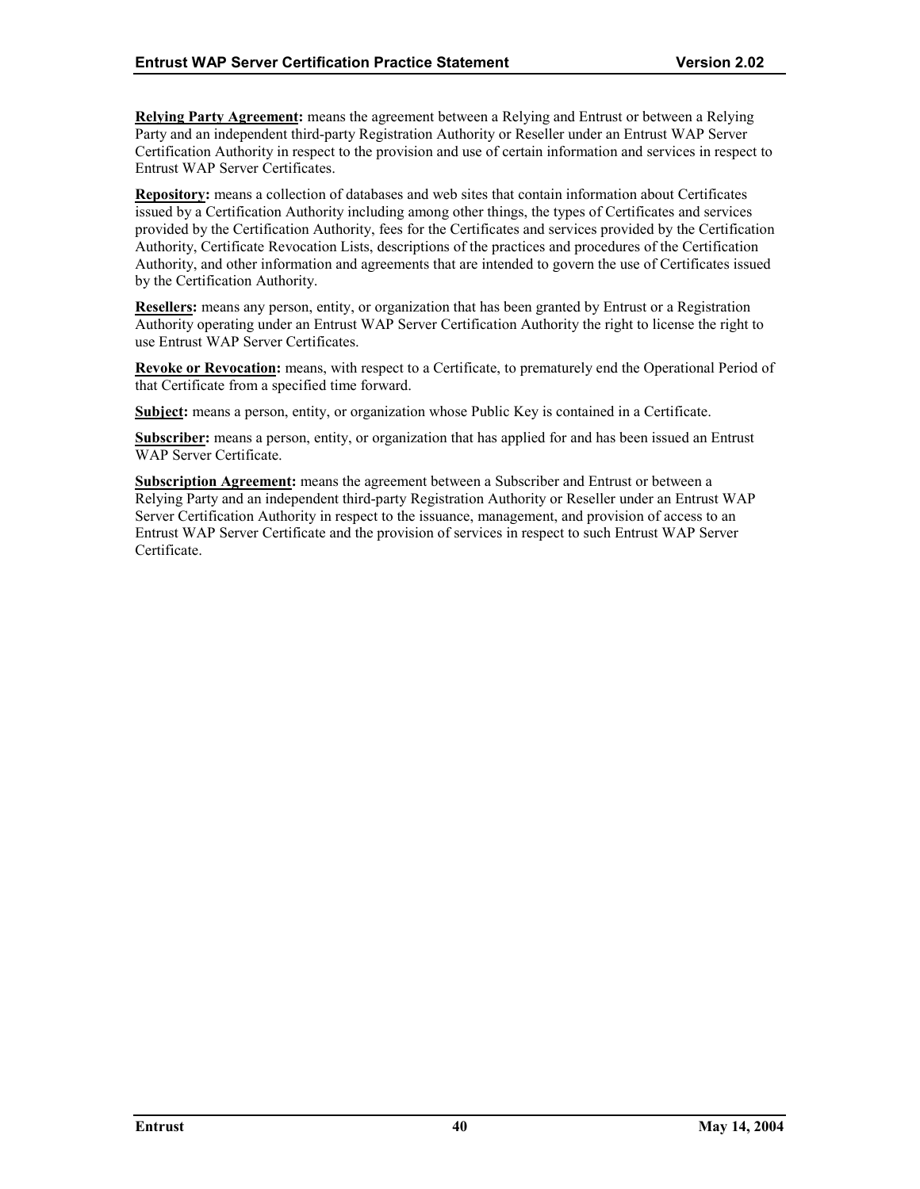**Relying Party Agreement:** means the agreement between a Relying and Entrust or between a Relying Party and an independent third-party Registration Authority or Reseller under an Entrust WAP Server Certification Authority in respect to the provision and use of certain information and services in respect to Entrust WAP Server Certificates.

**Repository:** means a collection of databases and web sites that contain information about Certificates issued by a Certification Authority including among other things, the types of Certificates and services provided by the Certification Authority, fees for the Certificates and services provided by the Certification Authority, Certificate Revocation Lists, descriptions of the practices and procedures of the Certification Authority, and other information and agreements that are intended to govern the use of Certificates issued by the Certification Authority.

**Resellers:** means any person, entity, or organization that has been granted by Entrust or a Registration Authority operating under an Entrust WAP Server Certification Authority the right to license the right to use Entrust WAP Server Certificates.

**Revoke or Revocation:** means, with respect to a Certificate, to prematurely end the Operational Period of that Certificate from a specified time forward.

**Subject:** means a person, entity, or organization whose Public Key is contained in a Certificate.

**Subscriber:** means a person, entity, or organization that has applied for and has been issued an Entrust WAP Server Certificate.

**Subscription Agreement:** means the agreement between a Subscriber and Entrust or between a Relying Party and an independent third-party Registration Authority or Reseller under an Entrust WAP Server Certification Authority in respect to the issuance, management, and provision of access to an Entrust WAP Server Certificate and the provision of services in respect to such Entrust WAP Server Certificate.